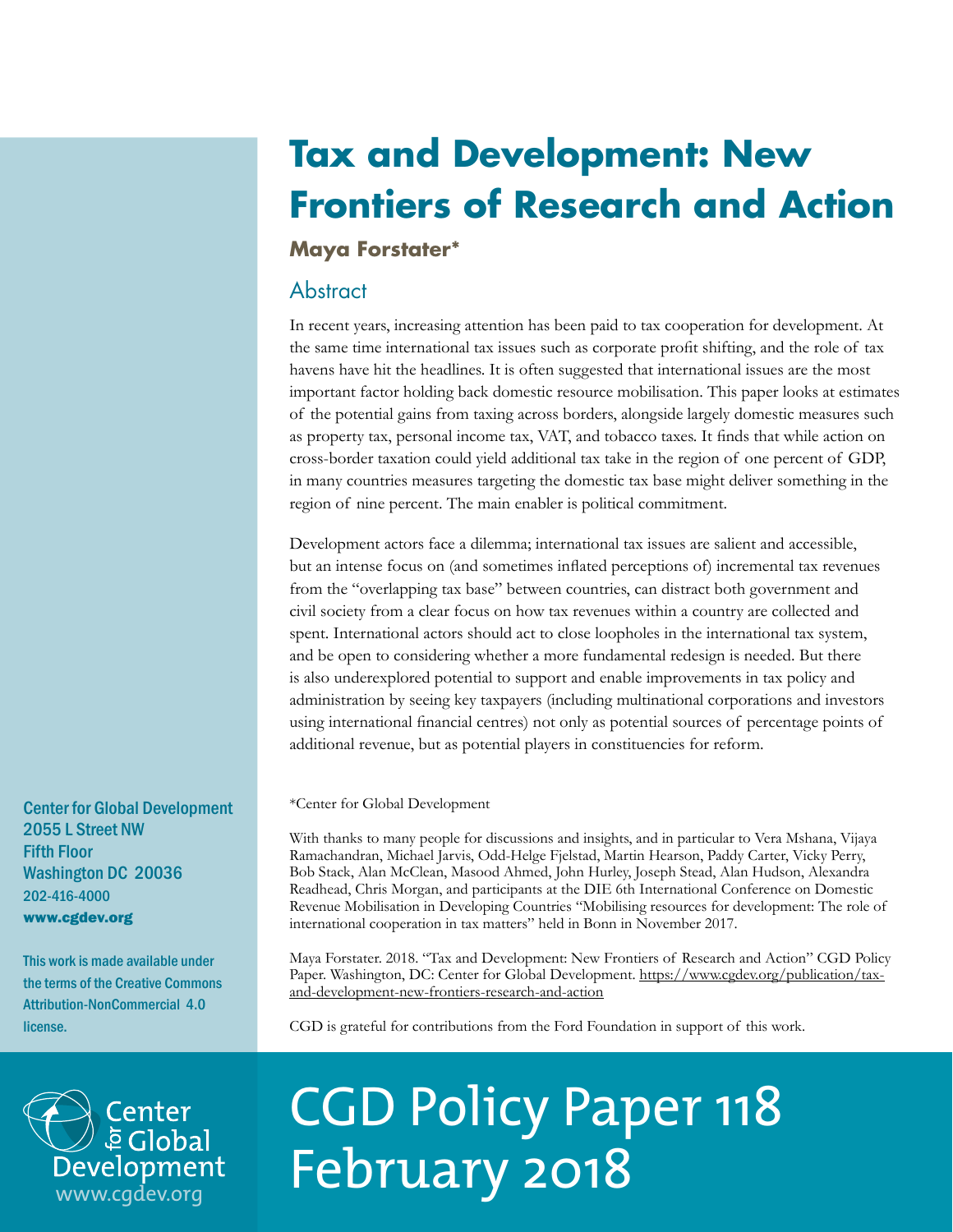# Tax and Development: New Frontiers of Research and Action

**Maya Forstater***

## Abstract

In recent years, increasing attention has been paid to tax cooperation for development. At the same time international tax issues such as corporate profit shifting, and the role of tax havens have hit the headlines. It is often suggested that international issues are the most important factor holding back domestic resource mobilisation. This paper looks at estimates of the potential gains from taxing across borders, alongside largely domestic measures such as property tax, personal income tax, VAT, and tobacco taxes. It finds that while action on cross-border taxation could yield additional tax take in the region of one percent of GDP, in many countries measures targeting the domestic tax base might deliver something in the region of nine percent. The main enabler is political commitment.

Development actors face a dilemma; international tax issues are salient and accessible, but an intense focus on (and sometimes inflated perceptions of) incremental tax revenues from the "overlapping tax base" between countries, can distract both government and civil society from a clear focus on how tax revenues within a country are collected and spent. International actors should act to close loopholes in the international tax system, and be open to considering whether a more fundamental redesign is needed. But there is also underexplored potential to support and enable improvements in tax policy and administration by seeing key taxpayers (including multinational corporations and investors using international financial centres) not only as potential sources of percentage points of additional revenue, but as potential players in constituencies for reform.

*Center for Global Development

With thanks to many people for discussions and insights, and in particular to Vera Mshana, Vijaya Ramachandran, Michael Jarvis, Odd-Helge Fjelstad, Martin Hearson, Paddy Carter, Vicky Perry, Bob Stack, Alan McClean, Masood Ahmed, John Hurley, Joseph Stead, Alan Hudson, Alexandra Readhead, Chris Morgan, and participants at the DIE 6th International Conference on Domestic Revenue Mobilisation in Developing Countries "Mobilising resources for development: The role of international cooperation in tax matters" held in Bonn in November 2017.

Maya Forstater. 2018. "Tax and Development: New Frontiers of Research and Action" CGD Policy Paper. Washington, DC: Center for Global Development. https://www.cgdev.org/publication/tax-and-development-new-frontiers-research-and-action

CGD is grateful for contributions from the Ford Foundation in support of this work.

Center for Global Development
2055 L Street NW
Fifth Floor
Washington DC 20036
202-416-4000
**www.cgdev.org**

This work is made available under the terms of the Creative Commons Attribution-NonCommercial 4.0 license.

Center for Global Development
www.cgdev.org

CGD Policy Paper 118
February 2018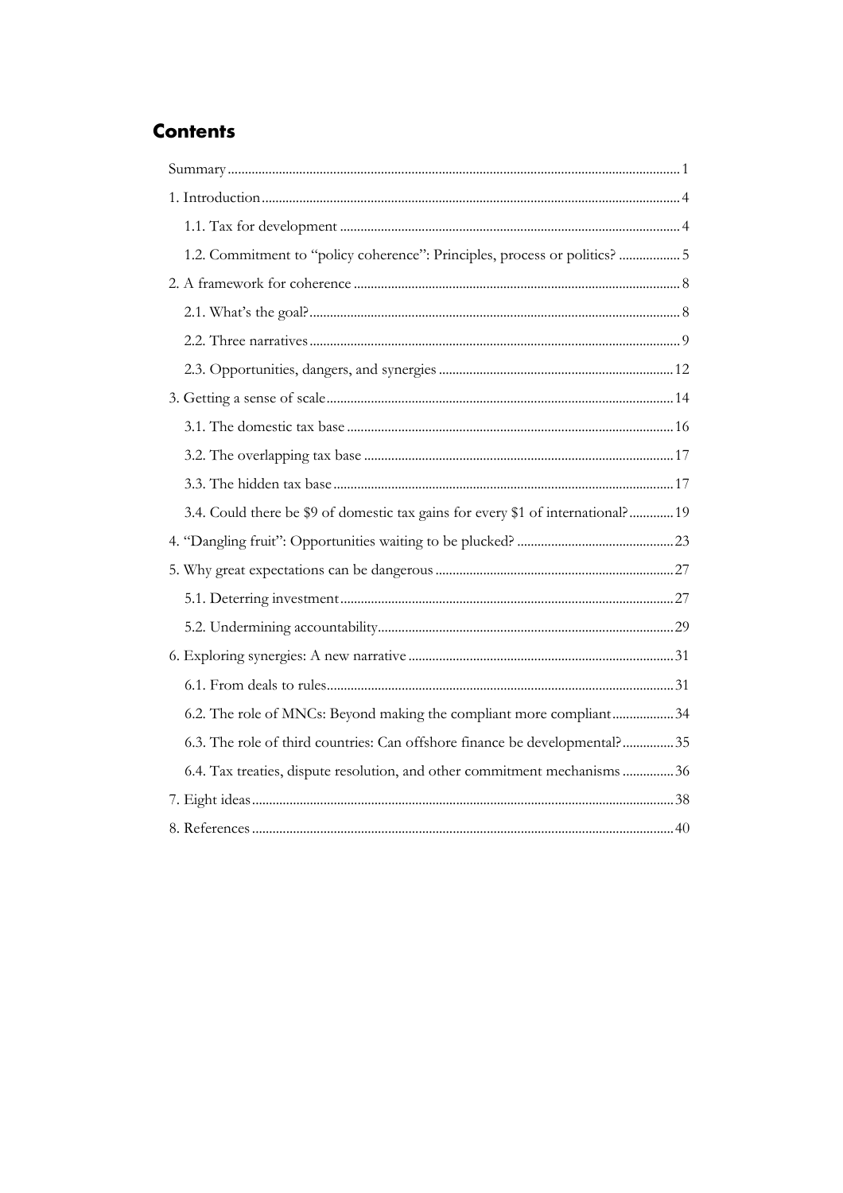## Contents

Summary ... 1

1. Introduction ... 4
   - 1.1. Tax for development ... 4
   - 1.2. Commitment to "policy coherence": Principles, process or politics? ... 5
2. A framework for coherence ... 8
   - 2.1. What's the goal? ... 8
   - 2.2. Three narratives ... 9
   - 2.3. Opportunities, dangers, and synergies ... 12
3. Getting a sense of scale ... 14
   - 3.1. The domestic tax base ... 16
   - 3.2. The overlapping tax base ... 17
   - 3.3. The hidden tax base ... 17
   - 3.4. Could there be $9 of domestic tax gains for every $1 of international? ... 19
4. "Dangling fruit": Opportunities waiting to be plucked? ... 23
5. Why great expectations can be dangerous ... 27
   - 5.1. Deterring investment ... 27
   - 5.2. Undermining accountability ... 29
6. Exploring synergies: A new narrative ... 31
   - 6.1. From deals to rules ... 31
   - 6.2. The role of MNCs: Beyond making the compliant more compliant ... 34
   - 6.3. The role of third countries: Can offshore finance be developmental? ... 35
   - 6.4. Tax treaties, dispute resolution, and other commitment mechanisms ... 36
7. Eight ideas ... 38
8. References ... 40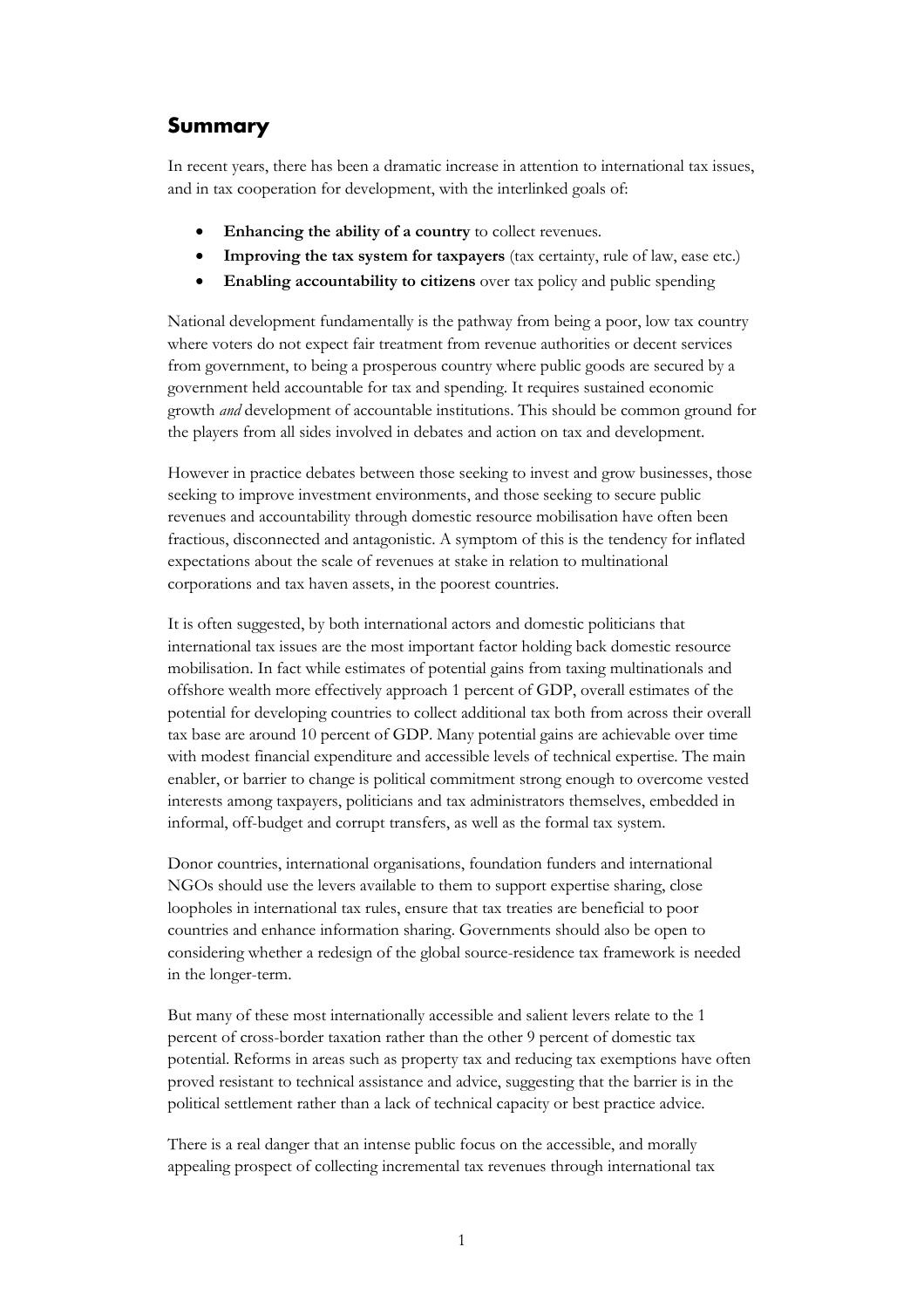## Summary

In recent years, there has been a dramatic increase in attention to international tax issues, and in tax cooperation for development, with the interlinked goals of:

- **Enhancing the ability of a country** to collect revenues.
- **Improving the tax system for taxpayers** (tax certainty, rule of law, ease etc.)
- **Enabling accountability to citizens** over tax policy and public spending

National development fundamentally is the pathway from being a poor, low tax country where voters do not expect fair treatment from revenue authorities or decent services from government, to being a prosperous country where public goods are secured by a government held accountable for tax and spending. It requires sustained economic growth *and* development of accountable institutions. This should be common ground for the players from all sides involved in debates and action on tax and development.

However in practice debates between those seeking to invest and grow businesses, those seeking to improve investment environments, and those seeking to secure public revenues and accountability through domestic resource mobilisation have often been fractious, disconnected and antagonistic. A symptom of this is the tendency for inflated expectations about the scale of revenues at stake in relation to multinational corporations and tax haven assets, in the poorest countries.

It is often suggested, by both international actors and domestic politicians that international tax issues are the most important factor holding back domestic resource mobilisation. In fact while estimates of potential gains from taxing multinationals and offshore wealth more effectively approach 1 percent of GDP, overall estimates of the potential for developing countries to collect additional tax both from across their overall tax base are around 10 percent of GDP. Many potential gains are achievable over time with modest financial expenditure and accessible levels of technical expertise. The main enabler, or barrier to change is political commitment strong enough to overcome vested interests among taxpayers, politicians and tax administrators themselves, embedded in informal, off-budget and corrupt transfers, as well as the formal tax system.

Donor countries, international organisations, foundation funders and international NGOs should use the levers available to them to support expertise sharing, close loopholes in international tax rules, ensure that tax treaties are beneficial to poor countries and enhance information sharing. Governments should also be open to considering whether a redesign of the global source-residence tax framework is needed in the longer-term.

But many of these most internationally accessible and salient levers relate to the 1 percent of cross-border taxation rather than the other 9 percent of domestic tax potential. Reforms in areas such as property tax and reducing tax exemptions have often proved resistant to technical assistance and advice, suggesting that the barrier is in the political settlement rather than a lack of technical capacity or best practice advice.

There is a real danger that an intense public focus on the accessible, and morally appealing prospect of collecting incremental tax revenues through international tax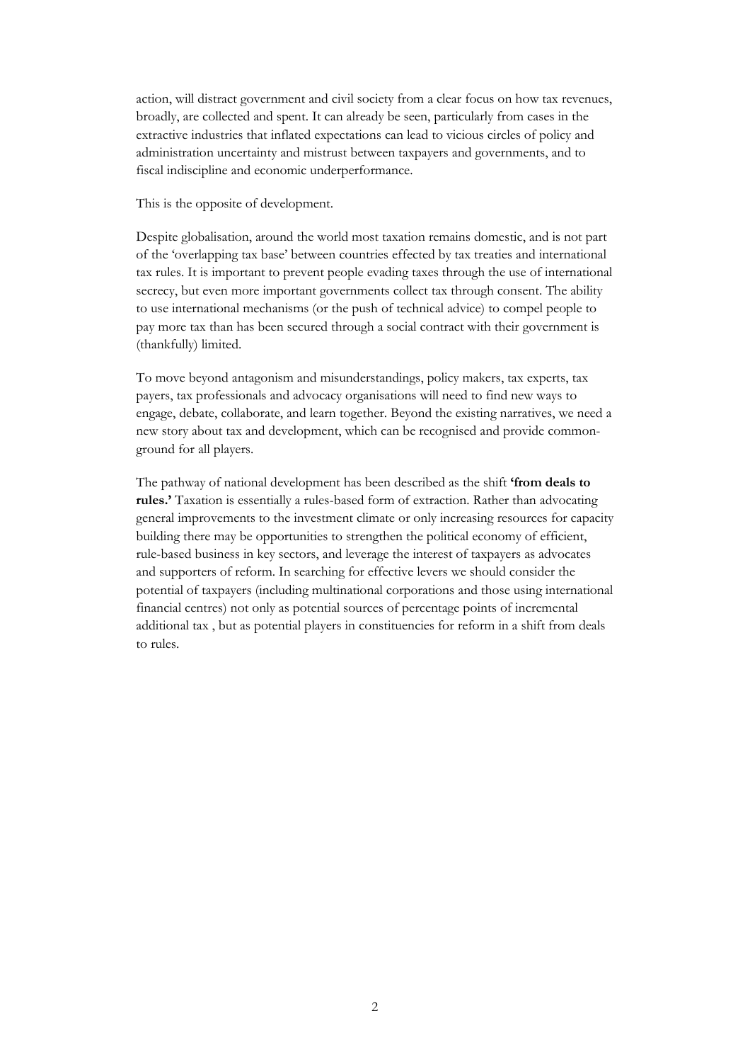action, will distract government and civil society from a clear focus on how tax revenues, broadly, are collected and spent. It can already be seen, particularly from cases in the extractive industries that inflated expectations can lead to vicious circles of policy and administration uncertainty and mistrust between taxpayers and governments, and to fiscal indiscipline and economic underperformance.

This is the opposite of development.

Despite globalisation, around the world most taxation remains domestic, and is not part of the 'overlapping tax base' between countries effected by tax treaties and international tax rules. It is important to prevent people evading taxes through the use of international secrecy, but even more important governments collect tax through consent. The ability to use international mechanisms (or the push of technical advice) to compel people to pay more tax than has been secured through a social contract with their government is (thankfully) limited.

To move beyond antagonism and misunderstandings, policy makers, tax experts, tax payers, tax professionals and advocacy organisations will need to find new ways to engage, debate, collaborate, and learn together. Beyond the existing narratives, we need a new story about tax and development, which can be recognised and provide common-ground for all players.

The pathway of national development has been described as the shift **'from deals to rules.'** Taxation is essentially a rules-based form of extraction. Rather than advocating general improvements to the investment climate or only increasing resources for capacity building there may be opportunities to strengthen the political economy of efficient, rule-based business in key sectors, and leverage the interest of taxpayers as advocates and supporters of reform. In searching for effective levers we should consider the potential of taxpayers (including multinational corporations and those using international financial centres) not only as potential sources of percentage points of incremental additional tax , but as potential players in constituencies for reform in a shift from deals to rules.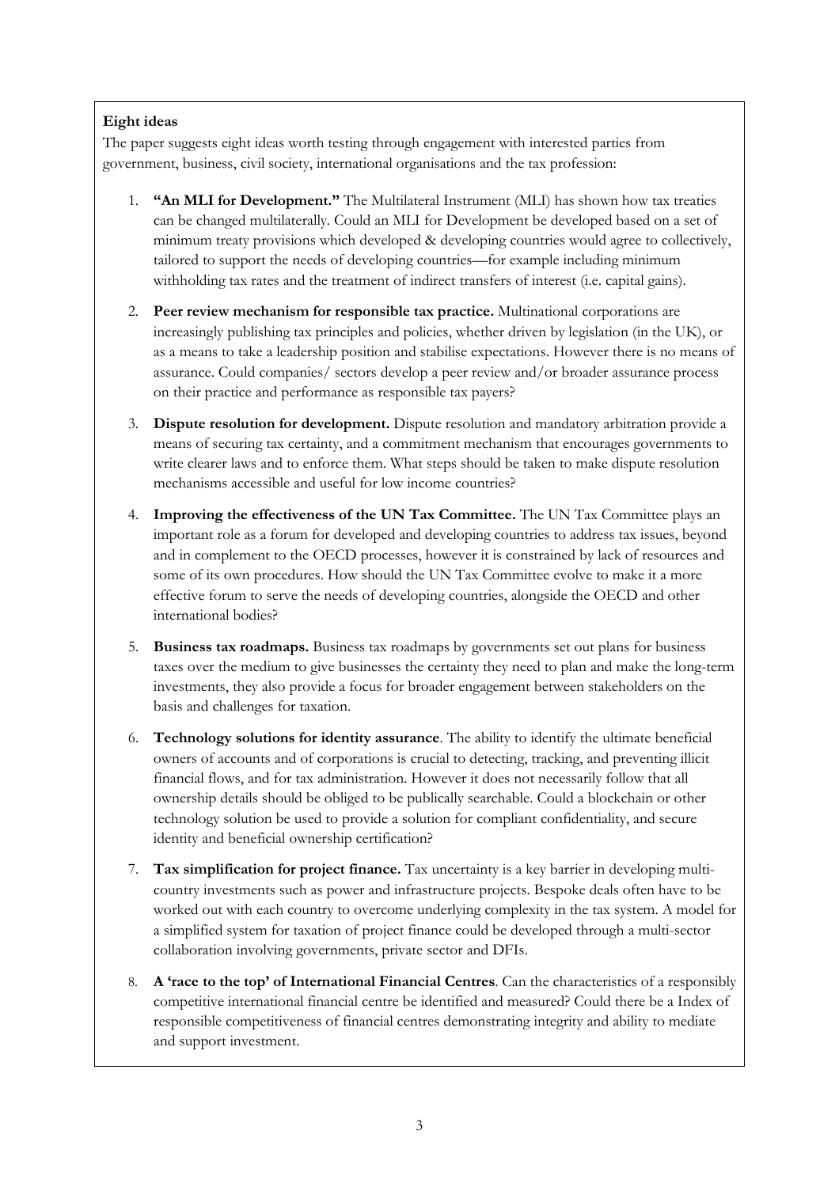**Eight ideas**

The paper suggests eight ideas worth testing through engagement with interested parties from government, business, civil society, international organisations and the tax profession:

1. **"An MLI for Development."** The Multilateral Instrument (MLI) has shown how tax treaties can be changed multilaterally. Could an MLI for Development be developed based on a set of minimum treaty provisions which developed & developing countries would agree to collectively, tailored to support the needs of developing countries—for example including minimum withholding tax rates and the treatment of indirect transfers of interest (i.e. capital gains).

2. **Peer review mechanism for responsible tax practice.** Multinational corporations are increasingly publishing tax principles and policies, whether driven by legislation (in the UK), or as a means to take a leadership position and stabilise expectations. However there is no means of assurance. Could companies/ sectors develop a peer review and/or broader assurance process on their practice and performance as responsible tax payers?

3. **Dispute resolution for development.** Dispute resolution and mandatory arbitration provide a means of securing tax certainty, and a commitment mechanism that encourages governments to write clearer laws and to enforce them. What steps should be taken to make dispute resolution mechanisms accessible and useful for low income countries?

4. **Improving the effectiveness of the UN Tax Committee.** The UN Tax Committee plays an important role as a forum for developed and developing countries to address tax issues, beyond and in complement to the OECD processes, however it is constrained by lack of resources and some of its own procedures. How should the UN Tax Committee evolve to make it a more effective forum to serve the needs of developing countries, alongside the OECD and other international bodies?

5. **Business tax roadmaps.** Business tax roadmaps by governments set out plans for business taxes over the medium to give businesses the certainty they need to plan and make the long-term investments, they also provide a focus for broader engagement between stakeholders on the basis and challenges for taxation.

6. **Technology solutions for identity assurance**. The ability to identify the ultimate beneficial owners of accounts and of corporations is crucial to detecting, tracking, and preventing illicit financial flows, and for tax administration. However it does not necessarily follow that all ownership details should be obliged to be publically searchable. Could a blockchain or other technology solution be used to provide a solution for compliant confidentiality, and secure identity and beneficial ownership certification?

7. **Tax simplification for project finance.** Tax uncertainty is a key barrier in developing multi-country investments such as power and infrastructure projects. Bespoke deals often have to be worked out with each country to overcome underlying complexity in the tax system. A model for a simplified system for taxation of project finance could be developed through a multi-sector collaboration involving governments, private sector and DFIs.

8. **A 'race to the top' of International Financial Centres**. Can the characteristics of a responsibly competitive international financial centre be identified and measured? Could there be a Index of responsible competitiveness of financial centres demonstrating integrity and ability to mediate and support investment.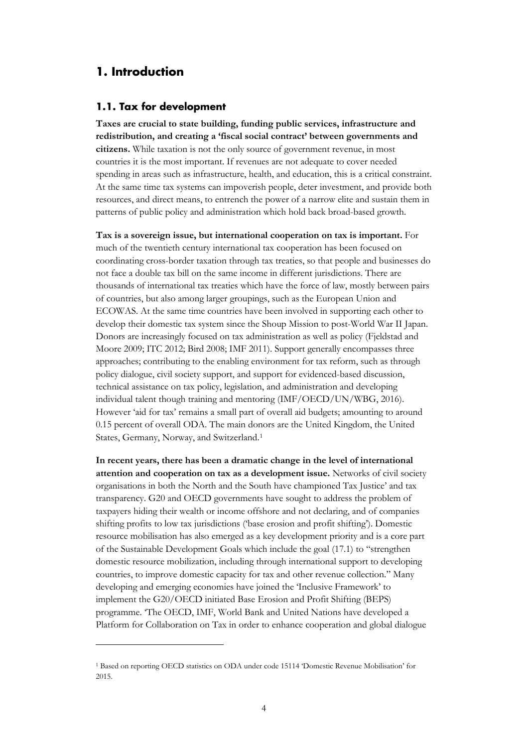# 1. Introduction

## 1.1. Tax for development

**Taxes are crucial to state building, funding public services, infrastructure and redistribution, and creating a 'fiscal social contract' between governments and citizens.** While taxation is not the only source of government revenue, in most countries it is the most important. If revenues are not adequate to cover needed spending in areas such as infrastructure, health, and education, this is a critical constraint. At the same time tax systems can impoverish people, deter investment, and provide both resources, and direct means, to entrench the power of a narrow elite and sustain them in patterns of public policy and administration which hold back broad-based growth.

**Tax is a sovereign issue, but international cooperation on tax is important.** For much of the twentieth century international tax cooperation has been focused on coordinating cross-border taxation through tax treaties, so that people and businesses do not face a double tax bill on the same income in different jurisdictions. There are thousands of international tax treaties which have the force of law, mostly between pairs of countries, but also among larger groupings, such as the European Union and ECOWAS. At the same time countries have been involved in supporting each other to develop their domestic tax system since the Shoup Mission to post-World War II Japan. Donors are increasingly focused on tax administration as well as policy (Fjeldstad and Moore 2009; ITC 2012; Bird 2008; IMF 2011). Support generally encompasses three approaches; contributing to the enabling environment for tax reform, such as through policy dialogue, civil society support, and support for evidenced-based discussion, technical assistance on tax policy, legislation, and administration and developing individual talent though training and mentoring (IMF/OECD/UN/WBG, 2016). However 'aid for tax' remains a small part of overall aid budgets; amounting to around 0.15 percent of overall ODA. The main donors are the United Kingdom, the United States, Germany, Norway, and Switzerland.[1]

**In recent years, there has been a dramatic change in the level of international attention and cooperation on tax as a development issue.** Networks of civil society organisations in both the North and the South have championed Tax Justice' and tax transparency. G20 and OECD governments have sought to address the problem of taxpayers hiding their wealth or income offshore and not declaring, and of companies shifting profits to low tax jurisdictions ('base erosion and profit shifting'). Domestic resource mobilisation has also emerged as a key development priority and is a core part of the Sustainable Development Goals which include the goal (17.1) to "strengthen domestic resource mobilization, including through international support to developing countries, to improve domestic capacity for tax and other revenue collection." Many developing and emerging economies have joined the 'Inclusive Framework' to implement the G20/OECD initiated Base Erosion and Profit Shifting (BEPS) programme. 'The OECD, IMF, World Bank and United Nations have developed a Platform for Collaboration on Tax in order to enhance cooperation and global dialogue

[1] Based on reporting OECD statistics on ODA under code 15114 'Domestic Revenue Mobilisation' for 2015.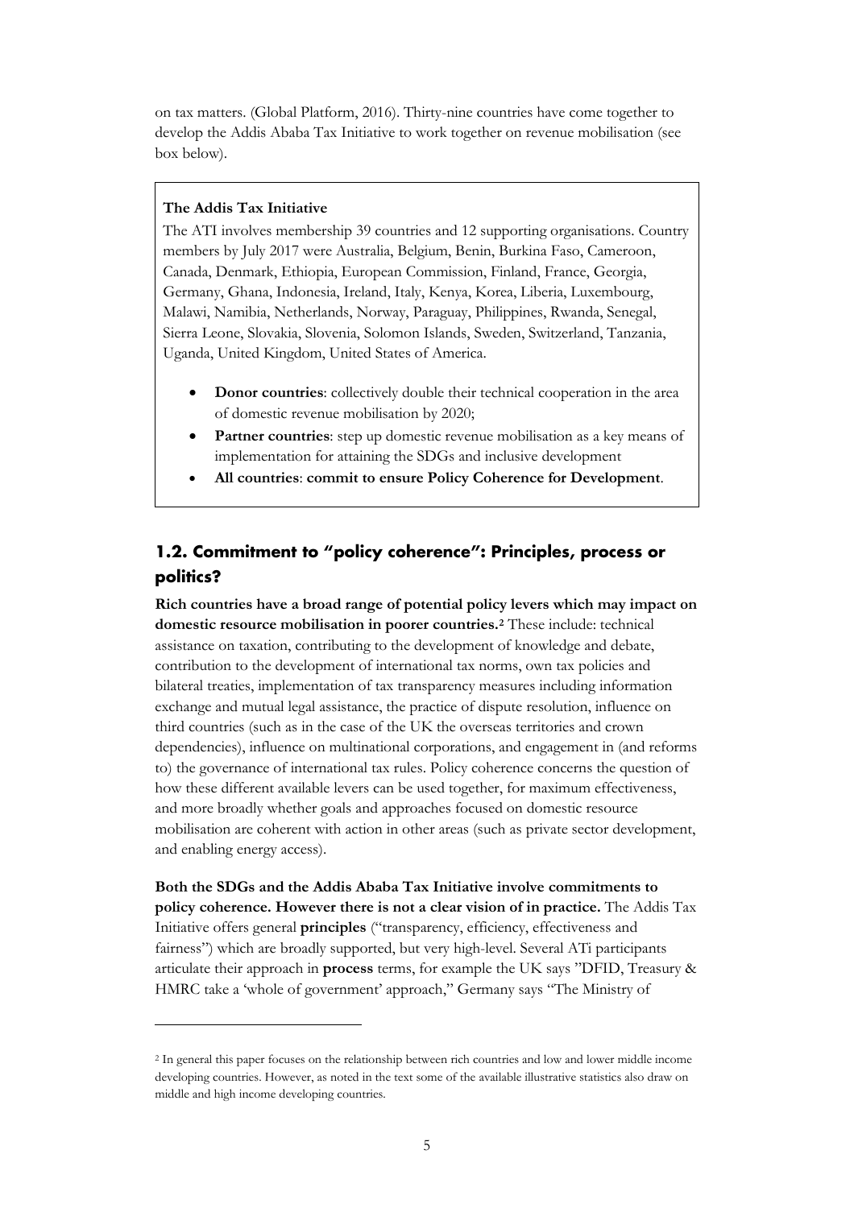on tax matters. (Global Platform, 2016). Thirty-nine countries have come together to develop the Addis Ababa Tax Initiative to work together on revenue mobilisation (see box below).

> **The Addis Tax Initiative**
>
> The ATI involves membership 39 countries and 12 supporting organisations. Country members by July 2017 were Australia, Belgium, Benin, Burkina Faso, Cameroon, Canada, Denmark, Ethiopia, European Commission, Finland, France, Georgia, Germany, Ghana, Indonesia, Ireland, Italy, Kenya, Korea, Liberia, Luxembourg, Malawi, Namibia, Netherlands, Norway, Paraguay, Philippines, Rwanda, Senegal, Sierra Leone, Slovakia, Slovenia, Solomon Islands, Sweden, Switzerland, Tanzania, Uganda, United Kingdom, United States of America.
>
> - **Donor countries**: collectively double their technical cooperation in the area of domestic revenue mobilisation by 2020;
> - **Partner countries**: step up domestic revenue mobilisation as a key means of implementation for attaining the SDGs and inclusive development
> - **All countries**: **commit to ensure Policy Coherence for Development**.

## 1.2. Commitment to "policy coherence": Principles, process or politics?

**Rich countries have a broad range of potential policy levers which may impact on domestic resource mobilisation in poorer countries.**[2] These include: technical assistance on taxation, contributing to the development of knowledge and debate, contribution to the development of international tax norms, own tax policies and bilateral treaties, implementation of tax transparency measures including information exchange and mutual legal assistance, the practice of dispute resolution, influence on third countries (such as in the case of the UK the overseas territories and crown dependencies), influence on multinational corporations, and engagement in (and reforms to) the governance of international tax rules. Policy coherence concerns the question of how these different available levers can be used together, for maximum effectiveness, and more broadly whether goals and approaches focused on domestic resource mobilisation are coherent with action in other areas (such as private sector development, and enabling energy access).

**Both the SDGs and the Addis Ababa Tax Initiative involve commitments to policy coherence. However there is not a clear vision of in practice.** The Addis Tax Initiative offers general **principles** ("transparency, efficiency, effectiveness and fairness") which are broadly supported, but very high-level. Several ATi participants articulate their approach in **process** terms, for example the UK says "DFID, Treasury & HMRC take a 'whole of government' approach," Germany says "The Ministry of

[2] In general this paper focuses on the relationship between rich countries and low and lower middle income developing countries. However, as noted in the text some of the available illustrative statistics also draw on middle and high income developing countries.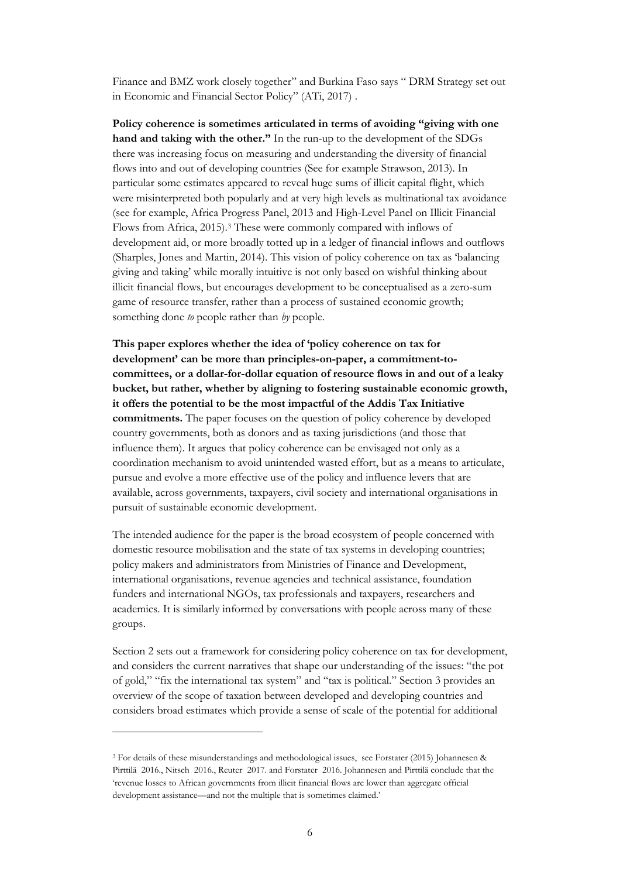Finance and BMZ work closely together" and Burkina Faso says " DRM Strategy set out in Economic and Financial Sector Policy" (ATi, 2017) .

**Policy coherence is sometimes articulated in terms of avoiding "giving with one hand and taking with the other."** In the run-up to the development of the SDGs there was increasing focus on measuring and understanding the diversity of financial flows into and out of developing countries (See for example Strawson, 2013). In particular some estimates appeared to reveal huge sums of illicit capital flight, which were misinterpreted both popularly and at very high levels as multinational tax avoidance (see for example, Africa Progress Panel, 2013 and High-Level Panel on Illicit Financial Flows from Africa, 2015).[3] These were commonly compared with inflows of development aid, or more broadly totted up in a ledger of financial inflows and outflows (Sharples, Jones and Martin, 2014). This vision of policy coherence on tax as 'balancing giving and taking' while morally intuitive is not only based on wishful thinking about illicit financial flows, but encourages development to be conceptualised as a zero-sum game of resource transfer, rather than a process of sustained economic growth; something done *to* people rather than *by* people.

**This paper explores whether the idea of 'policy coherence on tax for development' can be more than principles-on-paper, a commitment-to-committees, or a dollar-for-dollar equation of resource flows in and out of a leaky bucket, but rather, whether by aligning to fostering sustainable economic growth, it offers the potential to be the most impactful of the Addis Tax Initiative commitments.** The paper focuses on the question of policy coherence by developed country governments, both as donors and as taxing jurisdictions (and those that influence them). It argues that policy coherence can be envisaged not only as a coordination mechanism to avoid unintended wasted effort, but as a means to articulate, pursue and evolve a more effective use of the policy and influence levers that are available, across governments, taxpayers, civil society and international organisations in pursuit of sustainable economic development.

The intended audience for the paper is the broad ecosystem of people concerned with domestic resource mobilisation and the state of tax systems in developing countries; policy makers and administrators from Ministries of Finance and Development, international organisations, revenue agencies and technical assistance, foundation funders and international NGOs, tax professionals and taxpayers, researchers and academics. It is similarly informed by conversations with people across many of these groups.

Section 2 sets out a framework for considering policy coherence on tax for development, and considers the current narratives that shape our understanding of the issues: "the pot of gold," "fix the international tax system" and "tax is political." Section 3 provides an overview of the scope of taxation between developed and developing countries and considers broad estimates which provide a sense of scale of the potential for additional

[3] For details of these misunderstandings and methodological issues, see Forstater (2015) Johannesen & Pirttilä 2016., Nitsch 2016., Reuter 2017. and Forstater 2016. Johannesen and Pirttilä conclude that the 'revenue losses to African governments from illicit financial flows are lower than aggregate official development assistance—and not the multiple that is sometimes claimed.'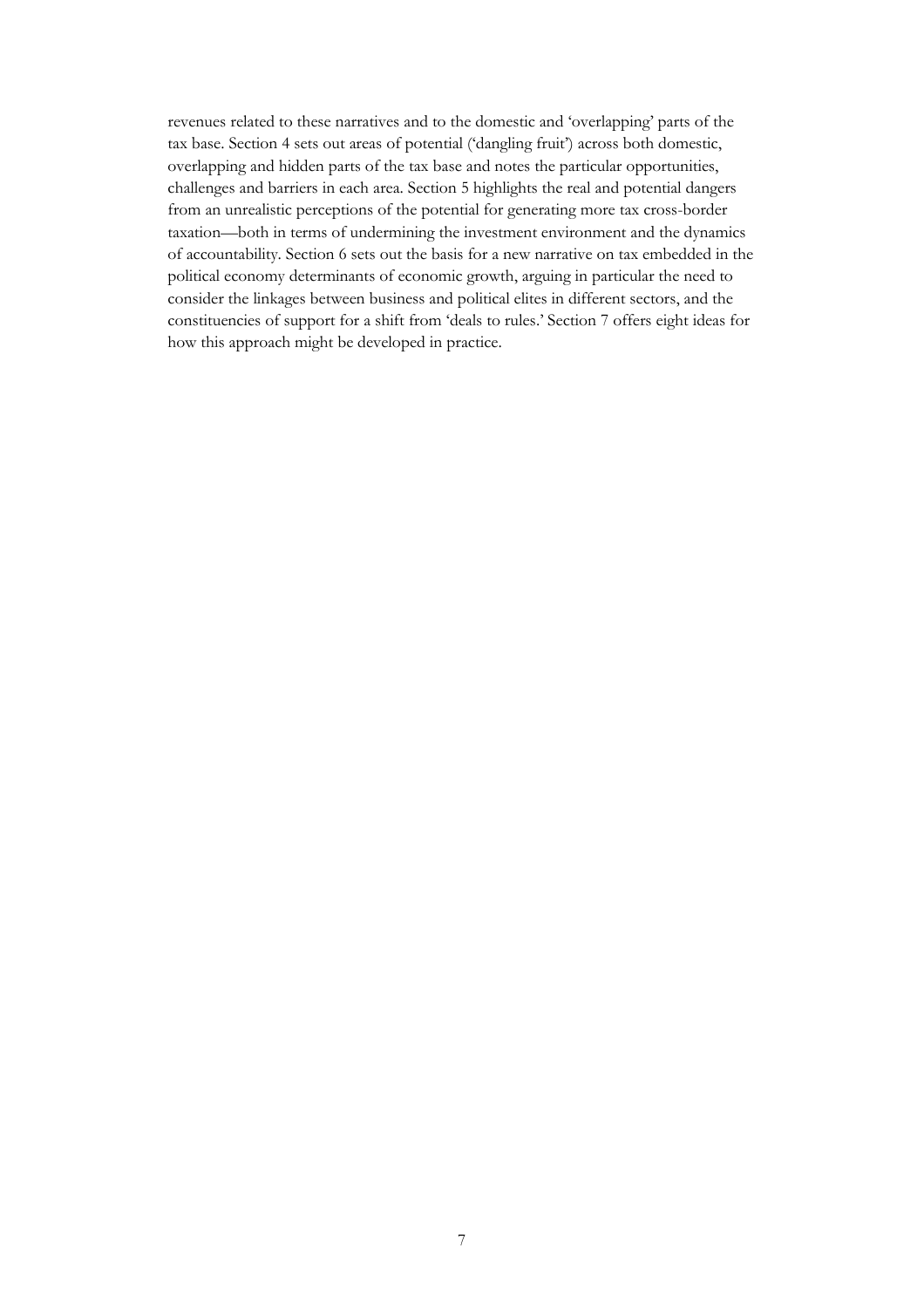revenues related to these narratives and to the domestic and 'overlapping' parts of the tax base. Section 4 sets out areas of potential ('dangling fruit') across both domestic, overlapping and hidden parts of the tax base and notes the particular opportunities, challenges and barriers in each area. Section 5 highlights the real and potential dangers from an unrealistic perceptions of the potential for generating more tax cross-border taxation—both in terms of undermining the investment environment and the dynamics of accountability. Section 6 sets out the basis for a new narrative on tax embedded in the political economy determinants of economic growth, arguing in particular the need to consider the linkages between business and political elites in different sectors, and the constituencies of support for a shift from 'deals to rules.' Section 7 offers eight ideas for how this approach might be developed in practice.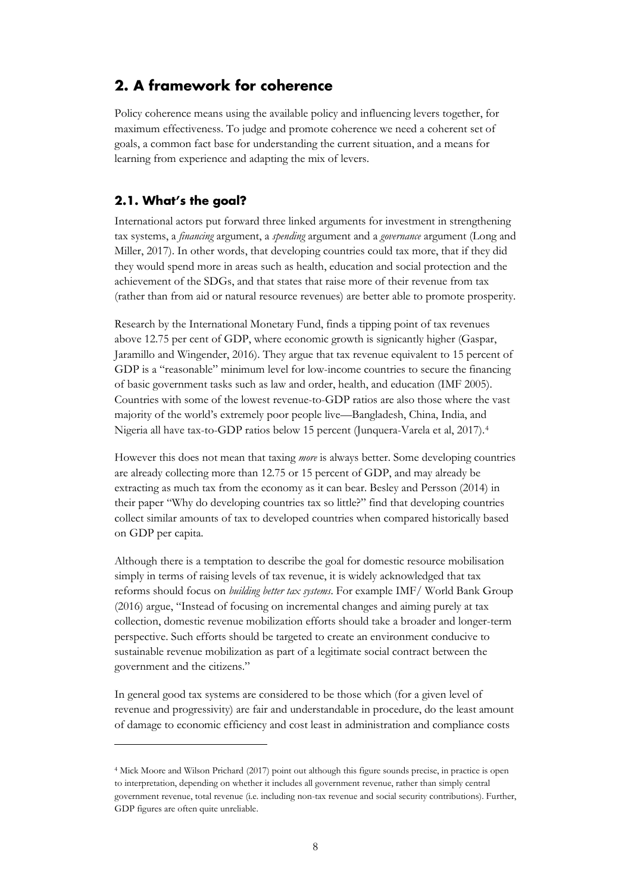## 2. A framework for coherence

Policy coherence means using the available policy and influencing levers together, for maximum effectiveness. To judge and promote coherence we need a coherent set of goals, a common fact base for understanding the current situation, and a means for learning from experience and adapting the mix of levers.

### 2.1. What's the goal?

International actors put forward three linked arguments for investment in strengthening tax systems, a *financing* argument, a *spending* argument and a *governance* argument (Long and Miller, 2017). In other words, that developing countries could tax more, that if they did they would spend more in areas such as health, education and social protection and the achievement of the SDGs, and that states that raise more of their revenue from tax (rather than from aid or natural resource revenues) are better able to promote prosperity.

Research by the International Monetary Fund, finds a tipping point of tax revenues above 12.75 per cent of GDP, where economic growth is signicantly higher (Gaspar, Jaramillo and Wingender, 2016). They argue that tax revenue equivalent to 15 percent of GDP is a "reasonable" minimum level for low-income countries to secure the financing of basic government tasks such as law and order, health, and education (IMF 2005). Countries with some of the lowest revenue-to-GDP ratios are also those where the vast majority of the world's extremely poor people live—Bangladesh, China, India, and Nigeria all have tax-to-GDP ratios below 15 percent (Junquera-Varela et al, 2017).[4]

However this does not mean that taxing *more* is always better. Some developing countries are already collecting more than 12.75 or 15 percent of GDP, and may already be extracting as much tax from the economy as it can bear. Besley and Persson (2014) in their paper "Why do developing countries tax so little?" find that developing countries collect similar amounts of tax to developed countries when compared historically based on GDP per capita.

Although there is a temptation to describe the goal for domestic resource mobilisation simply in terms of raising levels of tax revenue, it is widely acknowledged that tax reforms should focus on *building better tax systems*. For example IMF/ World Bank Group (2016) argue, "Instead of focusing on incremental changes and aiming purely at tax collection, domestic revenue mobilization efforts should take a broader and longer-term perspective. Such efforts should be targeted to create an environment conducive to sustainable revenue mobilization as part of a legitimate social contract between the government and the citizens."

In general good tax systems are considered to be those which (for a given level of revenue and progressivity) are fair and understandable in procedure, do the least amount of damage to economic efficiency and cost least in administration and compliance costs

[4] Mick Moore and Wilson Prichard (2017) point out although this figure sounds precise, in practice is open to interpretation, depending on whether it includes all government revenue, rather than simply central government revenue, total revenue (i.e. including non-tax revenue and social security contributions). Further, GDP figures are often quite unreliable.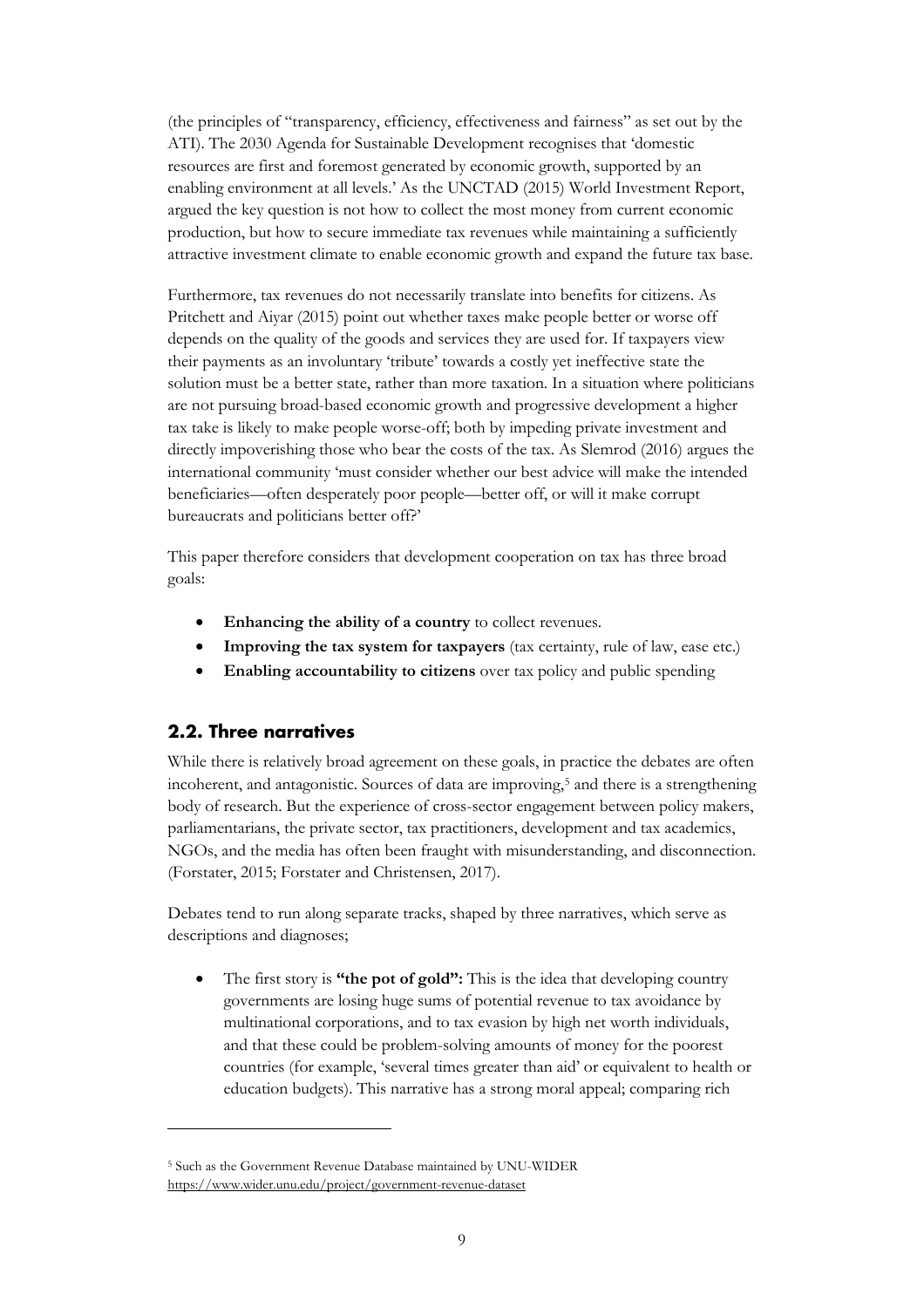(the principles of "transparency, efficiency, effectiveness and fairness" as set out by the ATI). The 2030 Agenda for Sustainable Development recognises that 'domestic resources are first and foremost generated by economic growth, supported by an enabling environment at all levels.' As the UNCTAD (2015) World Investment Report, argued the key question is not how to collect the most money from current economic production, but how to secure immediate tax revenues while maintaining a sufficiently attractive investment climate to enable economic growth and expand the future tax base.

Furthermore, tax revenues do not necessarily translate into benefits for citizens. As Pritchett and Aiyar (2015) point out whether taxes make people better or worse off depends on the quality of the goods and services they are used for. If taxpayers view their payments as an involuntary 'tribute' towards a costly yet ineffective state the solution must be a better state, rather than more taxation. In a situation where politicians are not pursuing broad-based economic growth and progressive development a higher tax take is likely to make people worse-off; both by impeding private investment and directly impoverishing those who bear the costs of the tax. As Slemrod (2016) argues the international community 'must consider whether our best advice will make the intended beneficiaries—often desperately poor people—better off, or will it make corrupt bureaucrats and politicians better off?'

This paper therefore considers that development cooperation on tax has three broad goals:

- **Enhancing the ability of a country** to collect revenues.
- **Improving the tax system for taxpayers** (tax certainty, rule of law, ease etc.)
- **Enabling accountability to citizens** over tax policy and public spending

## 2.2. Three narratives

While there is relatively broad agreement on these goals, in practice the debates are often incoherent, and antagonistic. Sources of data are improving,[5] and there is a strengthening body of research. But the experience of cross-sector engagement between policy makers, parliamentarians, the private sector, tax practitioners, development and tax academics, NGOs, and the media has often been fraught with misunderstanding, and disconnection. (Forstater, 2015; Forstater and Christensen, 2017).

Debates tend to run along separate tracks, shaped by three narratives, which serve as descriptions and diagnoses;

- The first story is **"the pot of gold":** This is the idea that developing country governments are losing huge sums of potential revenue to tax avoidance by multinational corporations, and to tax evasion by high net worth individuals, and that these could be problem-solving amounts of money for the poorest countries (for example, 'several times greater than aid' or equivalent to health or education budgets). This narrative has a strong moral appeal; comparing rich

[5] Such as the Government Revenue Database maintained by UNU-WIDER https://www.wider.unu.edu/project/government-revenue-dataset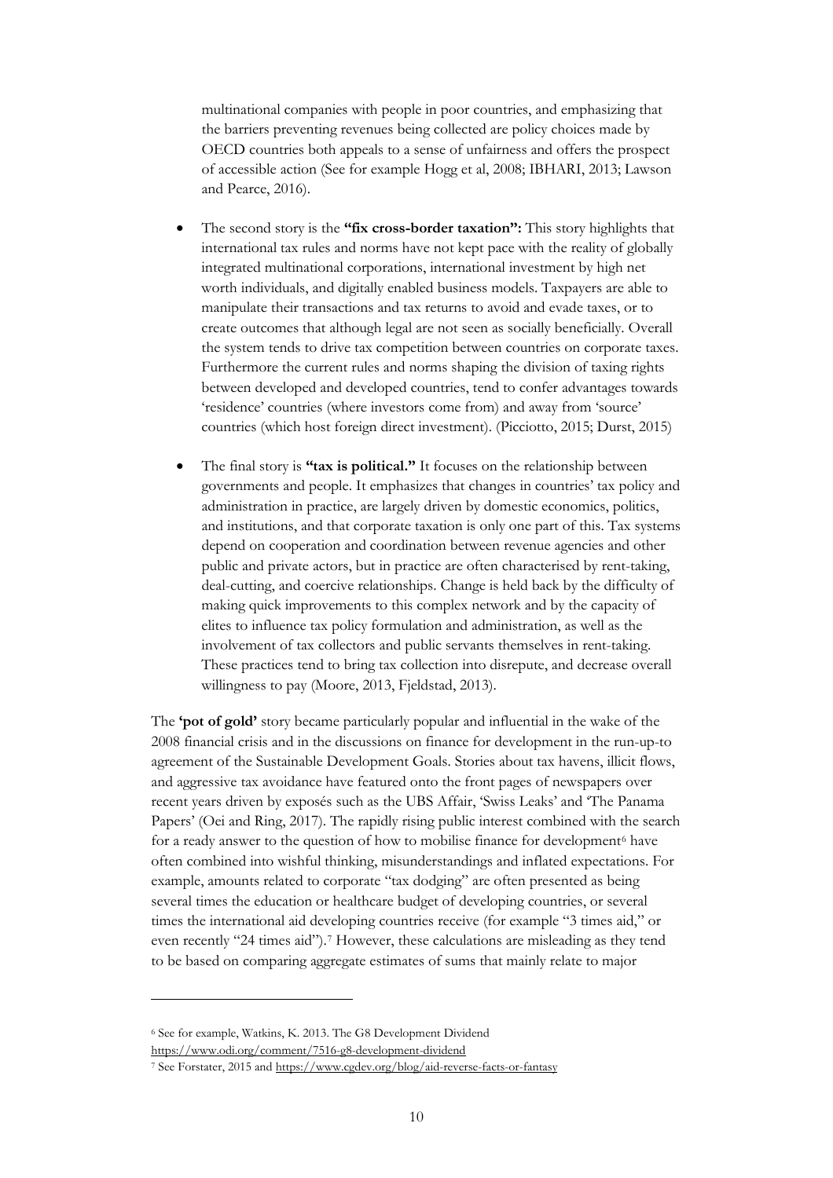multinational companies with people in poor countries, and emphasizing that the barriers preventing revenues being collected are policy choices made by OECD countries both appeals to a sense of unfairness and offers the prospect of accessible action (See for example Hogg et al, 2008; IBHARI, 2013; Lawson and Pearce, 2016).

- The second story is the **"fix cross-border taxation":** This story highlights that international tax rules and norms have not kept pace with the reality of globally integrated multinational corporations, international investment by high net worth individuals, and digitally enabled business models. Taxpayers are able to manipulate their transactions and tax returns to avoid and evade taxes, or to create outcomes that although legal are not seen as socially beneficially. Overall the system tends to drive tax competition between countries on corporate taxes. Furthermore the current rules and norms shaping the division of taxing rights between developed and developed countries, tend to confer advantages towards 'residence' countries (where investors come from) and away from 'source' countries (which host foreign direct investment). (Picciotto, 2015; Durst, 2015)

- The final story is **"tax is political."** It focuses on the relationship between governments and people. It emphasizes that changes in countries' tax policy and administration in practice, are largely driven by domestic economics, politics, and institutions, and that corporate taxation is only one part of this. Tax systems depend on cooperation and coordination between revenue agencies and other public and private actors, but in practice are often characterised by rent-taking, deal-cutting, and coercive relationships. Change is held back by the difficulty of making quick improvements to this complex network and by the capacity of elites to influence tax policy formulation and administration, as well as the involvement of tax collectors and public servants themselves in rent-taking. These practices tend to bring tax collection into disrepute, and decrease overall willingness to pay (Moore, 2013, Fjeldstad, 2013).

The **'pot of gold'** story became particularly popular and influential in the wake of the 2008 financial crisis and in the discussions on finance for development in the run-up-to agreement of the Sustainable Development Goals. Stories about tax havens, illicit flows, and aggressive tax avoidance have featured onto the front pages of newspapers over recent years driven by exposés such as the UBS Affair, 'Swiss Leaks' and 'The Panama Papers' (Oei and Ring, 2017). The rapidly rising public interest combined with the search for a ready answer to the question of how to mobilise finance for development[6] have often combined into wishful thinking, misunderstandings and inflated expectations. For example, amounts related to corporate "tax dodging" are often presented as being several times the education or healthcare budget of developing countries, or several times the international aid developing countries receive (for example "3 times aid," or even recently "24 times aid").[7] However, these calculations are misleading as they tend to be based on comparing aggregate estimates of sums that mainly relate to major

---

[6] See for example, Watkins, K. 2013. The G8 Development Dividend https://www.odi.org/comment/7516-g8-development-dividend

[7] See Forstater, 2015 and https://www.cgdev.org/blog/aid-reverse-facts-or-fantasy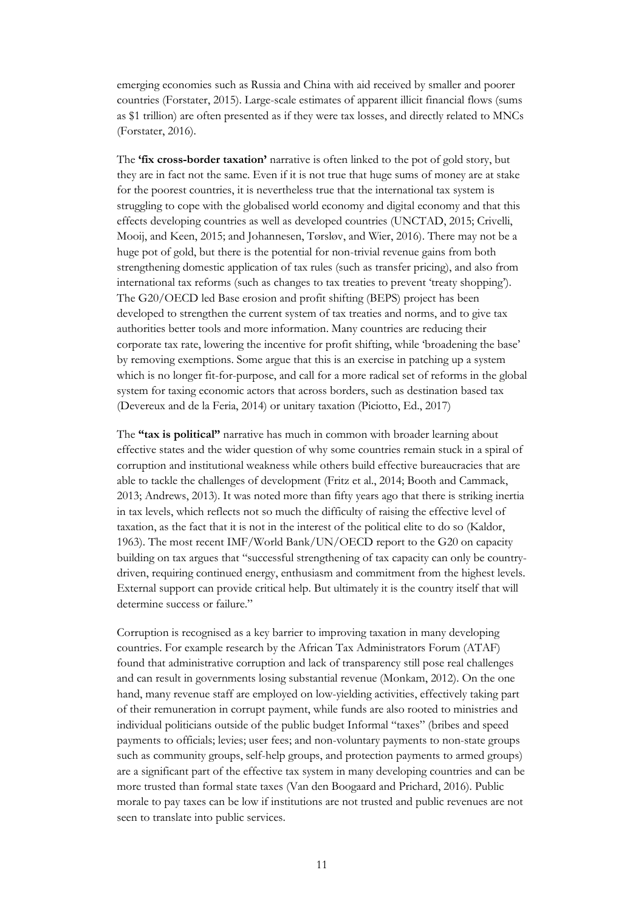emerging economies such as Russia and China with aid received by smaller and poorer countries (Forstater, 2015). Large-scale estimates of apparent illicit financial flows (sums as $1 trillion) are often presented as if they were tax losses, and directly related to MNCs (Forstater, 2016).

The **'fix cross-border taxation'** narrative is often linked to the pot of gold story, but they are in fact not the same. Even if it is not true that huge sums of money are at stake for the poorest countries, it is nevertheless true that the international tax system is struggling to cope with the globalised world economy and digital economy and that this effects developing countries as well as developed countries (UNCTAD, 2015; Crivelli, Mooij, and Keen, 2015; and Johannesen, Tørsløv, and Wier, 2016). There may not be a huge pot of gold, but there is the potential for non-trivial revenue gains from both strengthening domestic application of tax rules (such as transfer pricing), and also from international tax reforms (such as changes to tax treaties to prevent 'treaty shopping'). The G20/OECD led Base erosion and profit shifting (BEPS) project has been developed to strengthen the current system of tax treaties and norms, and to give tax authorities better tools and more information. Many countries are reducing their corporate tax rate, lowering the incentive for profit shifting, while 'broadening the base' by removing exemptions. Some argue that this is an exercise in patching up a system which is no longer fit-for-purpose, and call for a more radical set of reforms in the global system for taxing economic actors that across borders, such as destination based tax (Devereux and de la Feria, 2014) or unitary taxation (Piciotto, Ed., 2017)

The **"tax is political"** narrative has much in common with broader learning about effective states and the wider question of why some countries remain stuck in a spiral of corruption and institutional weakness while others build effective bureaucracies that are able to tackle the challenges of development (Fritz et al., 2014; Booth and Cammack, 2013; Andrews, 2013). It was noted more than fifty years ago that there is striking inertia in tax levels, which reflects not so much the difficulty of raising the effective level of taxation, as the fact that it is not in the interest of the political elite to do so (Kaldor, 1963). The most recent IMF/World Bank/UN/OECD report to the G20 on capacity building on tax argues that "successful strengthening of tax capacity can only be country-driven, requiring continued energy, enthusiasm and commitment from the highest levels. External support can provide critical help. But ultimately it is the country itself that will determine success or failure."

Corruption is recognised as a key barrier to improving taxation in many developing countries. For example research by the African Tax Administrators Forum (ATAF) found that administrative corruption and lack of transparency still pose real challenges and can result in governments losing substantial revenue (Monkam, 2012). On the one hand, many revenue staff are employed on low-yielding activities, effectively taking part of their remuneration in corrupt payment, while funds are also rooted to ministries and individual politicians outside of the public budget Informal "taxes" (bribes and speed payments to officials; levies; user fees; and non-voluntary payments to non-state groups such as community groups, self-help groups, and protection payments to armed groups) are a significant part of the effective tax system in many developing countries and can be more trusted than formal state taxes (Van den Boogaard and Prichard, 2016). Public morale to pay taxes can be low if institutions are not trusted and public revenues are not seen to translate into public services.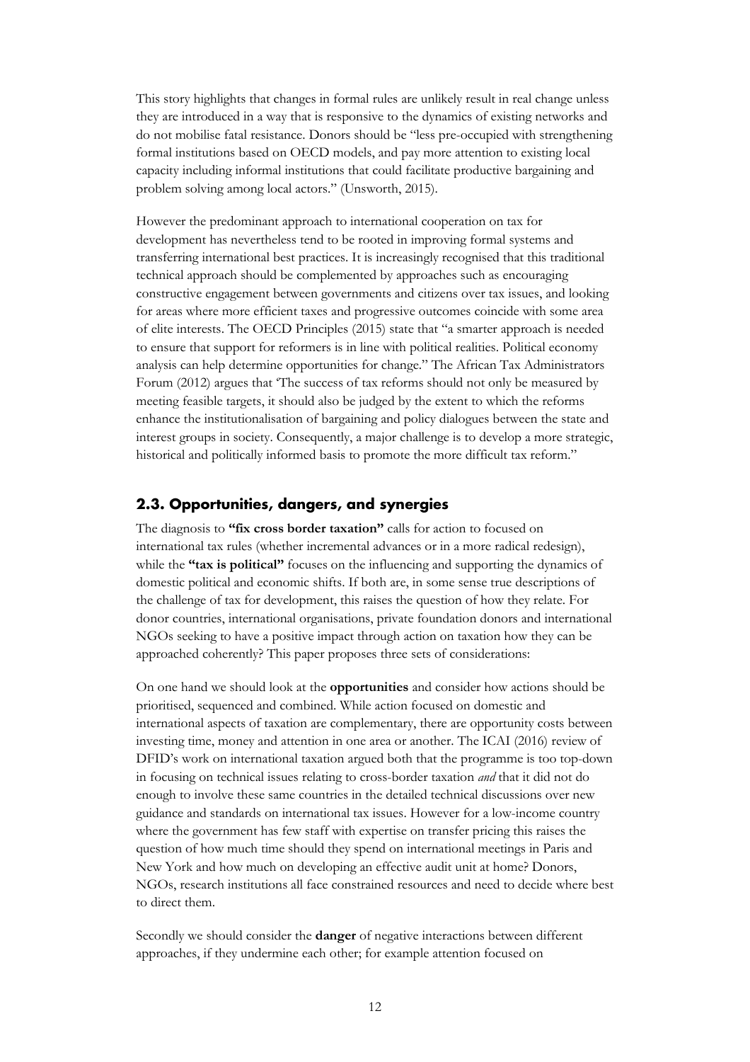This story highlights that changes in formal rules are unlikely result in real change unless they are introduced in a way that is responsive to the dynamics of existing networks and do not mobilise fatal resistance. Donors should be "less pre-occupied with strengthening formal institutions based on OECD models, and pay more attention to existing local capacity including informal institutions that could facilitate productive bargaining and problem solving among local actors." (Unsworth, 2015).

However the predominant approach to international cooperation on tax for development has nevertheless tend to be rooted in improving formal systems and transferring international best practices. It is increasingly recognised that this traditional technical approach should be complemented by approaches such as encouraging constructive engagement between governments and citizens over tax issues, and looking for areas where more efficient taxes and progressive outcomes coincide with some area of elite interests. The OECD Principles (2015) state that "a smarter approach is needed to ensure that support for reformers is in line with political realities. Political economy analysis can help determine opportunities for change." The African Tax Administrators Forum (2012) argues that 'The success of tax reforms should not only be measured by meeting feasible targets, it should also be judged by the extent to which the reforms enhance the institutionalisation of bargaining and policy dialogues between the state and interest groups in society. Consequently, a major challenge is to develop a more strategic, historical and politically informed basis to promote the more difficult tax reform."

## 2.3. Opportunities, dangers, and synergies

The diagnosis to **"fix cross border taxation"** calls for action to focused on international tax rules (whether incremental advances or in a more radical redesign), while the **"tax is political"** focuses on the influencing and supporting the dynamics of domestic political and economic shifts. If both are, in some sense true descriptions of the challenge of tax for development, this raises the question of how they relate. For donor countries, international organisations, private foundation donors and international NGOs seeking to have a positive impact through action on taxation how they can be approached coherently? This paper proposes three sets of considerations:

On one hand we should look at the **opportunities** and consider how actions should be prioritised, sequenced and combined. While action focused on domestic and international aspects of taxation are complementary, there are opportunity costs between investing time, money and attention in one area or another. The ICAI (2016) review of DFID's work on international taxation argued both that the programme is too top-down in focusing on technical issues relating to cross-border taxation *and* that it did not do enough to involve these same countries in the detailed technical discussions over new guidance and standards on international tax issues. However for a low-income country where the government has few staff with expertise on transfer pricing this raises the question of how much time should they spend on international meetings in Paris and New York and how much on developing an effective audit unit at home? Donors, NGOs, research institutions all face constrained resources and need to decide where best to direct them.

Secondly we should consider the **danger** of negative interactions between different approaches, if they undermine each other; for example attention focused on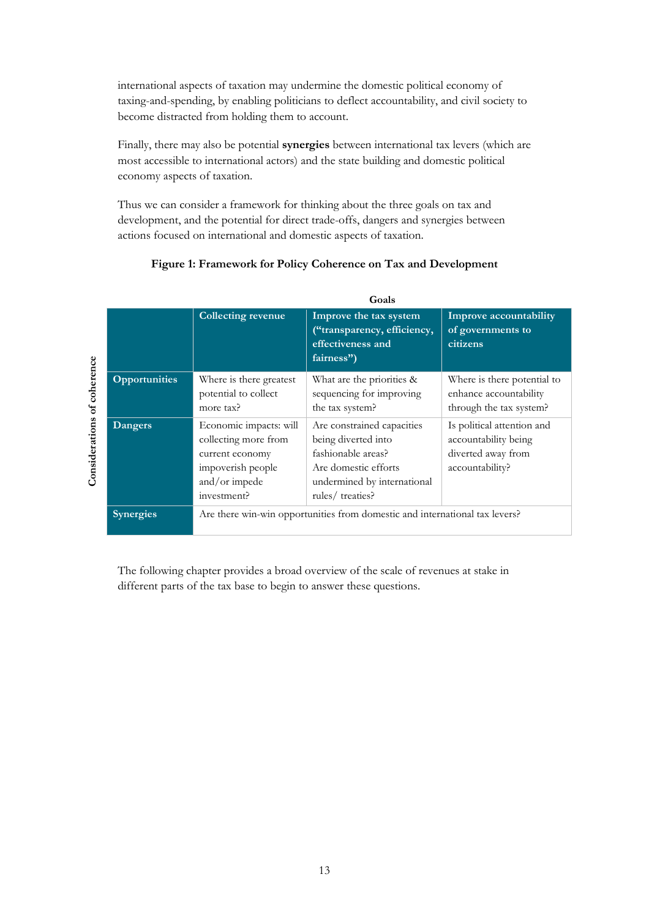international aspects of taxation may undermine the domestic political economy of taxing-and-spending, by enabling politicians to deflect accountability, and civil society to become distracted from holding them to account.

Finally, there may also be potential **synergies** between international tax levers (which are most accessible to international actors) and the state building and domestic political economy aspects of taxation.

Thus we can consider a framework for thinking about the three goals on tax and development, and the potential for direct trade-offs, dangers and synergies between actions focused on international and domestic aspects of taxation.

**Figure 1: Framework for Policy Coherence on Tax and Development**

| Considerations of coherence | Goals: Collecting revenue | Goals: Improve the tax system ("transparency, efficiency, effectiveness and fairness") | Goals: Improve accountability of governments to citizens |
|---|---|---|---|
| **Opportunities** | Where is there greatest potential to collect more tax? | What are the priorities & sequencing for improving the tax system? | Where is there potential to enhance accountability through the tax system? |
| **Dangers** | Economic impacts: will collecting more from current economy impoverish people and/or impede investment? | Are constrained capacities being diverted into fashionable areas? Are domestic efforts undermined by international rules/ treaties? | Is political attention and accountability being diverted away from accountability? |
| **Synergies** | Are there win-win opportunities from domestic and international tax levers? | | |

The following chapter provides a broad overview of the scale of revenues at stake in different parts of the tax base to begin to answer these questions.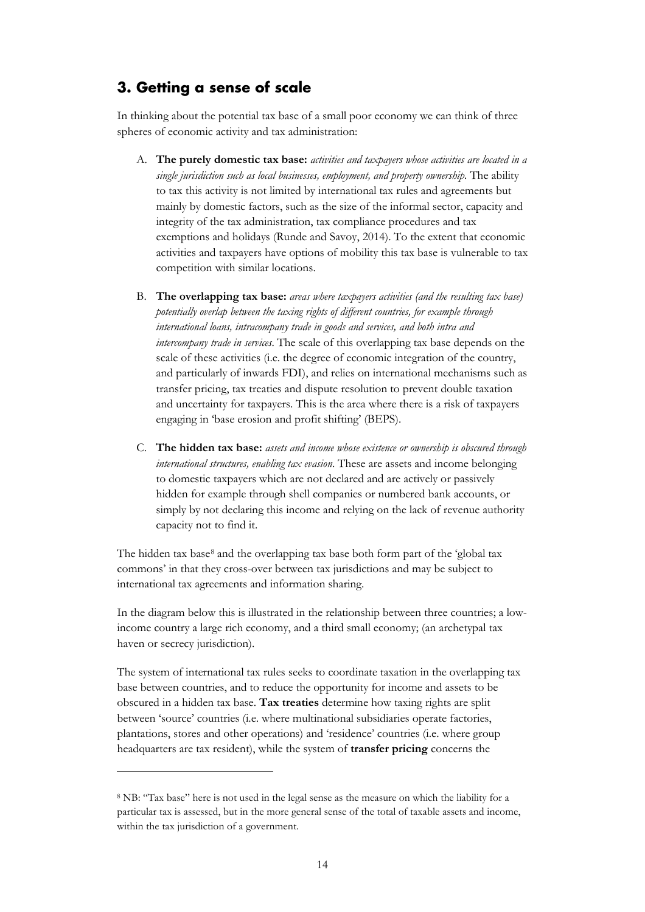## 3. Getting a sense of scale

In thinking about the potential tax base of a small poor economy we can think of three spheres of economic activity and tax administration:

A. **The purely domestic tax base:** *activities and taxpayers whose activities are located in a single jurisdiction such as local businesses, employment, and property ownership.* The ability to tax this activity is not limited by international tax rules and agreements but mainly by domestic factors, such as the size of the informal sector, capacity and integrity of the tax administration, tax compliance procedures and tax exemptions and holidays (Runde and Savoy, 2014). To the extent that economic activities and taxpayers have options of mobility this tax base is vulnerable to tax competition with similar locations.

B. **The overlapping tax base:** *areas where taxpayers activities (and the resulting tax base) potentially overlap between the taxing rights of different countries, for example through international loans, intracompany trade in goods and services, and both intra and intercompany trade in services.* The scale of this overlapping tax base depends on the scale of these activities (i.e. the degree of economic integration of the country, and particularly of inwards FDI), and relies on international mechanisms such as transfer pricing, tax treaties and dispute resolution to prevent double taxation and uncertainty for taxpayers. This is the area where there is a risk of taxpayers engaging in 'base erosion and profit shifting' (BEPS).

C. **The hidden tax base:** *assets and income whose existence or ownership is obscured through international structures, enabling tax evasion.* These are assets and income belonging to domestic taxpayers which are not declared and are actively or passively hidden for example through shell companies or numbered bank accounts, or simply by not declaring this income and relying on the lack of revenue authority capacity not to find it.

The hidden tax base[8] and the overlapping tax base both form part of the 'global tax commons' in that they cross-over between tax jurisdictions and may be subject to international tax agreements and information sharing.

In the diagram below this is illustrated in the relationship between three countries; a low-income country a large rich economy, and a third small economy; (an archetypal tax haven or secrecy jurisdiction).

The system of international tax rules seeks to coordinate taxation in the overlapping tax base between countries, and to reduce the opportunity for income and assets to be obscured in a hidden tax base. **Tax treaties** determine how taxing rights are split between 'source' countries (i.e. where multinational subsidiaries operate factories, plantations, stores and other operations) and 'residence' countries (i.e. where group headquarters are tax resident), while the system of **transfer pricing** concerns the

[8] NB: "Tax base" here is not used in the legal sense as the measure on which the liability for a particular tax is assessed, but in the more general sense of the total of taxable assets and income, within the tax jurisdiction of a government.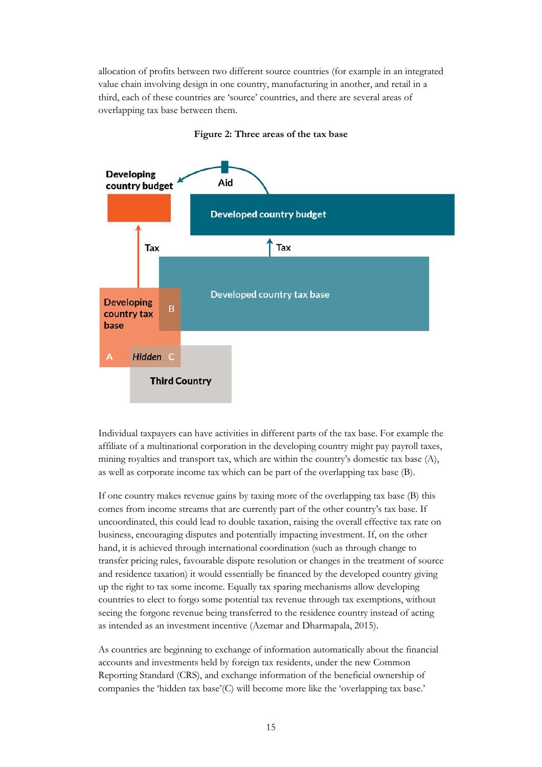allocation of profits between two different source countries (for example in an integrated value chain involving design in one country, manufacturing in another, and retail in a third, each of these countries are 'source' countries, and there are several areas of overlapping tax base between them.

**Figure 2: Three areas of the tax base**

Developing country budget

Aid

Developed country budget

Tax

Tax

Developed country tax base

Developing country tax base

B

A

Hidden

C

Third Country

Individual taxpayers can have activities in different parts of the tax base. For example the affiliate of a multinational corporation in the developing country might pay payroll taxes, mining royalties and transport tax, which are within the country's domestic tax base (A), as well as corporate income tax which can be part of the overlapping tax base (B).

If one country makes revenue gains by taxing more of the overlapping tax base (B) this comes from income streams that are currently part of the other country's tax base. If uncoordinated, this could lead to double taxation, raising the overall effective tax rate on business, encouraging disputes and potentially impacting investment. If, on the other hand, it is achieved through international coordination (such as through change to transfer pricing rules, favourable dispute resolution or changes in the treatment of source and residence taxation) it would essentially be financed by the developed country giving up the right to tax some income. Equally tax sparing mechanisms allow developing countries to elect to forgo some potential tax revenue through tax exemptions, without seeing the forgone revenue being transferred to the residence country instead of acting as intended as an investment incentive (Azemar and Dharmapala, 2015).

As countries are beginning to exchange of information automatically about the financial accounts and investments held by foreign tax residents, under the new Common Reporting Standard (CRS), and exchange information of the beneficial ownership of companies the 'hidden tax base'(C) will become more like the 'overlapping tax base.'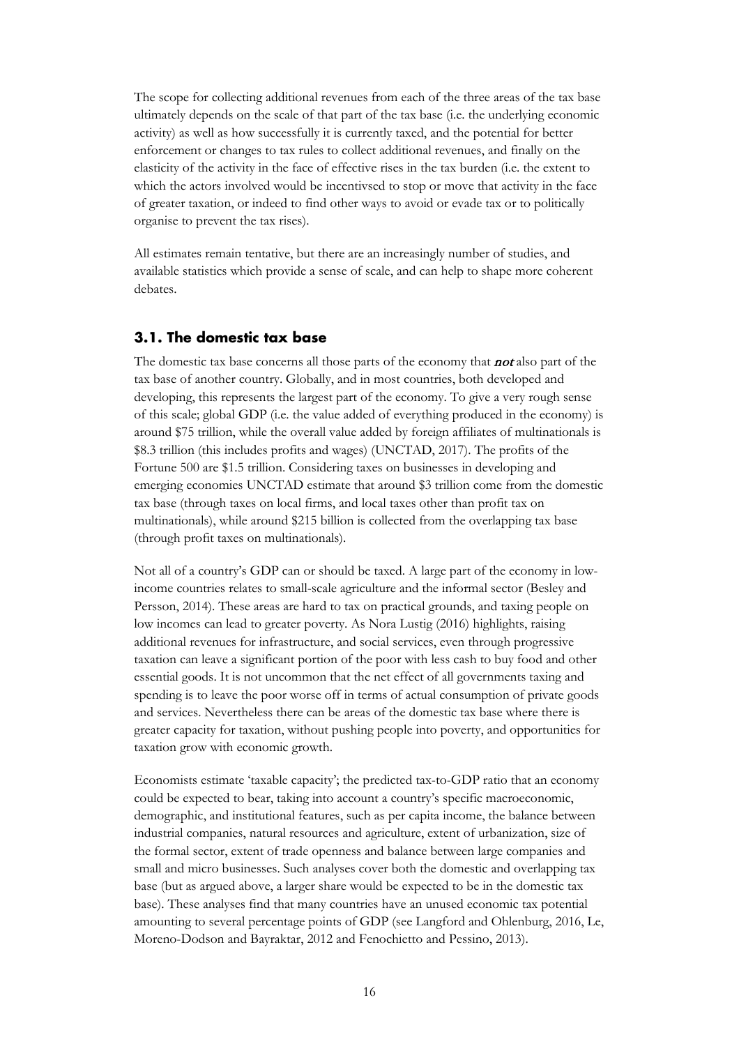The scope for collecting additional revenues from each of the three areas of the tax base ultimately depends on the scale of that part of the tax base (i.e. the underlying economic activity) as well as how successfully it is currently taxed, and the potential for better enforcement or changes to tax rules to collect additional revenues, and finally on the elasticity of the activity in the face of effective rises in the tax burden (i.e. the extent to which the actors involved would be incentivsed to stop or move that activity in the face of greater taxation, or indeed to find other ways to avoid or evade tax or to politically organise to prevent the tax rises).

All estimates remain tentative, but there are an increasingly number of studies, and available statistics which provide a sense of scale, and can help to shape more coherent debates.

## 3.1. The domestic tax base

The domestic tax base concerns all those parts of the economy that ***not*** also part of the tax base of another country. Globally, and in most countries, both developed and developing, this represents the largest part of the economy. To give a very rough sense of this scale; global GDP (i.e. the value added of everything produced in the economy) is around $75 trillion, while the overall value added by foreign affiliates of multinationals is $8.3 trillion (this includes profits and wages) (UNCTAD, 2017). The profits of the Fortune 500 are $1.5 trillion. Considering taxes on businesses in developing and emerging economies UNCTAD estimate that around $3 trillion come from the domestic tax base (through taxes on local firms, and local taxes other than profit tax on multinationals), while around $215 billion is collected from the overlapping tax base (through profit taxes on multinationals).

Not all of a country's GDP can or should be taxed. A large part of the economy in low-income countries relates to small-scale agriculture and the informal sector (Besley and Persson, 2014). These areas are hard to tax on practical grounds, and taxing people on low incomes can lead to greater poverty. As Nora Lustig (2016) highlights, raising additional revenues for infrastructure, and social services, even through progressive taxation can leave a significant portion of the poor with less cash to buy food and other essential goods. It is not uncommon that the net effect of all governments taxing and spending is to leave the poor worse off in terms of actual consumption of private goods and services. Nevertheless there can be areas of the domestic tax base where there is greater capacity for taxation, without pushing people into poverty, and opportunities for taxation grow with economic growth.

Economists estimate 'taxable capacity'; the predicted tax-to-GDP ratio that an economy could be expected to bear, taking into account a country's specific macroeconomic, demographic, and institutional features, such as per capita income, the balance between industrial companies, natural resources and agriculture, extent of urbanization, size of the formal sector, extent of trade openness and balance between large companies and small and micro businesses. Such analyses cover both the domestic and overlapping tax base (but as argued above, a larger share would be expected to be in the domestic tax base). These analyses find that many countries have an unused economic tax potential amounting to several percentage points of GDP (see Langford and Ohlenburg, 2016, Le, Moreno-Dodson and Bayraktar, 2012 and Fenochietto and Pessino, 2013).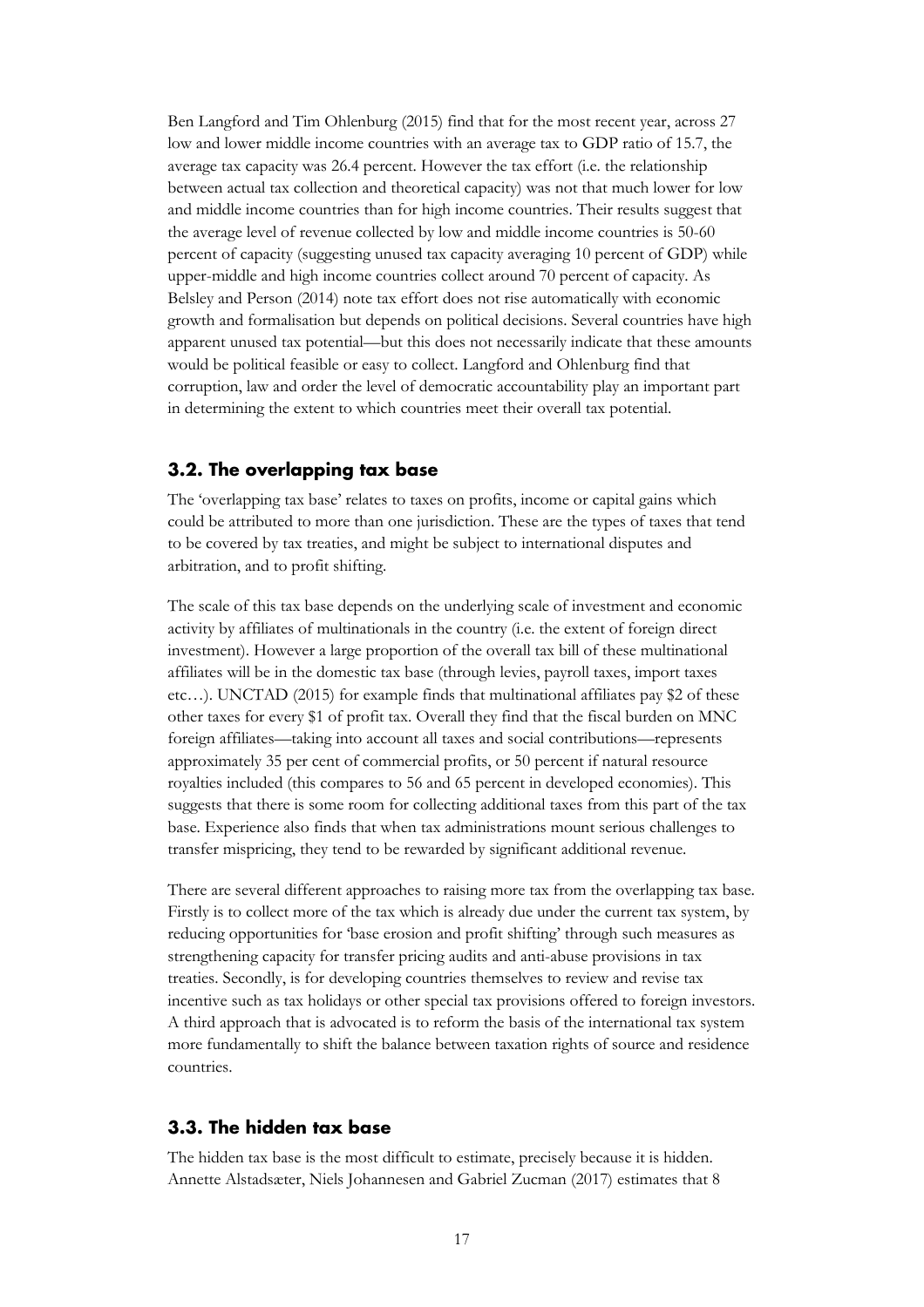Ben Langford and Tim Ohlenburg (2015) find that for the most recent year, across 27 low and lower middle income countries with an average tax to GDP ratio of 15.7, the average tax capacity was 26.4 percent. However the tax effort (i.e. the relationship between actual tax collection and theoretical capacity) was not that much lower for low and middle income countries than for high income countries. Their results suggest that the average level of revenue collected by low and middle income countries is 50-60 percent of capacity (suggesting unused tax capacity averaging 10 percent of GDP) while upper-middle and high income countries collect around 70 percent of capacity. As Belsley and Person (2014) note tax effort does not rise automatically with economic growth and formalisation but depends on political decisions. Several countries have high apparent unused tax potential—but this does not necessarily indicate that these amounts would be political feasible or easy to collect. Langford and Ohlenburg find that corruption, law and order the level of democratic accountability play an important part in determining the extent to which countries meet their overall tax potential.

### 3.2. The overlapping tax base

The 'overlapping tax base' relates to taxes on profits, income or capital gains which could be attributed to more than one jurisdiction. These are the types of taxes that tend to be covered by tax treaties, and might be subject to international disputes and arbitration, and to profit shifting.

The scale of this tax base depends on the underlying scale of investment and economic activity by affiliates of multinationals in the country (i.e. the extent of foreign direct investment). However a large proportion of the overall tax bill of these multinational affiliates will be in the domestic tax base (through levies, payroll taxes, import taxes etc…). UNCTAD (2015) for example finds that multinational affiliates pay $2 of these other taxes for every $1 of profit tax. Overall they find that the fiscal burden on MNC foreign affiliates—taking into account all taxes and social contributions—represents approximately 35 per cent of commercial profits, or 50 percent if natural resource royalties included (this compares to 56 and 65 percent in developed economies). This suggests that there is some room for collecting additional taxes from this part of the tax base. Experience also finds that when tax administrations mount serious challenges to transfer mispricing, they tend to be rewarded by significant additional revenue.

There are several different approaches to raising more tax from the overlapping tax base. Firstly is to collect more of the tax which is already due under the current tax system, by reducing opportunities for 'base erosion and profit shifting' through such measures as strengthening capacity for transfer pricing audits and anti-abuse provisions in tax treaties. Secondly, is for developing countries themselves to review and revise tax incentive such as tax holidays or other special tax provisions offered to foreign investors. A third approach that is advocated is to reform the basis of the international tax system more fundamentally to shift the balance between taxation rights of source and residence countries.

### 3.3. The hidden tax base

The hidden tax base is the most difficult to estimate, precisely because it is hidden. Annette Alstadsæter, Niels Johannesen and Gabriel Zucman (2017) estimates that 8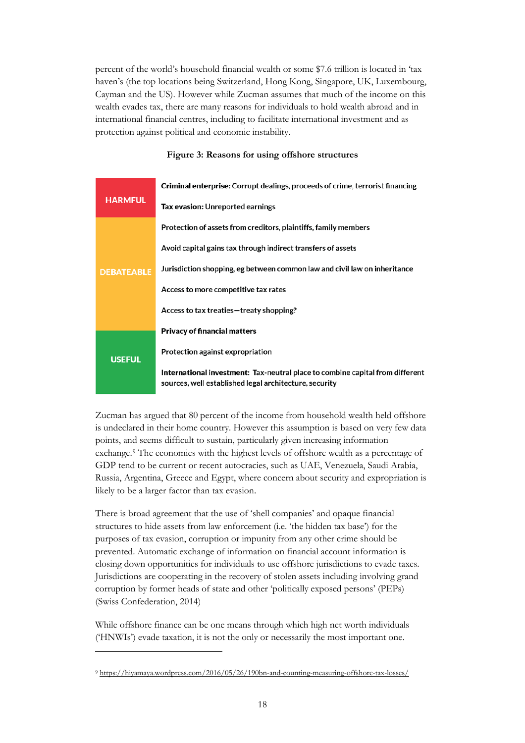percent of the world's household financial wealth or some $7.6 trillion is located in 'tax haven's (the top locations being Switzerland, Hong Kong, Singapore, UK, Luxembourg, Cayman and the US). However while Zucman assumes that much of the income on this wealth evades tax, there are many reasons for individuals to hold wealth abroad and in international financial centres, including to facilitate international investment and as protection against political and economic instability.

**Figure 3: Reasons for using offshore structures**

| | |
|---|---|
| **HARMFUL** | **Criminal enterprise:** Corrupt dealings, proceeds of crime, terrorist financing |
| | **Tax evasion:** Unreported earnings |
| **DEBATEABLE** | Protection of assets from creditors, plaintiffs, family members |
| | Avoid capital gains tax through indirect transfers of assets |
| | Jurisdiction shopping, eg between common law and civil law on inheritance |
| | Access to more competitive tax rates |
| | Access to tax treaties—treaty shopping? |
| **USEFUL** | **Privacy of financial matters** |
| | Protection against expropriation |
| | **International investment:** Tax-neutral place to combine capital from different sources, well established legal architecture, security |

Zucman has argued that 80 percent of the income from household wealth held offshore is undeclared in their home country. However this assumption is based on very few data points, and seems difficult to sustain, particularly given increasing information exchange.[9] The economies with the highest levels of offshore wealth as a percentage of GDP tend to be current or recent autocracies, such as UAE, Venezuela, Saudi Arabia, Russia, Argentina, Greece and Egypt, where concern about security and expropriation is likely to be a larger factor than tax evasion.

There is broad agreement that the use of 'shell companies' and opaque financial structures to hide assets from law enforcement (i.e. 'the hidden tax base') for the purposes of tax evasion, corruption or impunity from any other crime should be prevented. Automatic exchange of information on financial account information is closing down opportunities for individuals to use offshore jurisdictions to evade taxes. Jurisdictions are cooperating in the recovery of stolen assets including involving grand corruption by former heads of state and other 'politically exposed persons' (PEPs) (Swiss Confederation, 2014)

While offshore finance can be one means through which high net worth individuals ('HNWIs') evade taxation, it is not the only or necessarily the most important one.

[9] https://hiyamaya.wordpress.com/2016/05/26/190bn-and-counting-measuring-offshore-tax-losses/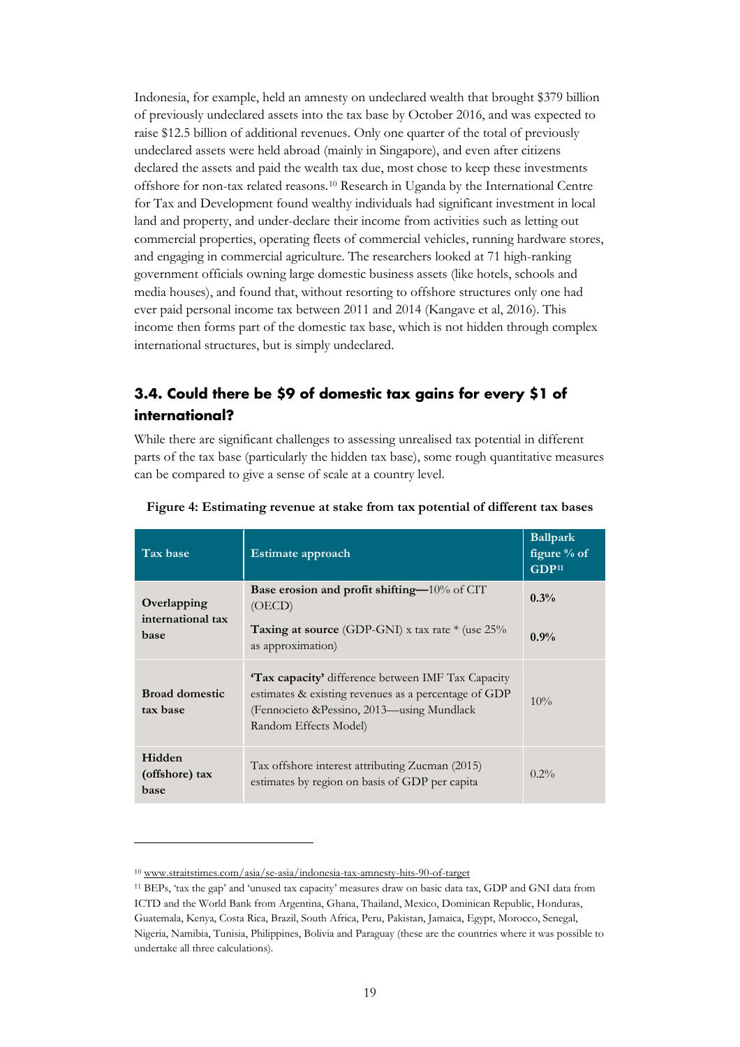Indonesia, for example, held an amnesty on undeclared wealth that brought $379 billion of previously undeclared assets into the tax base by October 2016, and was expected to raise $12.5 billion of additional revenues. Only one quarter of the total of previously undeclared assets were held abroad (mainly in Singapore), and even after citizens declared the assets and paid the wealth tax due, most chose to keep these investments offshore for non-tax related reasons.[10] Research in Uganda by the International Centre for Tax and Development found wealthy individuals had significant investment in local land and property, and under-declare their income from activities such as letting out commercial properties, operating fleets of commercial vehicles, running hardware stores, and engaging in commercial agriculture. The researchers looked at 71 high-ranking government officials owning large domestic business assets (like hotels, schools and media houses), and found that, without resorting to offshore structures only one had ever paid personal income tax between 2011 and 2014 (Kangave et al, 2016). This income then forms part of the domestic tax base, which is not hidden through complex international structures, but is simply undeclared.

## 3.4. Could there be $9 of domestic tax gains for every $1 of international?

While there are significant challenges to assessing unrealised tax potential in different parts of the tax base (particularly the hidden tax base), some rough quantitative measures can be compared to give a sense of scale at a country level.

**Figure 4: Estimating revenue at stake from tax potential of different tax bases**

| Tax base | Estimate approach | Ballpark figure % of GDP[11] |
|---|---|---|
| **Overlapping international tax base** | **Base erosion and profit shifting—**10% of CIT (OECD) | **0.3%** |
| | **Taxing at source** (GDP-GNI) x tax rate * (use 25% as approximation) | **0.9%** |
| **Broad domestic tax base** | **'Tax capacity'** difference between IMF Tax Capacity estimates & existing revenues as a percentage of GDP (Fennocieto &Pessino, 2013—using Mundlack Random Effects Model) | 10% |
| **Hidden (offshore) tax base** | Tax offshore interest attributing Zucman (2015) estimates by region on basis of GDP per capita | 0.2% |

[10] www.straitstimes.com/asia/se-asia/indonesia-tax-amnesty-hits-90-of-target

[11] BEPs, 'tax the gap' and 'unused tax capacity' measures draw on basic data tax, GDP and GNI data from ICTD and the World Bank from Argentina, Ghana, Thailand, Mexico, Dominican Republic, Honduras, Guatemala, Kenya, Costa Rica, Brazil, South Africa, Peru, Pakistan, Jamaica, Egypt, Morocco, Senegal, Nigeria, Namibia, Tunisia, Philippines, Bolivia and Paraguay (these are the countries where it was possible to undertake all three calculations).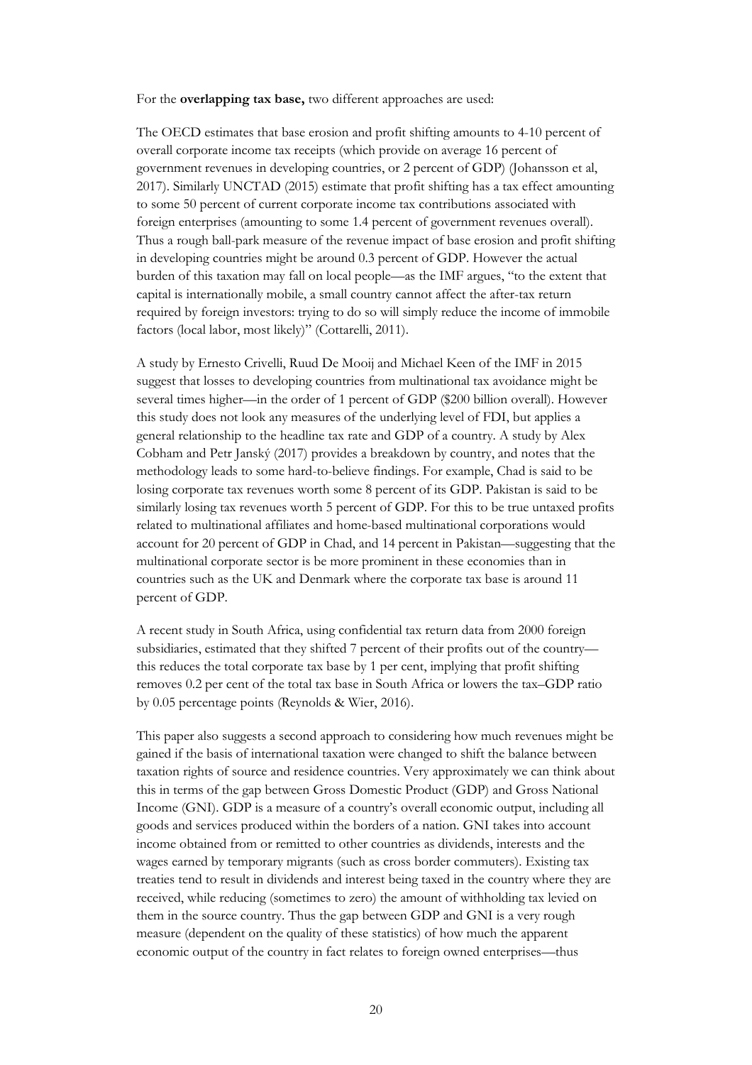For the **overlapping tax base,** two different approaches are used:

The OECD estimates that base erosion and profit shifting amounts to 4-10 percent of overall corporate income tax receipts (which provide on average 16 percent of government revenues in developing countries, or 2 percent of GDP) (Johansson et al, 2017). Similarly UNCTAD (2015) estimate that profit shifting has a tax effect amounting to some 50 percent of current corporate income tax contributions associated with foreign enterprises (amounting to some 1.4 percent of government revenues overall). Thus a rough ball-park measure of the revenue impact of base erosion and profit shifting in developing countries might be around 0.3 percent of GDP. However the actual burden of this taxation may fall on local people—as the IMF argues, "to the extent that capital is internationally mobile, a small country cannot affect the after-tax return required by foreign investors: trying to do so will simply reduce the income of immobile factors (local labor, most likely)" (Cottarelli, 2011).

A study by Ernesto Crivelli, Ruud De Mooij and Michael Keen of the IMF in 2015 suggest that losses to developing countries from multinational tax avoidance might be several times higher—in the order of 1 percent of GDP ($200 billion overall). However this study does not look any measures of the underlying level of FDI, but applies a general relationship to the headline tax rate and GDP of a country. A study by Alex Cobham and Petr Janský (2017) provides a breakdown by country, and notes that the methodology leads to some hard-to-believe findings. For example, Chad is said to be losing corporate tax revenues worth some 8 percent of its GDP. Pakistan is said to be similarly losing tax revenues worth 5 percent of GDP. For this to be true untaxed profits related to multinational affiliates and home-based multinational corporations would account for 20 percent of GDP in Chad, and 14 percent in Pakistan—suggesting that the multinational corporate sector is be more prominent in these economies than in countries such as the UK and Denmark where the corporate tax base is around 11 percent of GDP.

A recent study in South Africa, using confidential tax return data from 2000 foreign subsidiaries, estimated that they shifted 7 percent of their profits out of the country—this reduces the total corporate tax base by 1 per cent, implying that profit shifting removes 0.2 per cent of the total tax base in South Africa or lowers the tax–GDP ratio by 0.05 percentage points (Reynolds & Wier, 2016).

This paper also suggests a second approach to considering how much revenues might be gained if the basis of international taxation were changed to shift the balance between taxation rights of source and residence countries. Very approximately we can think about this in terms of the gap between Gross Domestic Product (GDP) and Gross National Income (GNI). GDP is a measure of a country's overall economic output, including all goods and services produced within the borders of a nation. GNI takes into account income obtained from or remitted to other countries as dividends, interests and the wages earned by temporary migrants (such as cross border commuters). Existing tax treaties tend to result in dividends and interest being taxed in the country where they are received, while reducing (sometimes to zero) the amount of withholding tax levied on them in the source country. Thus the gap between GDP and GNI is a very rough measure (dependent on the quality of these statistics) of how much the apparent economic output of the country in fact relates to foreign owned enterprises—thus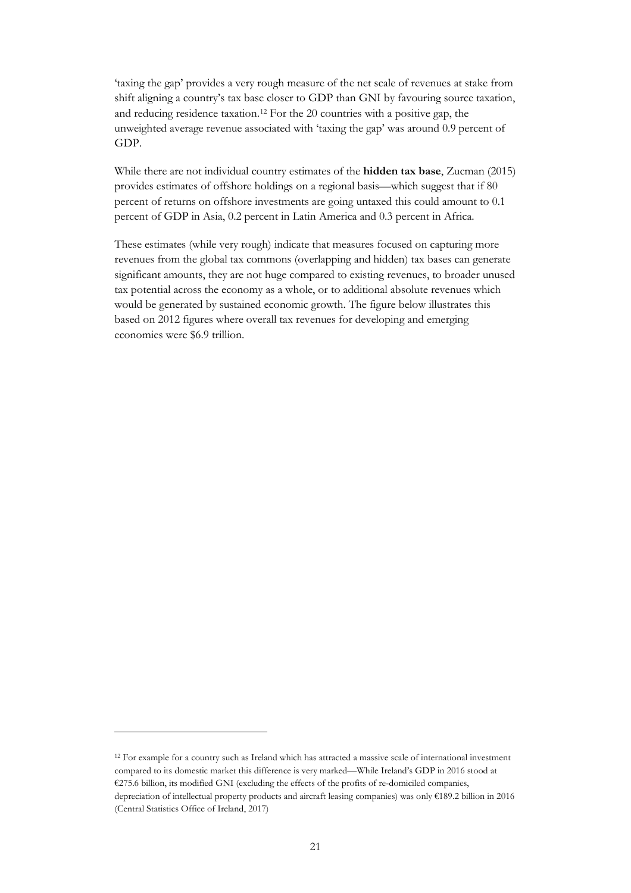'taxing the gap' provides a very rough measure of the net scale of revenues at stake from shift aligning a country's tax base closer to GDP than GNI by favouring source taxation, and reducing residence taxation.[12] For the 20 countries with a positive gap, the unweighted average revenue associated with 'taxing the gap' was around 0.9 percent of GDP.

While there are not individual country estimates of the **hidden tax base**, Zucman (2015) provides estimates of offshore holdings on a regional basis—which suggest that if 80 percent of returns on offshore investments are going untaxed this could amount to 0.1 percent of GDP in Asia, 0.2 percent in Latin America and 0.3 percent in Africa.

These estimates (while very rough) indicate that measures focused on capturing more revenues from the global tax commons (overlapping and hidden) tax bases can generate significant amounts, they are not huge compared to existing revenues, to broader unused tax potential across the economy as a whole, or to additional absolute revenues which would be generated by sustained economic growth. The figure below illustrates this based on 2012 figures where overall tax revenues for developing and emerging economies were $6.9 trillion.

---

[12] For example for a country such as Ireland which has attracted a massive scale of international investment compared to its domestic market this difference is very marked—While Ireland's GDP in 2016 stood at €275.6 billion, its modified GNI (excluding the effects of the profits of re-domiciled companies, depreciation of intellectual property products and aircraft leasing companies) was only €189.2 billion in 2016 (Central Statistics Office of Ireland, 2017)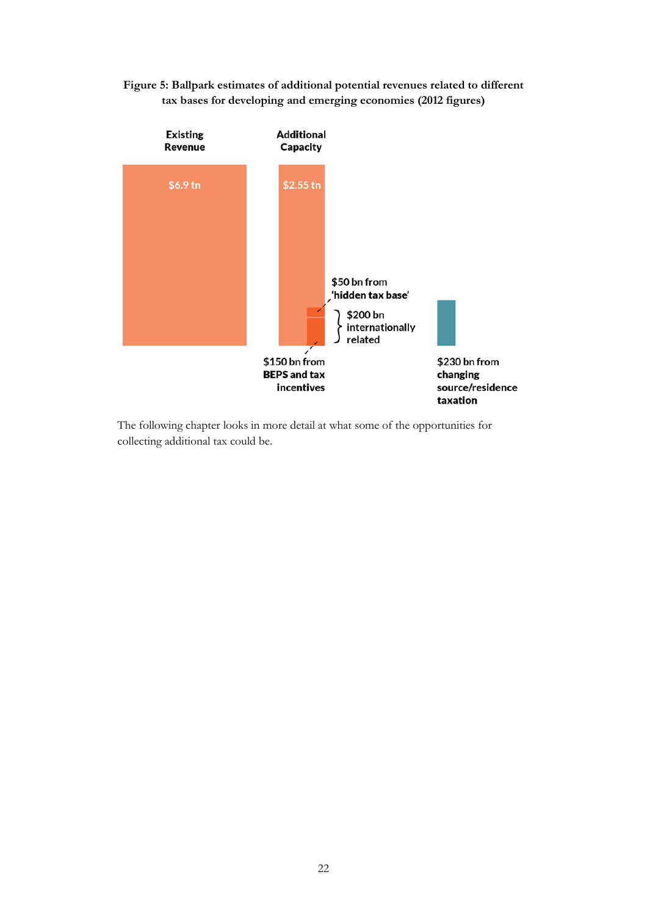**Figure 5: Ballpark estimates of additional potential revenues related to different tax bases for developing and emerging economies (2012 figures)**

Existing Revenue

$6.9 tn

Additional Capacity

$2.55 tn

$50 bn from 'hidden tax base'

$200 bn internationally related

$150 bn from BEPS and tax incentives

$230 bn from changing source/residence taxation

The following chapter looks in more detail at what some of the opportunities for collecting additional tax could be.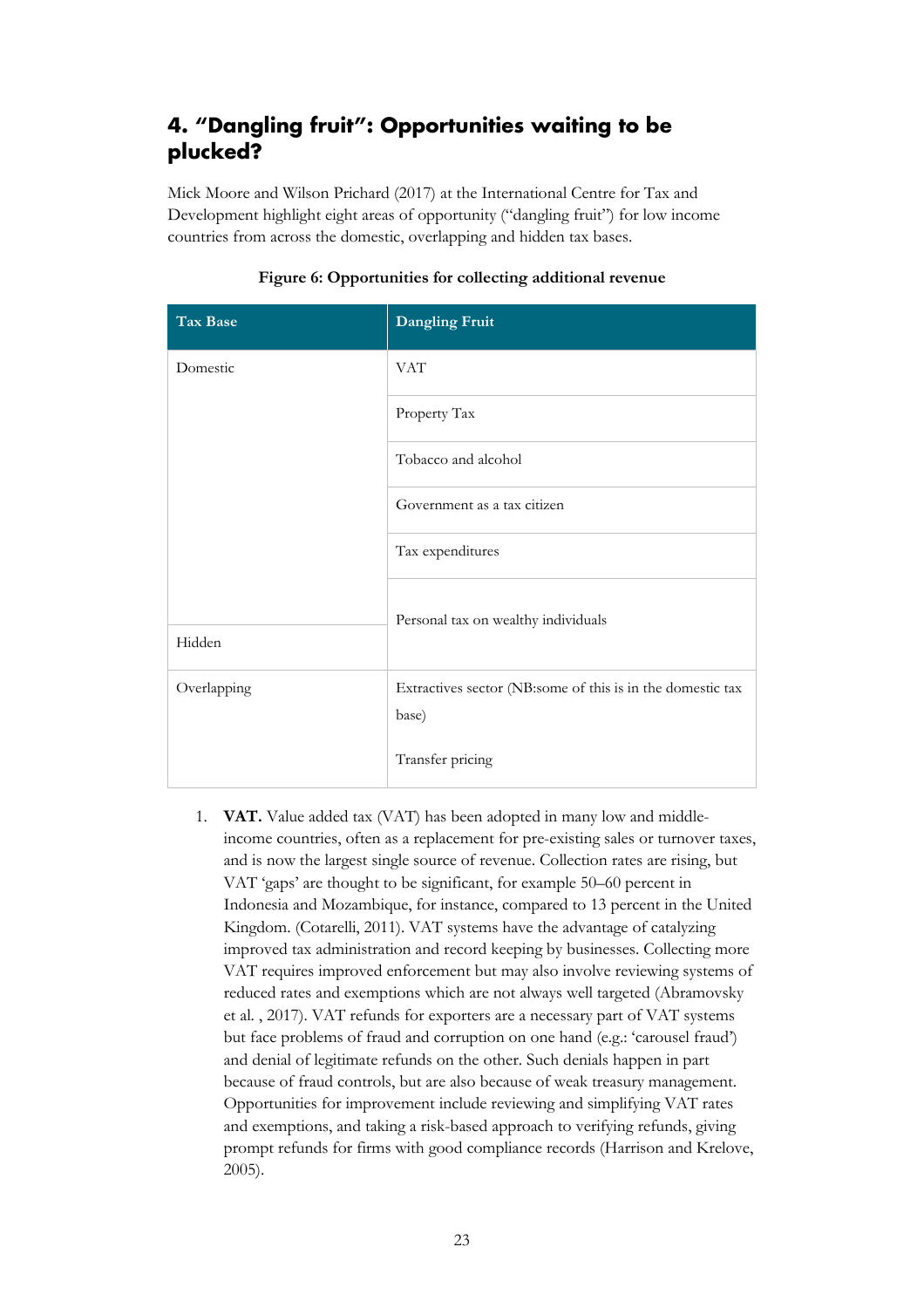## 4. "Dangling fruit": Opportunities waiting to be plucked?

Mick Moore and Wilson Prichard (2017) at the International Centre for Tax and Development highlight eight areas of opportunity ("dangling fruit") for low income countries from across the domestic, overlapping and hidden tax bases.

**Figure 6: Opportunities for collecting additional revenue**

| Tax Base | Dangling Fruit |
|---|---|
| Domestic | VAT |
| | Property Tax |
| | Tobacco and alcohol |
| | Government as a tax citizen |
| | Tax expenditures |
| Domestic / Hidden | Personal tax on wealthy individuals |
| Overlapping | Extractives sector (NB:some of this is in the domestic tax base) |
| | Transfer pricing |

1. **VAT.** Value added tax (VAT) has been adopted in many low and middle-income countries, often as a replacement for pre-existing sales or turnover taxes, and is now the largest single source of revenue. Collection rates are rising, but VAT 'gaps' are thought to be significant, for example 50–60 percent in Indonesia and Mozambique, for instance, compared to 13 percent in the United Kingdom. (Cotarelli, 2011). VAT systems have the advantage of catalyzing improved tax administration and record keeping by businesses. Collecting more VAT requires improved enforcement but may also involve reviewing systems of reduced rates and exemptions which are not always well targeted (Abramovsky et al. , 2017). VAT refunds for exporters are a necessary part of VAT systems but face problems of fraud and corruption on one hand (e.g.: 'carousel fraud') and denial of legitimate refunds on the other. Such denials happen in part because of fraud controls, but are also because of weak treasury management. Opportunities for improvement include reviewing and simplifying VAT rates and exemptions, and taking a risk-based approach to verifying refunds, giving prompt refunds for firms with good compliance records (Harrison and Krelove, 2005).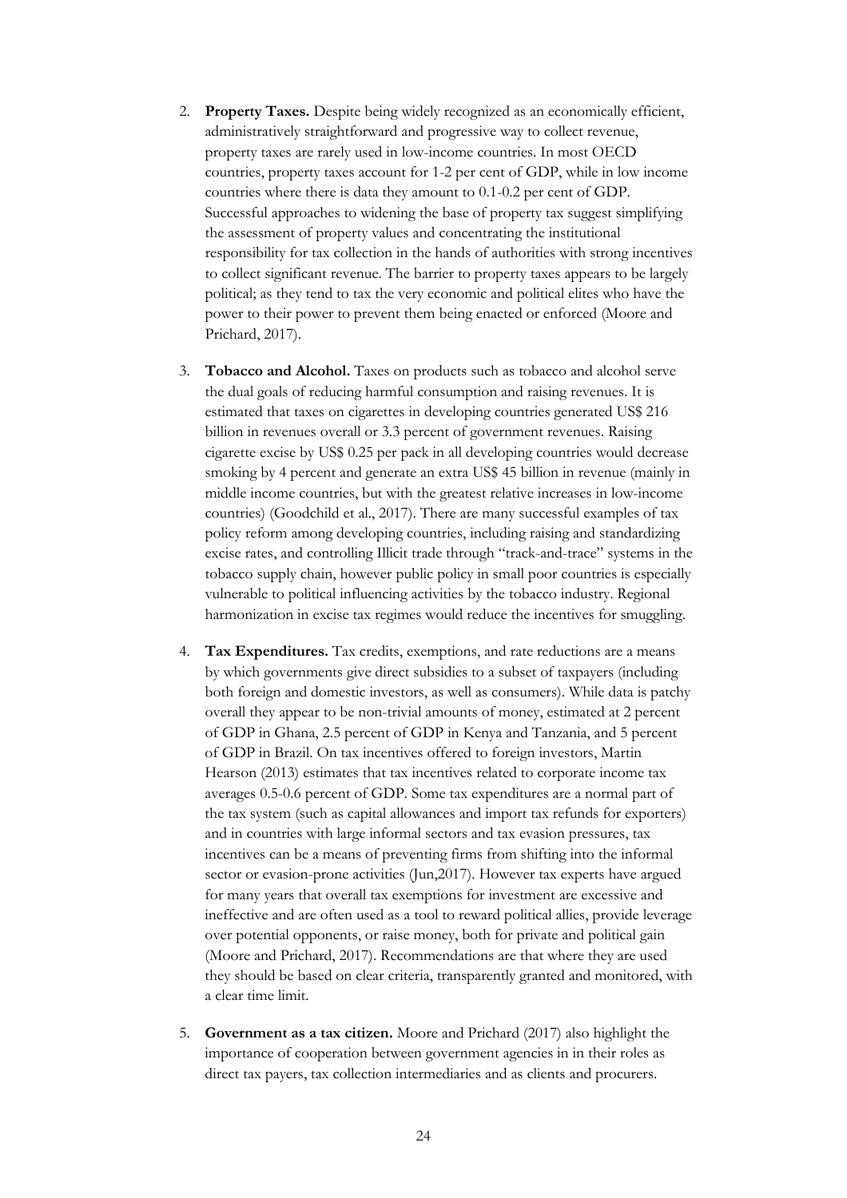2. **Property Taxes.** Despite being widely recognized as an economically efficient, administratively straightforward and progressive way to collect revenue, property taxes are rarely used in low-income countries. In most OECD countries, property taxes account for 1-2 per cent of GDP, while in low income countries where there is data they amount to 0.1-0.2 per cent of GDP. Successful approaches to widening the base of property tax suggest simplifying the assessment of property values and concentrating the institutional responsibility for tax collection in the hands of authorities with strong incentives to collect significant revenue. The barrier to property taxes appears to be largely political; as they tend to tax the very economic and political elites who have the power to their power to prevent them being enacted or enforced (Moore and Prichard, 2017).

3. **Tobacco and Alcohol.** Taxes on products such as tobacco and alcohol serve the dual goals of reducing harmful consumption and raising revenues. It is estimated that taxes on cigarettes in developing countries generated US$ 216 billion in revenues overall or 3.3 percent of government revenues. Raising cigarette excise by US$ 0.25 per pack in all developing countries would decrease smoking by 4 percent and generate an extra US$ 45 billion in revenue (mainly in middle income countries, but with the greatest relative increases in low-income countries) (Goodchild et al., 2017). There are many successful examples of tax policy reform among developing countries, including raising and standardizing excise rates, and controlling Illicit trade through "track-and-trace" systems in the tobacco supply chain, however public policy in small poor countries is especially vulnerable to political influencing activities by the tobacco industry. Regional harmonization in excise tax regimes would reduce the incentives for smuggling.

4. **Tax Expenditures.** Tax credits, exemptions, and rate reductions are a means by which governments give direct subsidies to a subset of taxpayers (including both foreign and domestic investors, as well as consumers). While data is patchy overall they appear to be non-trivial amounts of money, estimated at 2 percent of GDP in Ghana, 2.5 percent of GDP in Kenya and Tanzania, and 5 percent of GDP in Brazil. On tax incentives offered to foreign investors, Martin Hearson (2013) estimates that tax incentives related to corporate income tax averages 0.5-0.6 percent of GDP. Some tax expenditures are a normal part of the tax system (such as capital allowances and import tax refunds for exporters) and in countries with large informal sectors and tax evasion pressures, tax incentives can be a means of preventing firms from shifting into the informal sector or evasion-prone activities (Jun,2017). However tax experts have argued for many years that overall tax exemptions for investment are excessive and ineffective and are often used as a tool to reward political allies, provide leverage over potential opponents, or raise money, both for private and political gain (Moore and Prichard, 2017). Recommendations are that where they are used they should be based on clear criteria, transparently granted and monitored, with a clear time limit.

5. **Government as a tax citizen.** Moore and Prichard (2017) also highlight the importance of cooperation between government agencies in in their roles as direct tax payers, tax collection intermediaries and as clients and procurers.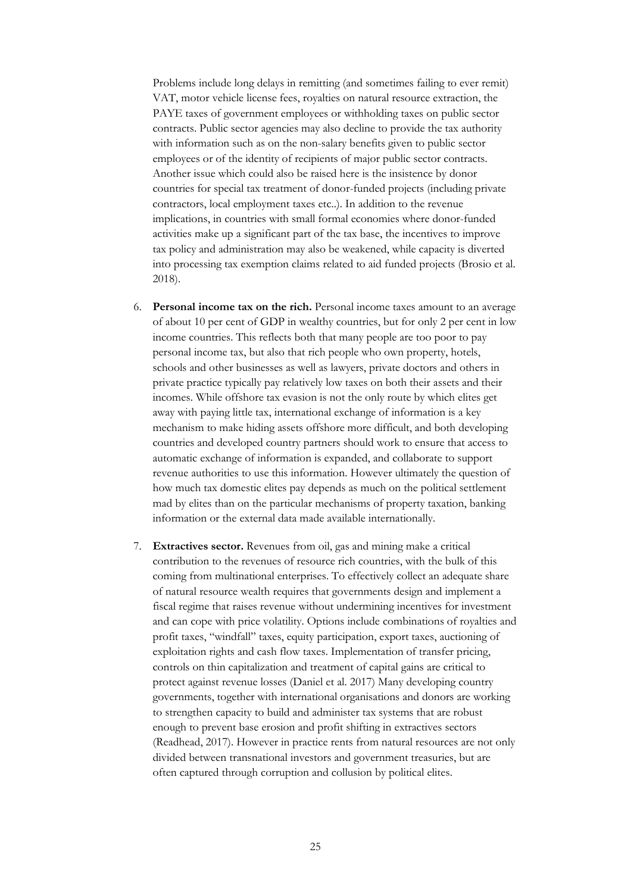Problems include long delays in remitting (and sometimes failing to ever remit) VAT, motor vehicle license fees, royalties on natural resource extraction, the PAYE taxes of government employees or withholding taxes on public sector contracts. Public sector agencies may also decline to provide the tax authority with information such as on the non-salary benefits given to public sector employees or of the identity of recipients of major public sector contracts. Another issue which could also be raised here is the insistence by donor countries for special tax treatment of donor-funded projects (including private contractors, local employment taxes etc..). In addition to the revenue implications, in countries with small formal economies where donor-funded activities make up a significant part of the tax base, the incentives to improve tax policy and administration may also be weakened, while capacity is diverted into processing tax exemption claims related to aid funded projects (Brosio et al. 2018).

6. **Personal income tax on the rich.** Personal income taxes amount to an average of about 10 per cent of GDP in wealthy countries, but for only 2 per cent in low income countries. This reflects both that many people are too poor to pay personal income tax, but also that rich people who own property, hotels, schools and other businesses as well as lawyers, private doctors and others in private practice typically pay relatively low taxes on both their assets and their incomes. While offshore tax evasion is not the only route by which elites get away with paying little tax, international exchange of information is a key mechanism to make hiding assets offshore more difficult, and both developing countries and developed country partners should work to ensure that access to automatic exchange of information is expanded, and collaborate to support revenue authorities to use this information. However ultimately the question of how much tax domestic elites pay depends as much on the political settlement mad by elites than on the particular mechanisms of property taxation, banking information or the external data made available internationally.

7. **Extractives sector.** Revenues from oil, gas and mining make a critical contribution to the revenues of resource rich countries, with the bulk of this coming from multinational enterprises. To effectively collect an adequate share of natural resource wealth requires that governments design and implement a fiscal regime that raises revenue without undermining incentives for investment and can cope with price volatility. Options include combinations of royalties and profit taxes, "windfall" taxes, equity participation, export taxes, auctioning of exploitation rights and cash flow taxes. Implementation of transfer pricing, controls on thin capitalization and treatment of capital gains are critical to protect against revenue losses (Daniel et al. 2017) Many developing country governments, together with international organisations and donors are working to strengthen capacity to build and administer tax systems that are robust enough to prevent base erosion and profit shifting in extractives sectors (Readhead, 2017). However in practice rents from natural resources are not only divided between transnational investors and government treasuries, but are often captured through corruption and collusion by political elites.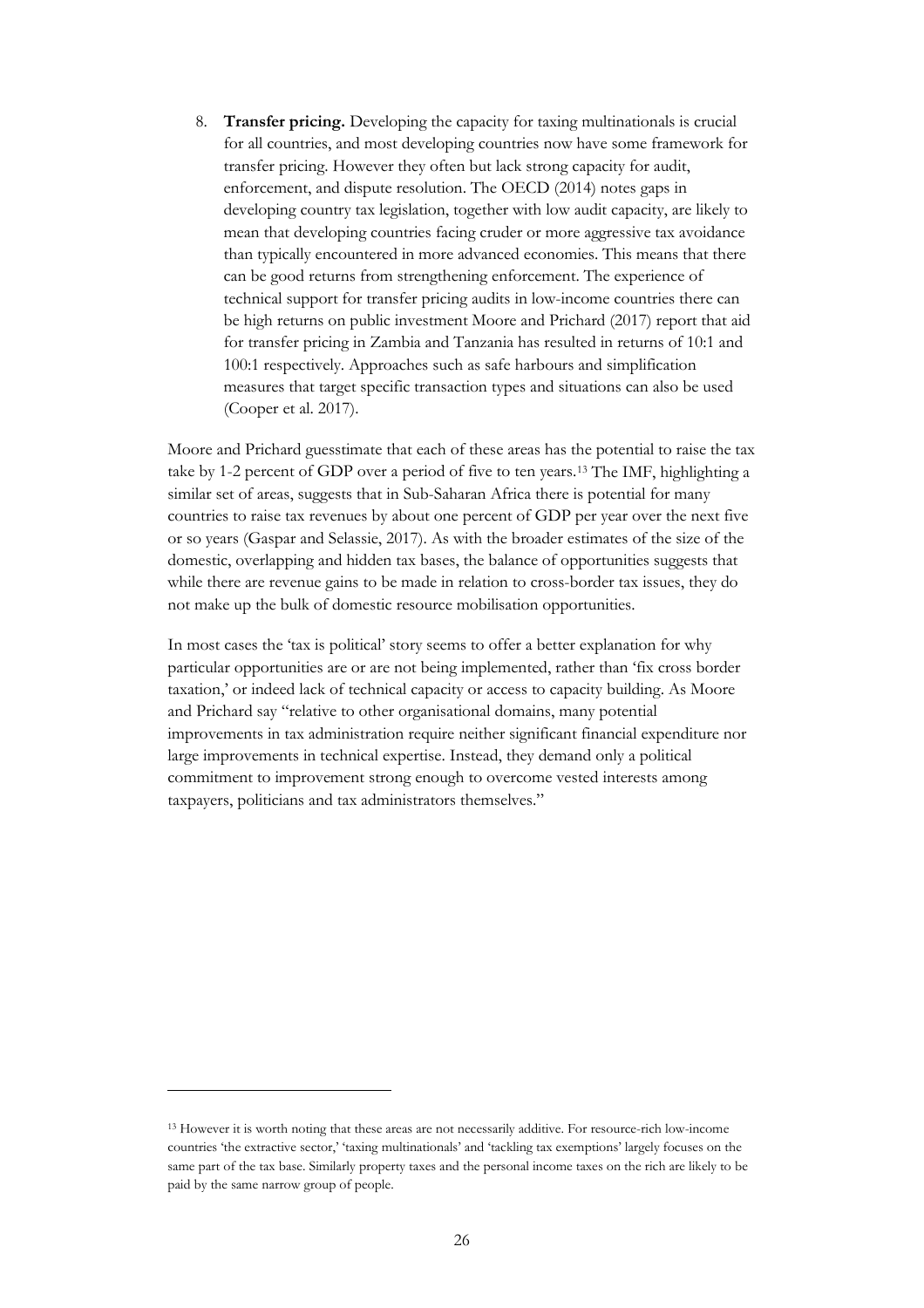8. **Transfer pricing.** Developing the capacity for taxing multinationals is crucial for all countries, and most developing countries now have some framework for transfer pricing. However they often but lack strong capacity for audit, enforcement, and dispute resolution. The OECD (2014) notes gaps in developing country tax legislation, together with low audit capacity, are likely to mean that developing countries facing cruder or more aggressive tax avoidance than typically encountered in more advanced economies. This means that there can be good returns from strengthening enforcement. The experience of technical support for transfer pricing audits in low-income countries there can be high returns on public investment Moore and Prichard (2017) report that aid for transfer pricing in Zambia and Tanzania has resulted in returns of 10:1 and 100:1 respectively. Approaches such as safe harbours and simplification measures that target specific transaction types and situations can also be used (Cooper et al. 2017).

Moore and Prichard guesstimate that each of these areas has the potential to raise the tax take by 1-2 percent of GDP over a period of five to ten years.[13] The IMF, highlighting a similar set of areas, suggests that in Sub-Saharan Africa there is potential for many countries to raise tax revenues by about one percent of GDP per year over the next five or so years (Gaspar and Selassie, 2017). As with the broader estimates of the size of the domestic, overlapping and hidden tax bases, the balance of opportunities suggests that while there are revenue gains to be made in relation to cross-border tax issues, they do not make up the bulk of domestic resource mobilisation opportunities.

In most cases the 'tax is political' story seems to offer a better explanation for why particular opportunities are or are not being implemented, rather than 'fix cross border taxation,' or indeed lack of technical capacity or access to capacity building. As Moore and Prichard say "relative to other organisational domains, many potential improvements in tax administration require neither significant financial expenditure nor large improvements in technical expertise. Instead, they demand only a political commitment to improvement strong enough to overcome vested interests among taxpayers, politicians and tax administrators themselves."

[13] However it is worth noting that these areas are not necessarily additive. For resource-rich low-income countries 'the extractive sector,' 'taxing multinationals' and 'tackling tax exemptions' largely focuses on the same part of the tax base. Similarly property taxes and the personal income taxes on the rich are likely to be paid by the same narrow group of people.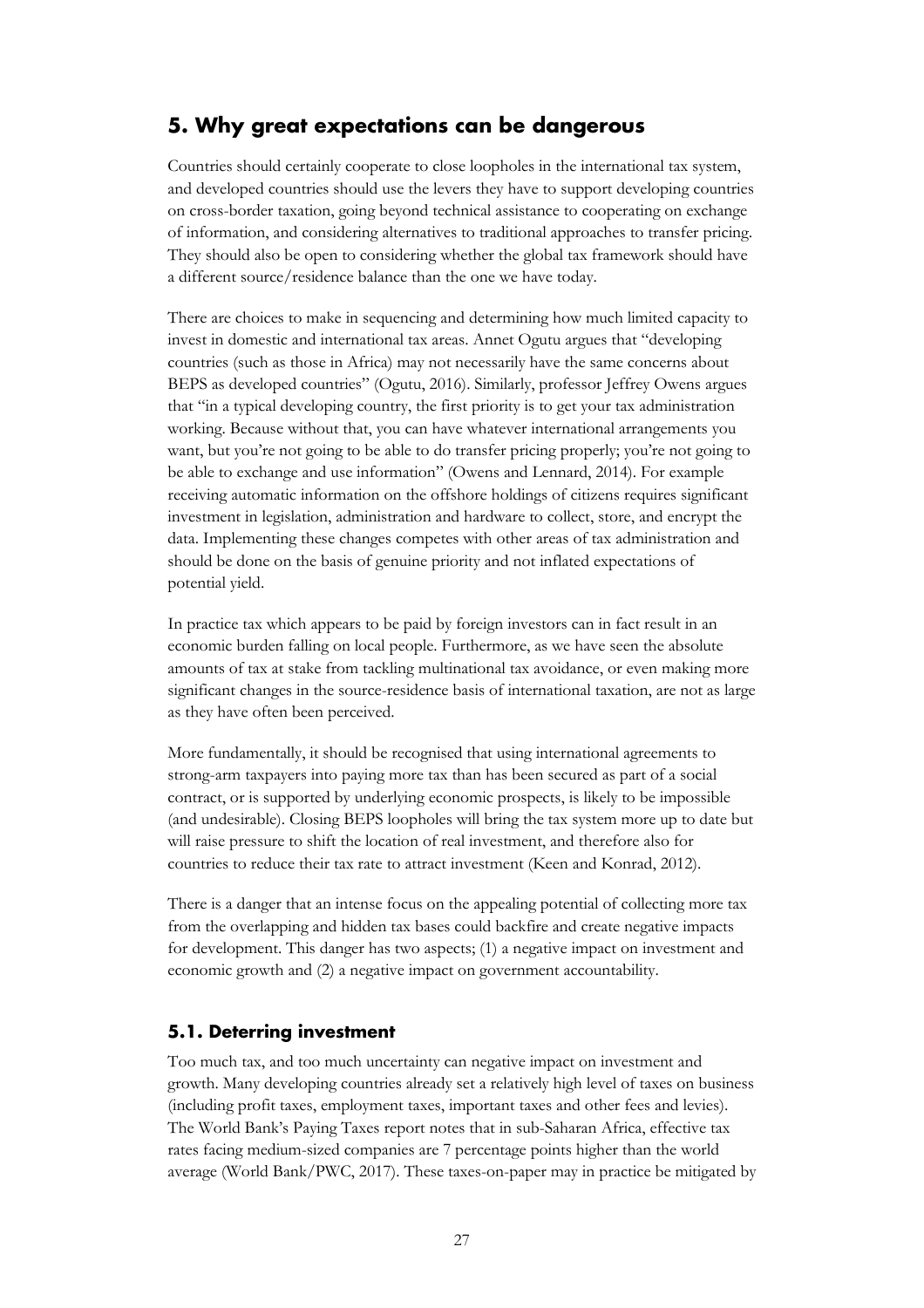## 5. Why great expectations can be dangerous

Countries should certainly cooperate to close loopholes in the international tax system, and developed countries should use the levers they have to support developing countries on cross-border taxation, going beyond technical assistance to cooperating on exchange of information, and considering alternatives to traditional approaches to transfer pricing. They should also be open to considering whether the global tax framework should have a different source/residence balance than the one we have today.

There are choices to make in sequencing and determining how much limited capacity to invest in domestic and international tax areas. Annet Ogutu argues that "developing countries (such as those in Africa) may not necessarily have the same concerns about BEPS as developed countries" (Ogutu, 2016). Similarly, professor Jeffrey Owens argues that "in a typical developing country, the first priority is to get your tax administration working. Because without that, you can have whatever international arrangements you want, but you're not going to be able to do transfer pricing properly; you're not going to be able to exchange and use information" (Owens and Lennard, 2014). For example receiving automatic information on the offshore holdings of citizens requires significant investment in legislation, administration and hardware to collect, store, and encrypt the data. Implementing these changes competes with other areas of tax administration and should be done on the basis of genuine priority and not inflated expectations of potential yield.

In practice tax which appears to be paid by foreign investors can in fact result in an economic burden falling on local people. Furthermore, as we have seen the absolute amounts of tax at stake from tackling multinational tax avoidance, or even making more significant changes in the source-residence basis of international taxation, are not as large as they have often been perceived.

More fundamentally, it should be recognised that using international agreements to strong-arm taxpayers into paying more tax than has been secured as part of a social contract, or is supported by underlying economic prospects, is likely to be impossible (and undesirable). Closing BEPS loopholes will bring the tax system more up to date but will raise pressure to shift the location of real investment, and therefore also for countries to reduce their tax rate to attract investment (Keen and Konrad, 2012).

There is a danger that an intense focus on the appealing potential of collecting more tax from the overlapping and hidden tax bases could backfire and create negative impacts for development. This danger has two aspects; (1) a negative impact on investment and economic growth and (2) a negative impact on government accountability.

### 5.1. Deterring investment

Too much tax, and too much uncertainty can negative impact on investment and growth. Many developing countries already set a relatively high level of taxes on business (including profit taxes, employment taxes, important taxes and other fees and levies). The World Bank's Paying Taxes report notes that in sub-Saharan Africa, effective tax rates facing medium-sized companies are 7 percentage points higher than the world average (World Bank/PWC, 2017). These taxes-on-paper may in practice be mitigated by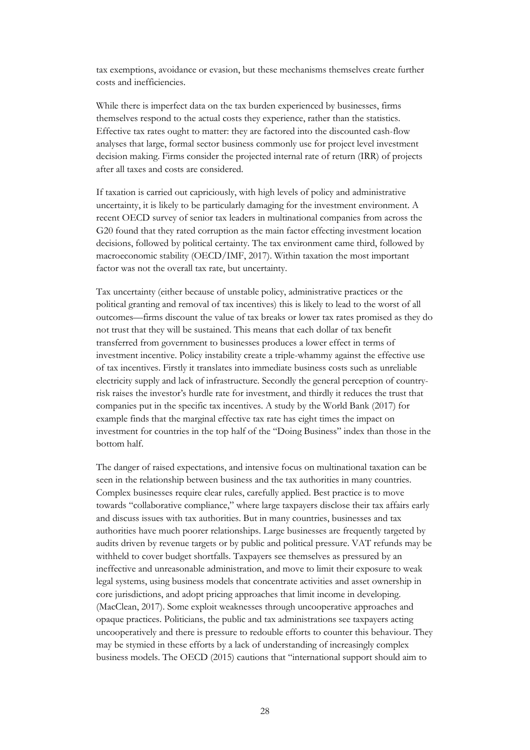tax exemptions, avoidance or evasion, but these mechanisms themselves create further costs and inefficiencies.

While there is imperfect data on the tax burden experienced by businesses, firms themselves respond to the actual costs they experience, rather than the statistics. Effective tax rates ought to matter: they are factored into the discounted cash-flow analyses that large, formal sector business commonly use for project level investment decision making. Firms consider the projected internal rate of return (IRR) of projects after all taxes and costs are considered.

If taxation is carried out capriciously, with high levels of policy and administrative uncertainty, it is likely to be particularly damaging for the investment environment. A recent OECD survey of senior tax leaders in multinational companies from across the G20 found that they rated corruption as the main factor effecting investment location decisions, followed by political certainty. The tax environment came third, followed by macroeconomic stability (OECD/IMF, 2017). Within taxation the most important factor was not the overall tax rate, but uncertainty.

Tax uncertainty (either because of unstable policy, administrative practices or the political granting and removal of tax incentives) this is likely to lead to the worst of all outcomes—firms discount the value of tax breaks or lower tax rates promised as they do not trust that they will be sustained. This means that each dollar of tax benefit transferred from government to businesses produces a lower effect in terms of investment incentive. Policy instability create a triple-whammy against the effective use of tax incentives. Firstly it translates into immediate business costs such as unreliable electricity supply and lack of infrastructure. Secondly the general perception of country-risk raises the investor's hurdle rate for investment, and thirdly it reduces the trust that companies put in the specific tax incentives. A study by the World Bank (2017) for example finds that the marginal effective tax rate has eight times the impact on investment for countries in the top half of the "Doing Business" index than those in the bottom half.

The danger of raised expectations, and intensive focus on multinational taxation can be seen in the relationship between business and the tax authorities in many countries. Complex businesses require clear rules, carefully applied. Best practice is to move towards "collaborative compliance," where large taxpayers disclose their tax affairs early and discuss issues with tax authorities. But in many countries, businesses and tax authorities have much poorer relationships. Large businesses are frequently targeted by audits driven by revenue targets or by public and political pressure. VAT refunds may be withheld to cover budget shortfalls. Taxpayers see themselves as pressured by an ineffective and unreasonable administration, and move to limit their exposure to weak legal systems, using business models that concentrate activities and asset ownership in core jurisdictions, and adopt pricing approaches that limit income in developing. (MacClean, 2017). Some exploit weaknesses through uncooperative approaches and opaque practices. Politicians, the public and tax administrations see taxpayers acting uncooperatively and there is pressure to redouble efforts to counter this behaviour. They may be stymied in these efforts by a lack of understanding of increasingly complex business models. The OECD (2015) cautions that "international support should aim to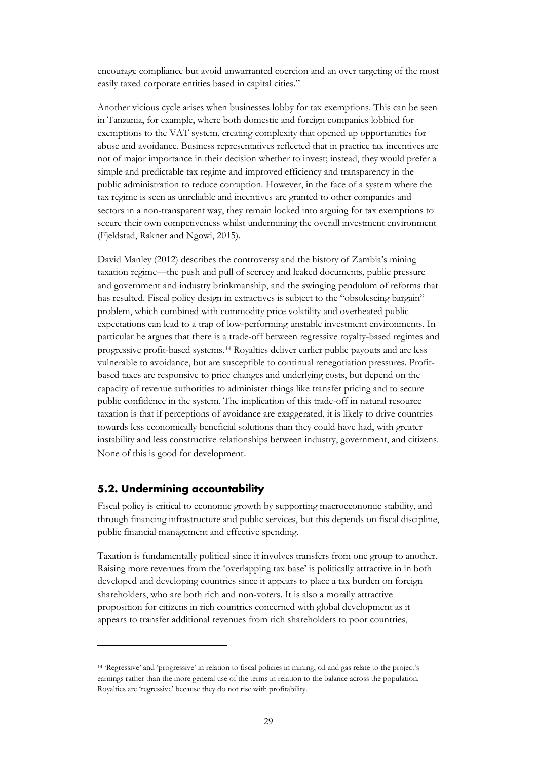encourage compliance but avoid unwarranted coercion and an over targeting of the most easily taxed corporate entities based in capital cities."

Another vicious cycle arises when businesses lobby for tax exemptions. This can be seen in Tanzania, for example, where both domestic and foreign companies lobbied for exemptions to the VAT system, creating complexity that opened up opportunities for abuse and avoidance. Business representatives reflected that in practice tax incentives are not of major importance in their decision whether to invest; instead, they would prefer a simple and predictable tax regime and improved efficiency and transparency in the public administration to reduce corruption. However, in the face of a system where the tax regime is seen as unreliable and incentives are granted to other companies and sectors in a non-transparent way, they remain locked into arguing for tax exemptions to secure their own competitiveness whilst undermining the overall investment environment (Fjeldstad, Rakner and Ngowi, 2015).

David Manley (2012) describes the controversy and the history of Zambia's mining taxation regime—the push and pull of secrecy and leaked documents, public pressure and government and industry brinkmanship, and the swinging pendulum of reforms that has resulted. Fiscal policy design in extractives is subject to the "obsolescing bargain" problem, which combined with commodity price volatility and overheated public expectations can lead to a trap of low-performing unstable investment environments. In particular he argues that there is a trade-off between regressive royalty-based regimes and progressive profit-based systems.[14] Royalties deliver earlier public payouts and are less vulnerable to avoidance, but are susceptible to continual renegotiation pressures. Profit-based taxes are responsive to price changes and underlying costs, but depend on the capacity of revenue authorities to administer things like transfer pricing and to secure public confidence in the system. The implication of this trade-off in natural resource taxation is that if perceptions of avoidance are exaggerated, it is likely to drive countries towards less economically beneficial solutions than they could have had, with greater instability and less constructive relationships between industry, government, and citizens. None of this is good for development.

## 5.2. Undermining accountability

Fiscal policy is critical to economic growth by supporting macroeconomic stability, and through financing infrastructure and public services, but this depends on fiscal discipline, public financial management and effective spending.

Taxation is fundamentally political since it involves transfers from one group to another. Raising more revenues from the 'overlapping tax base' is politically attractive in in both developed and developing countries since it appears to place a tax burden on foreign shareholders, who are both rich and non-voters. It is also a morally attractive proposition for citizens in rich countries concerned with global development as it appears to transfer additional revenues from rich shareholders to poor countries,

[14] 'Regressive' and 'progressive' in relation to fiscal policies in mining, oil and gas relate to the project's earnings rather than the more general use of the terms in relation to the balance across the population. Royalties are 'regressive' because they do not rise with profitability.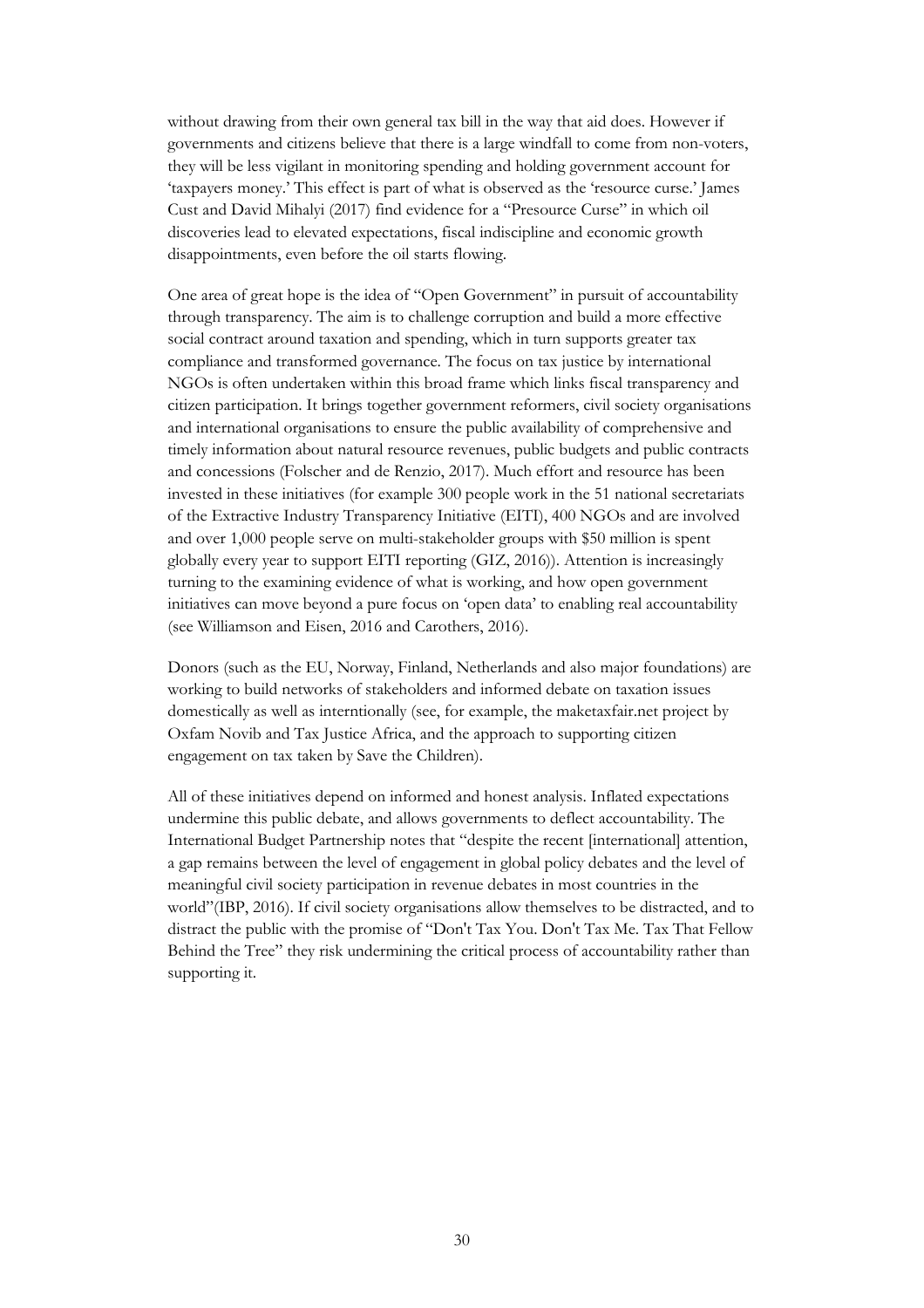without drawing from their own general tax bill in the way that aid does. However if governments and citizens believe that there is a large windfall to come from non-voters, they will be less vigilant in monitoring spending and holding government account for 'taxpayers money.' This effect is part of what is observed as the 'resource curse.' James Cust and David Mihalyi (2017) find evidence for a "Presource Curse" in which oil discoveries lead to elevated expectations, fiscal indiscipline and economic growth disappointments, even before the oil starts flowing.

One area of great hope is the idea of "Open Government" in pursuit of accountability through transparency. The aim is to challenge corruption and build a more effective social contract around taxation and spending, which in turn supports greater tax compliance and transformed governance. The focus on tax justice by international NGOs is often undertaken within this broad frame which links fiscal transparency and citizen participation. It brings together government reformers, civil society organisations and international organisations to ensure the public availability of comprehensive and timely information about natural resource revenues, public budgets and public contracts and concessions (Folscher and de Renzio, 2017). Much effort and resource has been invested in these initiatives (for example 300 people work in the 51 national secretariats of the Extractive Industry Transparency Initiative (EITI), 400 NGOs and are involved and over 1,000 people serve on multi-stakeholder groups with $50 million is spent globally every year to support EITI reporting (GIZ, 2016)). Attention is increasingly turning to the examining evidence of what is working, and how open government initiatives can move beyond a pure focus on 'open data' to enabling real accountability (see Williamson and Eisen, 2016 and Carothers, 2016).

Donors (such as the EU, Norway, Finland, Netherlands and also major foundations) are working to build networks of stakeholders and informed debate on taxation issues domestically as well as interntionally (see, for example, the maketaxfair.net project by Oxfam Novib and Tax Justice Africa, and the approach to supporting citizen engagement on tax taken by Save the Children).

All of these initiatives depend on informed and honest analysis. Inflated expectations undermine this public debate, and allows governments to deflect accountability. The International Budget Partnership notes that "despite the recent [international] attention, a gap remains between the level of engagement in global policy debates and the level of meaningful civil society participation in revenue debates in most countries in the world"(IBP, 2016). If civil society organisations allow themselves to be distracted, and to distract the public with the promise of "Don't Tax You. Don't Tax Me. Tax That Fellow Behind the Tree" they risk undermining the critical process of accountability rather than supporting it.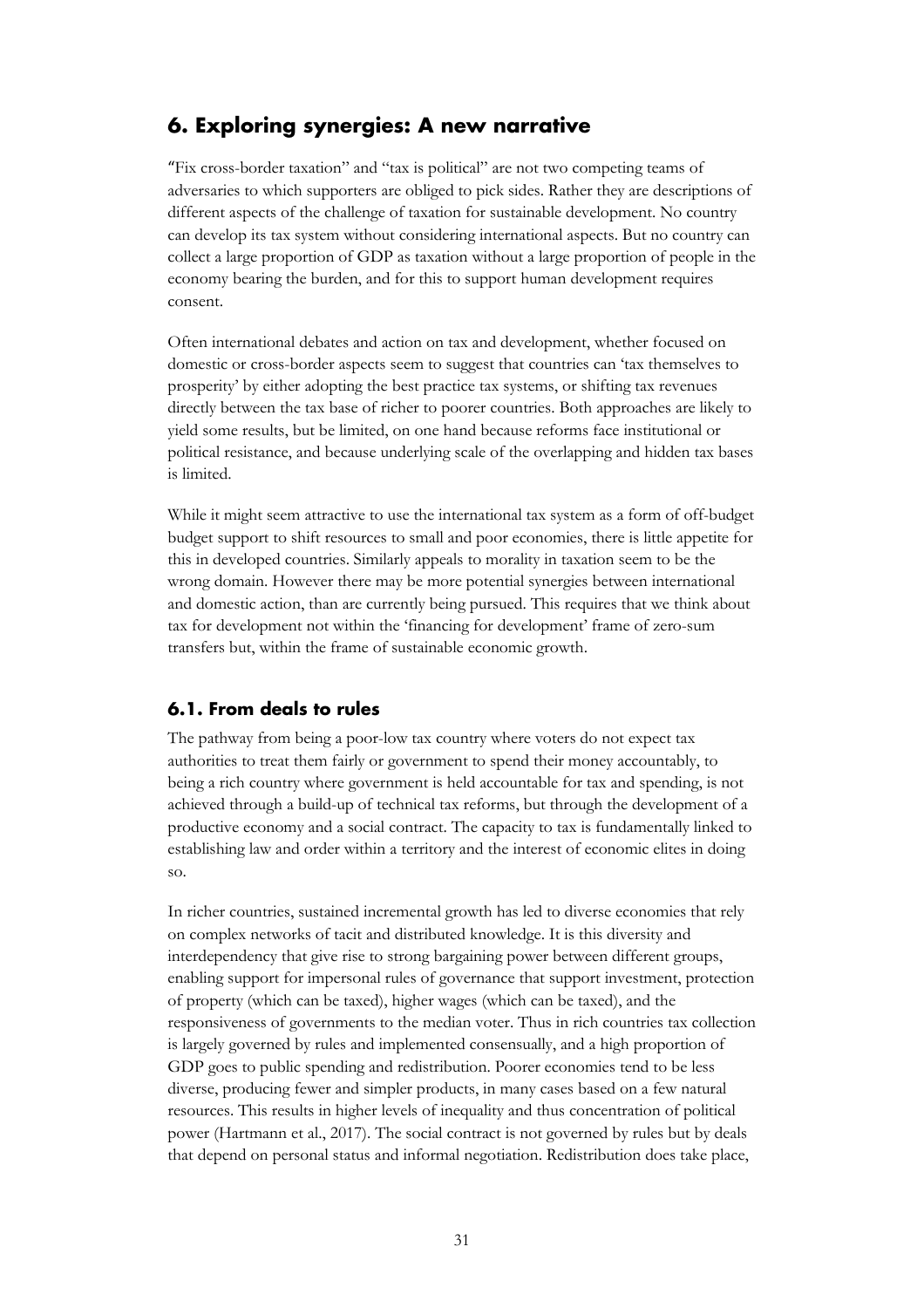## 6. Exploring synergies: A new narrative

"Fix cross-border taxation" and "tax is political" are not two competing teams of adversaries to which supporters are obliged to pick sides. Rather they are descriptions of different aspects of the challenge of taxation for sustainable development. No country can develop its tax system without considering international aspects. But no country can collect a large proportion of GDP as taxation without a large proportion of people in the economy bearing the burden, and for this to support human development requires consent.

Often international debates and action on tax and development, whether focused on domestic or cross-border aspects seem to suggest that countries can 'tax themselves to prosperity' by either adopting the best practice tax systems, or shifting tax revenues directly between the tax base of richer to poorer countries. Both approaches are likely to yield some results, but be limited, on one hand because reforms face institutional or political resistance, and because underlying scale of the overlapping and hidden tax bases is limited.

While it might seem attractive to use the international tax system as a form of off-budget budget support to shift resources to small and poor economies, there is little appetite for this in developed countries. Similarly appeals to morality in taxation seem to be the wrong domain. However there may be more potential synergies between international and domestic action, than are currently being pursued. This requires that we think about tax for development not within the 'financing for development' frame of zero-sum transfers but, within the frame of sustainable economic growth.

### 6.1. From deals to rules

The pathway from being a poor-low tax country where voters do not expect tax authorities to treat them fairly or government to spend their money accountably, to being a rich country where government is held accountable for tax and spending, is not achieved through a build-up of technical tax reforms, but through the development of a productive economy and a social contract. The capacity to tax is fundamentally linked to establishing law and order within a territory and the interest of economic elites in doing so.

In richer countries, sustained incremental growth has led to diverse economies that rely on complex networks of tacit and distributed knowledge. It is this diversity and interdependency that give rise to strong bargaining power between different groups, enabling support for impersonal rules of governance that support investment, protection of property (which can be taxed), higher wages (which can be taxed), and the responsiveness of governments to the median voter. Thus in rich countries tax collection is largely governed by rules and implemented consensually, and a high proportion of GDP goes to public spending and redistribution. Poorer economies tend to be less diverse, producing fewer and simpler products, in many cases based on a few natural resources. This results in higher levels of inequality and thus concentration of political power (Hartmann et al., 2017). The social contract is not governed by rules but by deals that depend on personal status and informal negotiation. Redistribution does take place,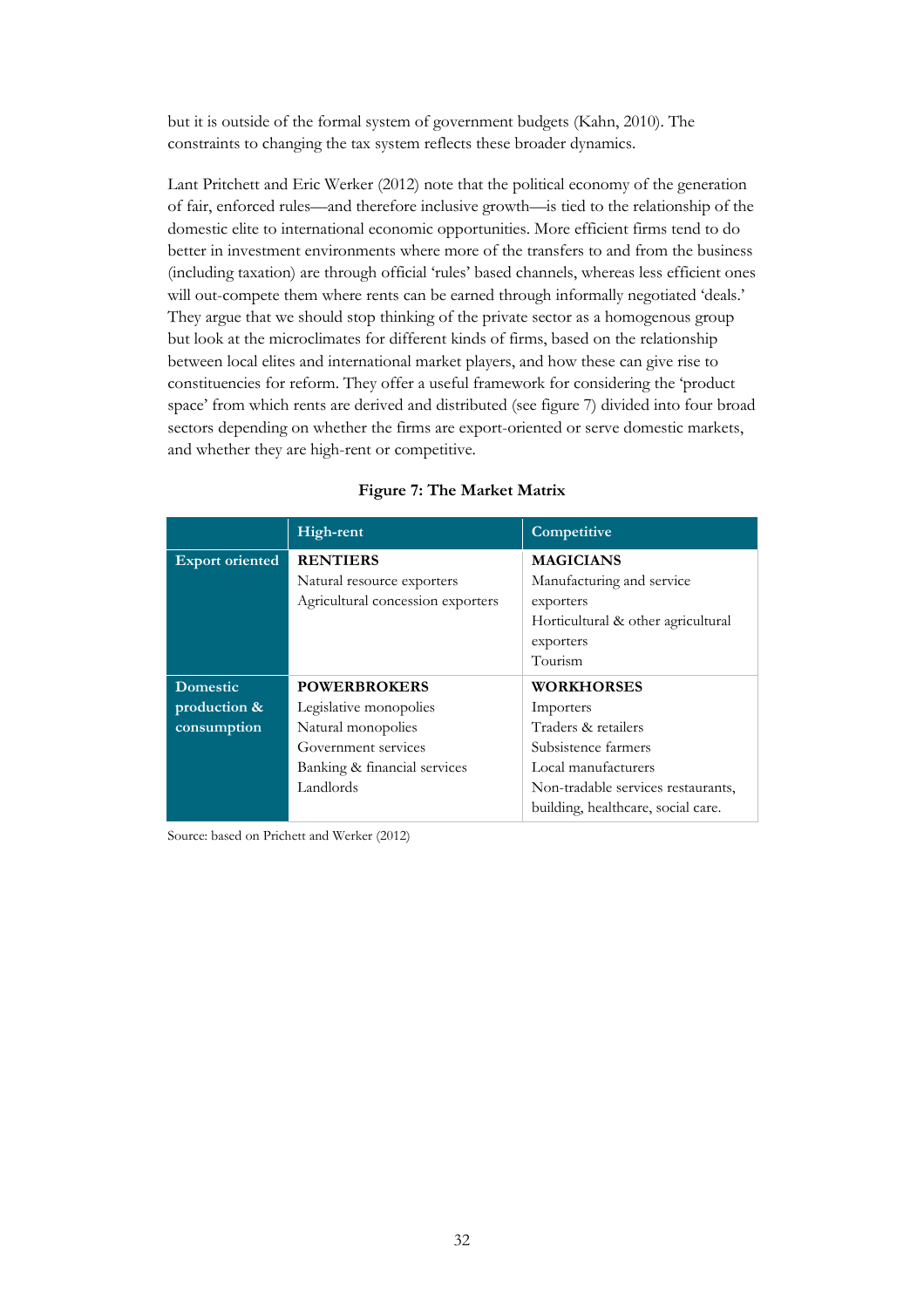but it is outside of the formal system of government budgets (Kahn, 2010). The constraints to changing the tax system reflects these broader dynamics.

Lant Pritchett and Eric Werker (2012) note that the political economy of the generation of fair, enforced rules—and therefore inclusive growth—is tied to the relationship of the domestic elite to international economic opportunities. More efficient firms tend to do better in investment environments where more of the transfers to and from the business (including taxation) are through official 'rules' based channels, whereas less efficient ones will out-compete them where rents can be earned through informally negotiated 'deals.' They argue that we should stop thinking of the private sector as a homogenous group but look at the microclimates for different kinds of firms, based on the relationship between local elites and international market players, and how these can give rise to constituencies for reform. They offer a useful framework for considering the 'product space' from which rents are derived and distributed (see figure 7) divided into four broad sectors depending on whether the firms are export-oriented or serve domestic markets, and whether they are high-rent or competitive.

**Figure 7: The Market Matrix**

| | High-rent | Competitive |
|---|---|---|
| **Export oriented** | **RENTIERS**<br>Natural resource exporters<br>Agricultural concession exporters | **MAGICIANS**<br>Manufacturing and service exporters<br>Horticultural & other agricultural exporters<br>Tourism |
| **Domestic production & consumption** | **POWERBROKERS**<br>Legislative monopolies<br>Natural monopolies<br>Government services<br>Banking & financial services<br>Landlords | **WORKHORSES**<br>Importers<br>Traders & retailers<br>Subsistence farmers<br>Local manufacturers<br>Non-tradable services restaurants, building, healthcare, social care. |

Source: based on Prichett and Werker (2012)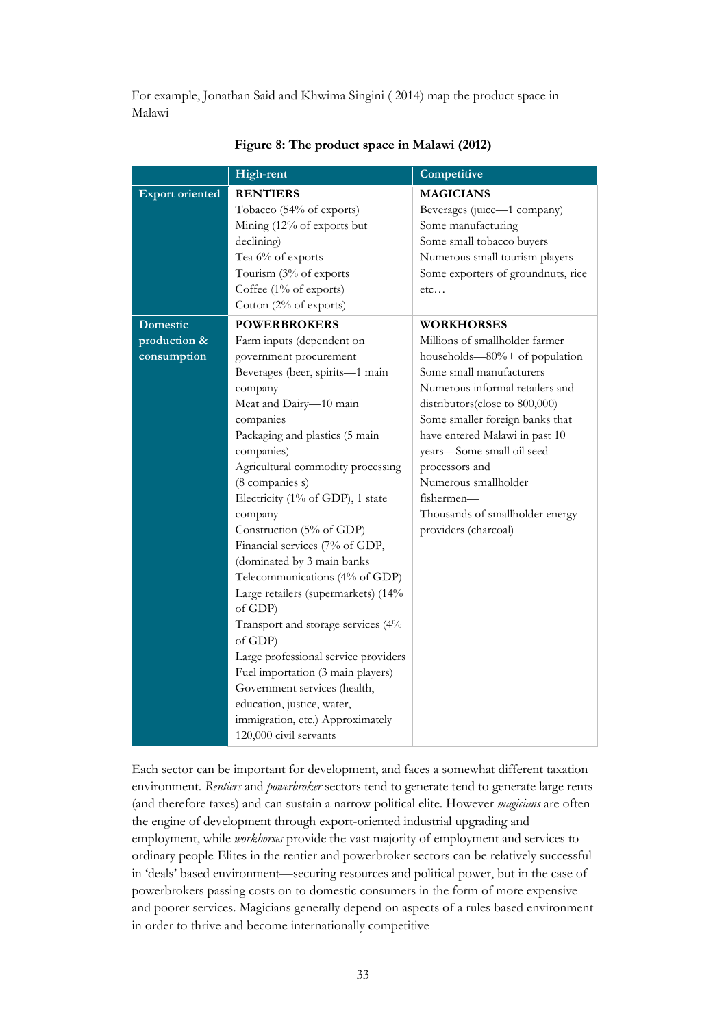For example, Jonathan Said and Khwima Singini ( 2014) map the product space in Malawi

**Figure 8: The product space in Malawi (2012)**

| | High-rent | Competitive |
|---|---|---|
| **Export oriented** | **RENTIERS**<br>Tobacco (54% of exports)<br>Mining (12% of exports but declining)<br>Tea 6% of exports<br>Tourism (3% of exports<br>Coffee (1% of exports)<br>Cotton (2% of exports) | **MAGICIANS**<br>Beverages (juice—1 company)<br>Some manufacturing<br>Some small tobacco buyers<br>Numerous small tourism players<br>Some exporters of groundnuts, rice etc… |
| **Domestic production & consumption** | **POWERBROKERS**<br>Farm inputs (dependent on government procurement<br>Beverages (beer, spirits—1 main company<br>Meat and Dairy—10 main companies<br>Packaging and plastics (5 main companies)<br>Agricultural commodity processing (8 companies s)<br>Electricity (1% of GDP), 1 state company<br>Construction (5% of GDP)<br>Financial services (7% of GDP, (dominated by 3 main banks<br>Telecommunications (4% of GDP)<br>Large retailers (supermarkets) (14% of GDP)<br>Transport and storage services (4% of GDP)<br>Large professional service providers<br>Fuel importation (3 main players)<br>Government services (health, education, justice, water, immigration, etc.) Approximately 120,000 civil servants | **WORKHORSES**<br>Millions of smallholder farmer households—80%+ of population<br>Some small manufacturers<br>Numerous informal retailers and distributors(close to 800,000)<br>Some smaller foreign banks that have entered Malawi in past 10 years—Some small oil seed processors and<br>Numerous smallholder fishermen—<br>Thousands of smallholder energy providers (charcoal) |

Each sector can be important for development, and faces a somewhat different taxation environment. *Rentiers* and *powerbroker* sectors tend to generate tend to generate large rents (and therefore taxes) and can sustain a narrow political elite. However *magicians* are often the engine of development through export-oriented industrial upgrading and employment, while *workhorses* provide the vast majority of employment and services to ordinary people. Elites in the rentier and powerbroker sectors can be relatively successful in 'deals' based environment—securing resources and political power, but in the case of powerbrokers passing costs on to domestic consumers in the form of more expensive and poorer services. Magicians generally depend on aspects of a rules based environment in order to thrive and become internationally competitive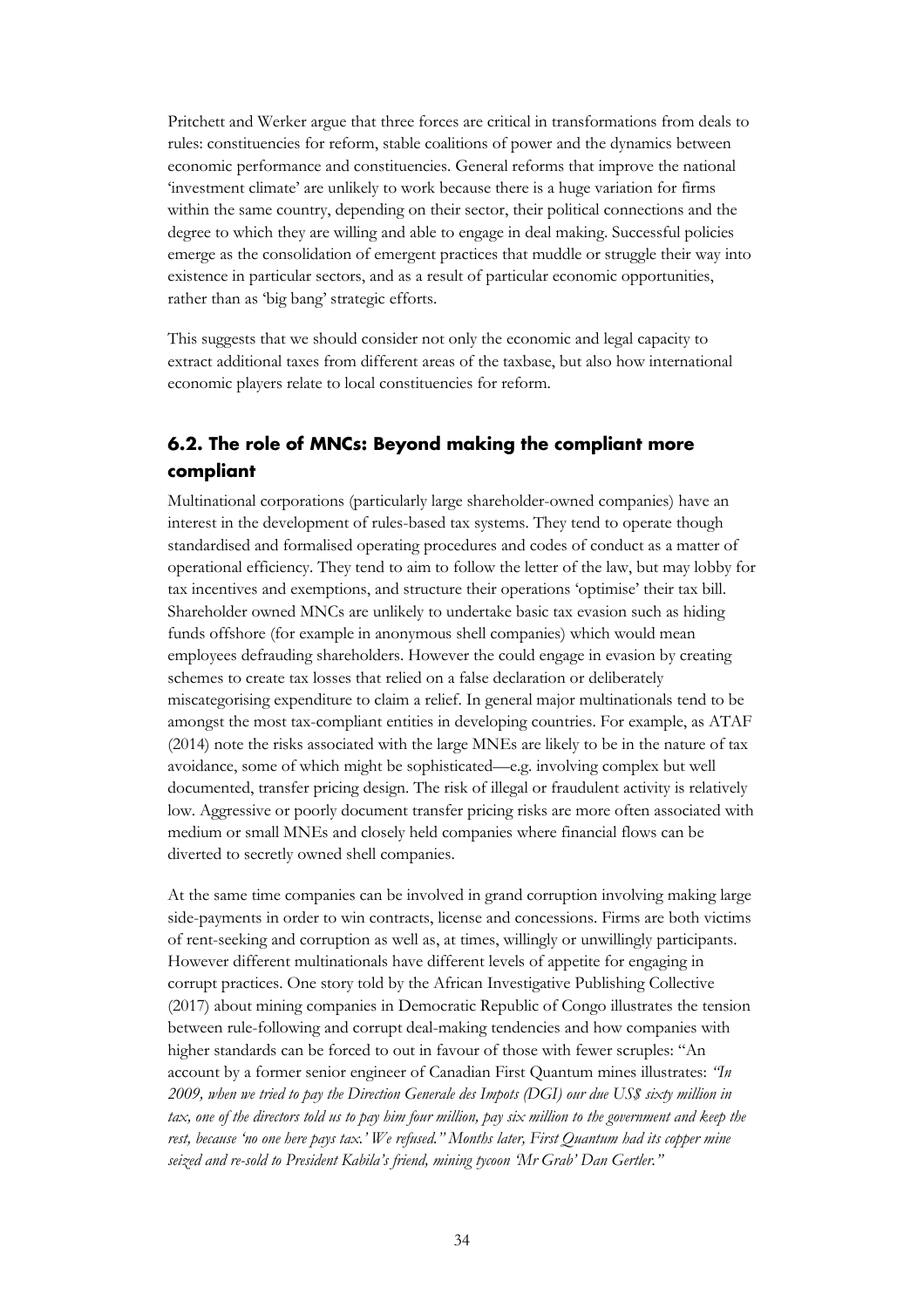Pritchett and Werker argue that three forces are critical in transformations from deals to rules: constituencies for reform, stable coalitions of power and the dynamics between economic performance and constituencies. General reforms that improve the national 'investment climate' are unlikely to work because there is a huge variation for firms within the same country, depending on their sector, their political connections and the degree to which they are willing and able to engage in deal making. Successful policies emerge as the consolidation of emergent practices that muddle or struggle their way into existence in particular sectors, and as a result of particular economic opportunities, rather than as 'big bang' strategic efforts.

This suggests that we should consider not only the economic and legal capacity to extract additional taxes from different areas of the taxbase, but also how international economic players relate to local constituencies for reform.

### 6.2. The role of MNCs: Beyond making the compliant more compliant

Multinational corporations (particularly large shareholder-owned companies) have an interest in the development of rules-based tax systems. They tend to operate though standardised and formalised operating procedures and codes of conduct as a matter of operational efficiency. They tend to aim to follow the letter of the law, but may lobby for tax incentives and exemptions, and structure their operations 'optimise' their tax bill. Shareholder owned MNCs are unlikely to undertake basic tax evasion such as hiding funds offshore (for example in anonymous shell companies) which would mean employees defrauding shareholders. However the could engage in evasion by creating schemes to create tax losses that relied on a false declaration or deliberately miscategorising expenditure to claim a relief. In general major multinationals tend to be amongst the most tax-compliant entities in developing countries. For example, as ATAF (2014) note the risks associated with the large MNEs are likely to be in the nature of tax avoidance, some of which might be sophisticated—e.g. involving complex but well documented, transfer pricing design. The risk of illegal or fraudulent activity is relatively low. Aggressive or poorly document transfer pricing risks are more often associated with medium or small MNEs and closely held companies where financial flows can be diverted to secretly owned shell companies.

At the same time companies can be involved in grand corruption involving making large side-payments in order to win contracts, license and concessions. Firms are both victims of rent-seeking and corruption as well as, at times, willingly or unwillingly participants. However different multinationals have different levels of appetite for engaging in corrupt practices. One story told by the African Investigative Publishing Collective (2017) about mining companies in Democratic Republic of Congo illustrates the tension between rule-following and corrupt deal-making tendencies and how companies with higher standards can be forced to out in favour of those with fewer scruples: "An account by a former senior engineer of Canadian First Quantum mines illustrates: *"In 2009, when we tried to pay the Direction Generale des Impots (DGI) our due US$ sixty million in tax, one of the directors told us to pay him four million, pay six million to the government and keep the rest, because 'no one here pays tax.' We refused." Months later, First Quantum had its copper mine seized and re-sold to President Kabila's friend, mining tycoon 'Mr Grab' Dan Gertler."*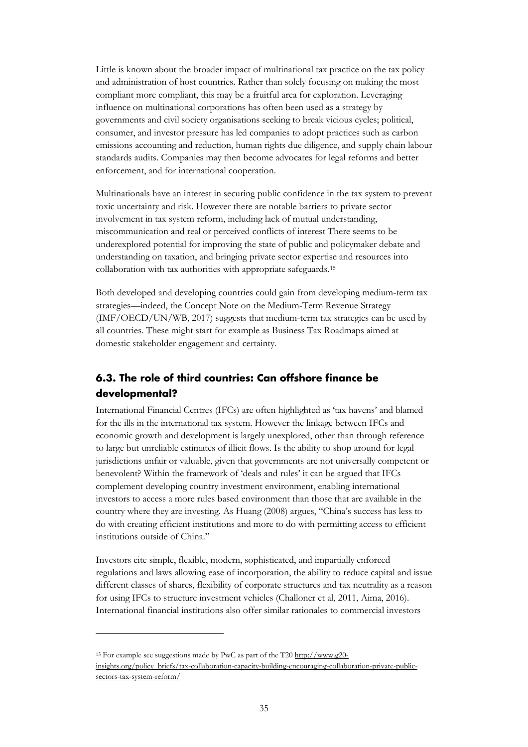Little is known about the broader impact of multinational tax practice on the tax policy and administration of host countries. Rather than solely focusing on making the most compliant more compliant, this may be a fruitful area for exploration. Leveraging influence on multinational corporations has often been used as a strategy by governments and civil society organisations seeking to break vicious cycles; political, consumer, and investor pressure has led companies to adopt practices such as carbon emissions accounting and reduction, human rights due diligence, and supply chain labour standards audits. Companies may then become advocates for legal reforms and better enforcement, and for international cooperation.

Multinationals have an interest in securing public confidence in the tax system to prevent toxic uncertainty and risk. However there are notable barriers to private sector involvement in tax system reform, including lack of mutual understanding, miscommunication and real or perceived conflicts of interest There seems to be underexplored potential for improving the state of public and policymaker debate and understanding on taxation, and bringing private sector expertise and resources into collaboration with tax authorities with appropriate safeguards.[15]

Both developed and developing countries could gain from developing medium-term tax strategies—indeed, the Concept Note on the Medium-Term Revenue Strategy (IMF/OECD/UN/WB, 2017) suggests that medium-term tax strategies can be used by all countries. These might start for example as Business Tax Roadmaps aimed at domestic stakeholder engagement and certainty.

### 6.3. The role of third countries: Can offshore finance be developmental?

International Financial Centres (IFCs) are often highlighted as 'tax havens' and blamed for the ills in the international tax system. However the linkage between IFCs and economic growth and development is largely unexplored, other than through reference to large but unreliable estimates of illicit flows. Is the ability to shop around for legal jurisdictions unfair or valuable, given that governments are not universally competent or benevolent? Within the framework of 'deals and rules' it can be argued that IFCs complement developing country investment environment, enabling international investors to access a more rules based environment than those that are available in the country where they are investing. As Huang (2008) argues, "China's success has less to do with creating efficient institutions and more to do with permitting access to efficient institutions outside of China."

Investors cite simple, flexible, modern, sophisticated, and impartially enforced regulations and laws allowing ease of incorporation, the ability to reduce capital and issue different classes of shares, flexibility of corporate structures and tax neutrality as a reason for using IFCs to structure investment vehicles (Challoner et al, 2011, Aima, 2016). International financial institutions also offer similar rationales to commercial investors

---

[15] For example see suggestions made by PwC as part of the T20 http://www.g20-insights.org/policy_briefs/tax-collaboration-capacity-building-encouraging-collaboration-private-public-sectors-tax-system-reform/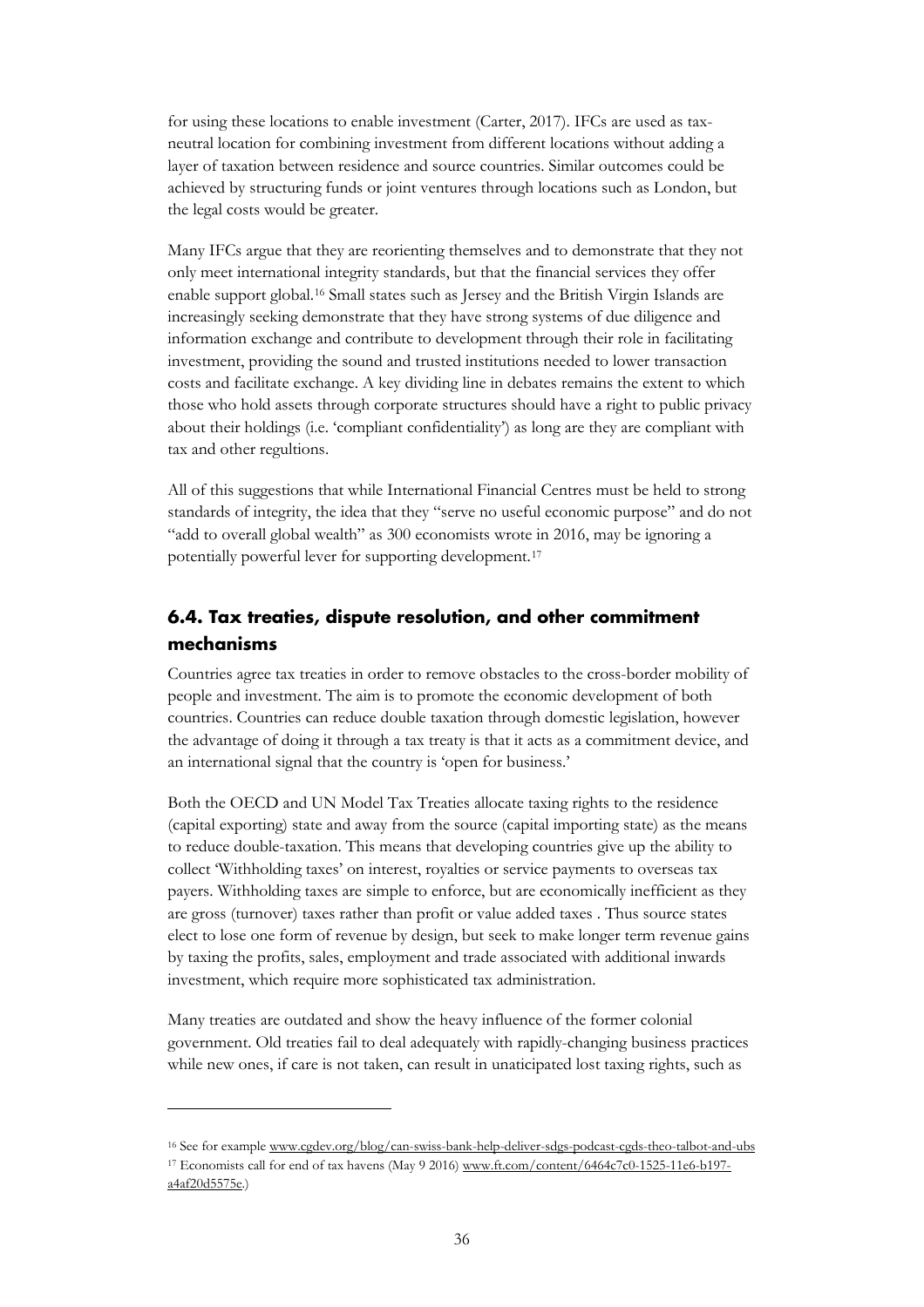for using these locations to enable investment (Carter, 2017). IFCs are used as tax-neutral location for combining investment from different locations without adding a layer of taxation between residence and source countries. Similar outcomes could be achieved by structuring funds or joint ventures through locations such as London, but the legal costs would be greater.

Many IFCs argue that they are reorienting themselves and to demonstrate that they not only meet international integrity standards, but that the financial services they offer enable support global.[16] Small states such as Jersey and the British Virgin Islands are increasingly seeking demonstrate that they have strong systems of due diligence and information exchange and contribute to development through their role in facilitating investment, providing the sound and trusted institutions needed to lower transaction costs and facilitate exchange. A key dividing line in debates remains the extent to which those who hold assets through corporate structures should have a right to public privacy about their holdings (i.e. 'compliant confidentiality') as long are they are compliant with tax and other regultions.

All of this suggestions that while International Financial Centres must be held to strong standards of integrity, the idea that they "serve no useful economic purpose" and do not "add to overall global wealth" as 300 economists wrote in 2016, may be ignoring a potentially powerful lever for supporting development.[17]

## 6.4. Tax treaties, dispute resolution, and other commitment mechanisms

Countries agree tax treaties in order to remove obstacles to the cross-border mobility of people and investment. The aim is to promote the economic development of both countries. Countries can reduce double taxation through domestic legislation, however the advantage of doing it through a tax treaty is that it acts as a commitment device, and an international signal that the country is 'open for business.'

Both the OECD and UN Model Tax Treaties allocate taxing rights to the residence (capital exporting) state and away from the source (capital importing state) as the means to reduce double-taxation. This means that developing countries give up the ability to collect 'Withholding taxes' on interest, royalties or service payments to overseas tax payers. Withholding taxes are simple to enforce, but are economically inefficient as they are gross (turnover) taxes rather than profit or value added taxes . Thus source states elect to lose one form of revenue by design, but seek to make longer term revenue gains by taxing the profits, sales, employment and trade associated with additional inwards investment, which require more sophisticated tax administration.

Many treaties are outdated and show the heavy influence of the former colonial government. Old treaties fail to deal adequately with rapidly-changing business practices while new ones, if care is not taken, can result in unaticipated lost taxing rights, such as

[16] See for example www.cgdev.org/blog/can-swiss-bank-help-deliver-sdgs-podcast-cgds-theo-talbot-and-ubs

[17] Economists call for end of tax havens (May 9 2016) www.ft.com/content/6464c7c0-1525-11e6-b197-a4af20d5575e.)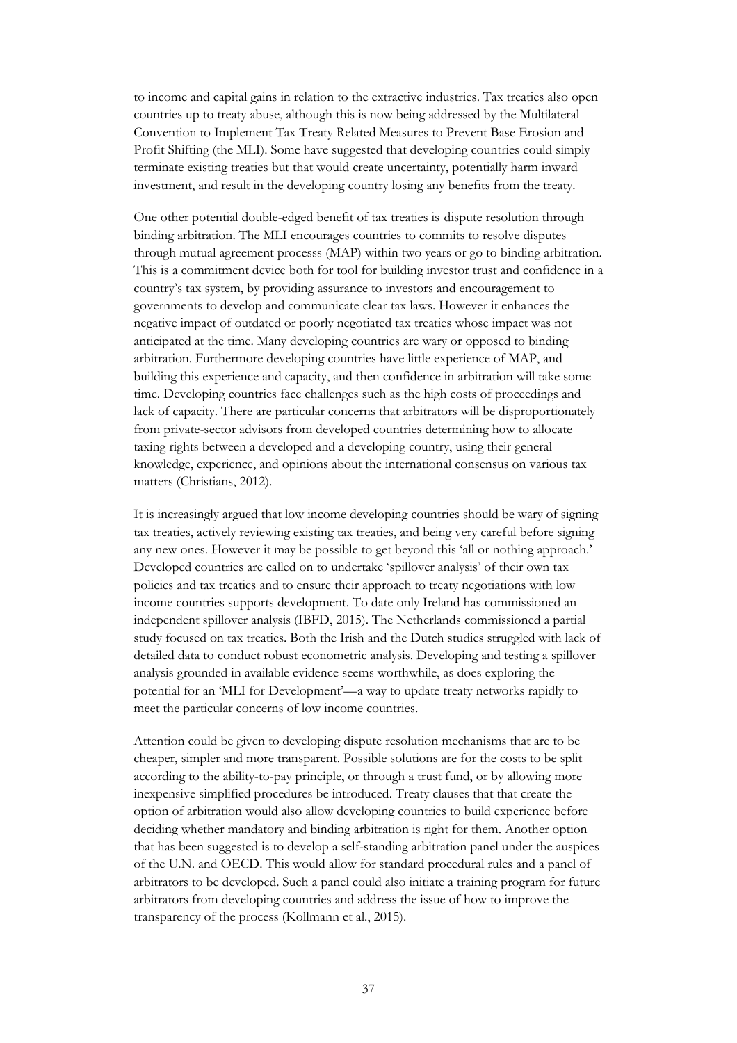to income and capital gains in relation to the extractive industries. Tax treaties also open countries up to treaty abuse, although this is now being addressed by the Multilateral Convention to Implement Tax Treaty Related Measures to Prevent Base Erosion and Profit Shifting (the MLI). Some have suggested that developing countries could simply terminate existing treaties but that would create uncertainty, potentially harm inward investment, and result in the developing country losing any benefits from the treaty.

One other potential double-edged benefit of tax treaties is dispute resolution through binding arbitration. The MLI encourages countries to commits to resolve disputes through mutual agreement processs (MAP) within two years or go to binding arbitration. This is a commitment device both for tool for building investor trust and confidence in a country's tax system, by providing assurance to investors and encouragement to governments to develop and communicate clear tax laws. However it enhances the negative impact of outdated or poorly negotiated tax treaties whose impact was not anticipated at the time. Many developing countries are wary or opposed to binding arbitration. Furthermore developing countries have little experience of MAP, and building this experience and capacity, and then confidence in arbitration will take some time. Developing countries face challenges such as the high costs of proceedings and lack of capacity. There are particular concerns that arbitrators will be disproportionately from private-sector advisors from developed countries determining how to allocate taxing rights between a developed and a developing country, using their general knowledge, experience, and opinions about the international consensus on various tax matters (Christians, 2012).

It is increasingly argued that low income developing countries should be wary of signing tax treaties, actively reviewing existing tax treaties, and being very careful before signing any new ones. However it may be possible to get beyond this 'all or nothing approach.' Developed countries are called on to undertake 'spillover analysis' of their own tax policies and tax treaties and to ensure their approach to treaty negotiations with low income countries supports development. To date only Ireland has commissioned an independent spillover analysis (IBFD, 2015). The Netherlands commissioned a partial study focused on tax treaties. Both the Irish and the Dutch studies struggled with lack of detailed data to conduct robust econometric analysis. Developing and testing a spillover analysis grounded in available evidence seems worthwhile, as does exploring the potential for an 'MLI for Development'—a way to update treaty networks rapidly to meet the particular concerns of low income countries.

Attention could be given to developing dispute resolution mechanisms that are to be cheaper, simpler and more transparent. Possible solutions are for the costs to be split according to the ability-to-pay principle, or through a trust fund, or by allowing more inexpensive simplified procedures be introduced. Treaty clauses that that create the option of arbitration would also allow developing countries to build experience before deciding whether mandatory and binding arbitration is right for them. Another option that has been suggested is to develop a self-standing arbitration panel under the auspices of the U.N. and OECD. This would allow for standard procedural rules and a panel of arbitrators to be developed. Such a panel could also initiate a training program for future arbitrators from developing countries and address the issue of how to improve the transparency of the process (Kollmann et al., 2015).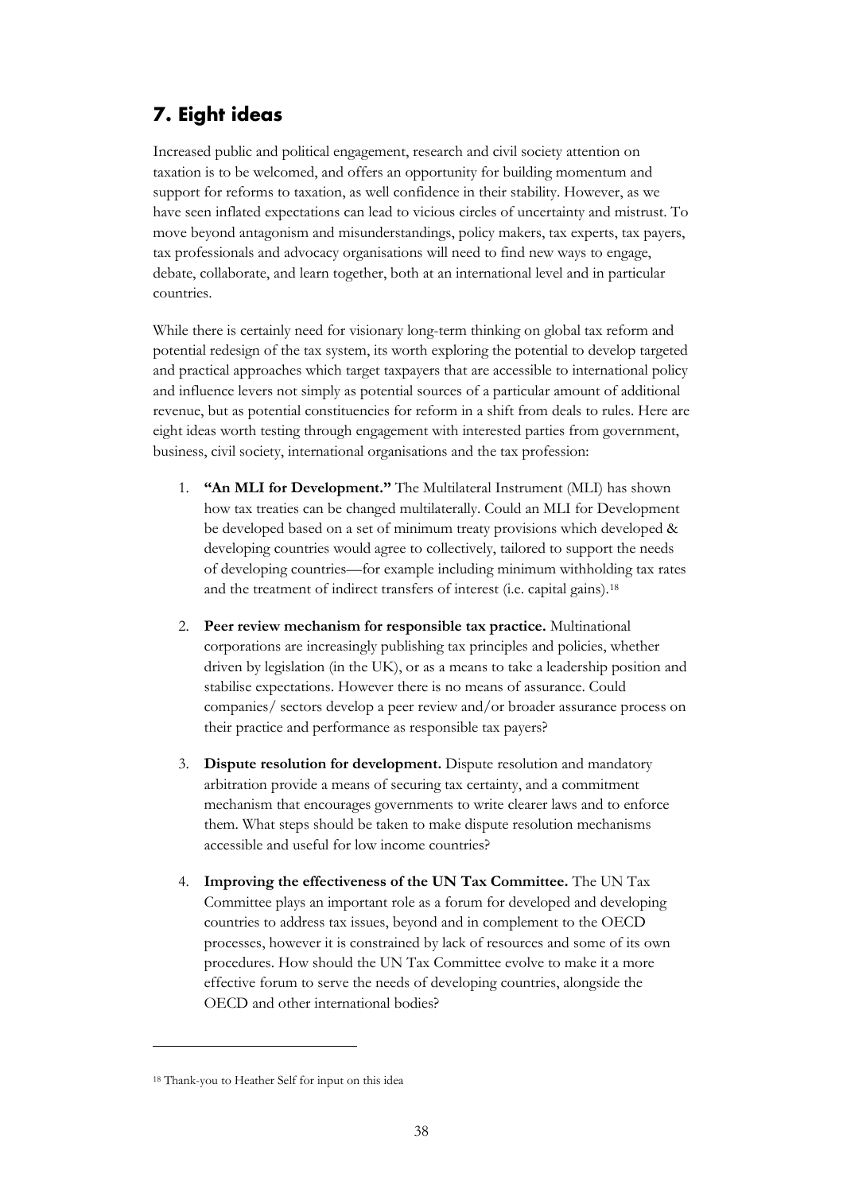## 7. Eight ideas

Increased public and political engagement, research and civil society attention on taxation is to be welcomed, and offers an opportunity for building momentum and support for reforms to taxation, as well confidence in their stability. However, as we have seen inflated expectations can lead to vicious circles of uncertainty and mistrust. To move beyond antagonism and misunderstandings, policy makers, tax experts, tax payers, tax professionals and advocacy organisations will need to find new ways to engage, debate, collaborate, and learn together, both at an international level and in particular countries.

While there is certainly need for visionary long-term thinking on global tax reform and potential redesign of the tax system, its worth exploring the potential to develop targeted and practical approaches which target taxpayers that are accessible to international policy and influence levers not simply as potential sources of a particular amount of additional revenue, but as potential constituencies for reform in a shift from deals to rules. Here are eight ideas worth testing through engagement with interested parties from government, business, civil society, international organisations and the tax profession:

1. **"An MLI for Development."** The Multilateral Instrument (MLI) has shown how tax treaties can be changed multilaterally. Could an MLI for Development be developed based on a set of minimum treaty provisions which developed & developing countries would agree to collectively, tailored to support the needs of developing countries—for example including minimum withholding tax rates and the treatment of indirect transfers of interest (i.e. capital gains).[18]

2. **Peer review mechanism for responsible tax practice.** Multinational corporations are increasingly publishing tax principles and policies, whether driven by legislation (in the UK), or as a means to take a leadership position and stabilise expectations. However there is no means of assurance. Could companies/ sectors develop a peer review and/or broader assurance process on their practice and performance as responsible tax payers?

3. **Dispute resolution for development.** Dispute resolution and mandatory arbitration provide a means of securing tax certainty, and a commitment mechanism that encourages governments to write clearer laws and to enforce them. What steps should be taken to make dispute resolution mechanisms accessible and useful for low income countries?

4. **Improving the effectiveness of the UN Tax Committee.** The UN Tax Committee plays an important role as a forum for developed and developing countries to address tax issues, beyond and in complement to the OECD processes, however it is constrained by lack of resources and some of its own procedures. How should the UN Tax Committee evolve to make it a more effective forum to serve the needs of developing countries, alongside the OECD and other international bodies?

---

[18] Thank-you to Heather Self for input on this idea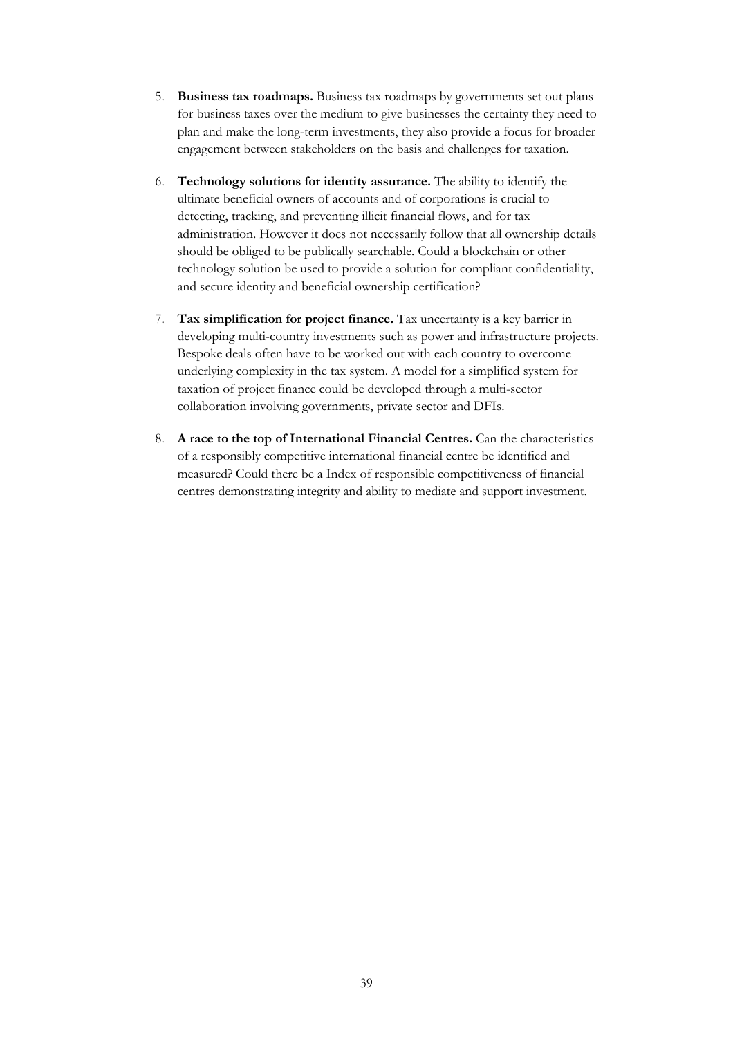5. **Business tax roadmaps.** Business tax roadmaps by governments set out plans for business taxes over the medium to give businesses the certainty they need to plan and make the long-term investments, they also provide a focus for broader engagement between stakeholders on the basis and challenges for taxation.

6. **Technology solutions for identity assurance.** The ability to identify the ultimate beneficial owners of accounts and of corporations is crucial to detecting, tracking, and preventing illicit financial flows, and for tax administration. However it does not necessarily follow that all ownership details should be obliged to be publically searchable. Could a blockchain or other technology solution be used to provide a solution for compliant confidentiality, and secure identity and beneficial ownership certification?

7. **Tax simplification for project finance.** Tax uncertainty is a key barrier in developing multi-country investments such as power and infrastructure projects. Bespoke deals often have to be worked out with each country to overcome underlying complexity in the tax system. A model for a simplified system for taxation of project finance could be developed through a multi-sector collaboration involving governments, private sector and DFIs.

8. **A race to the top of International Financial Centres.** Can the characteristics of a responsibly competitive international financial centre be identified and measured? Could there be a Index of responsible competitiveness of financial centres demonstrating integrity and ability to mediate and support investment.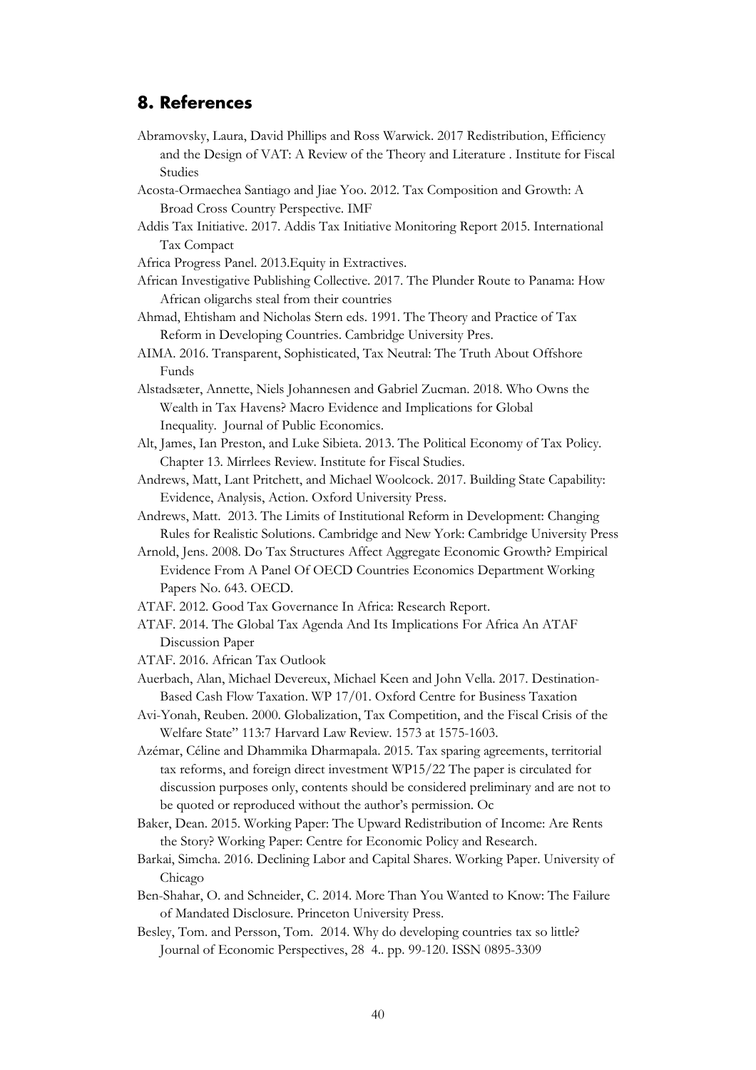## 8. References

Abramovsky, Laura, David Phillips and Ross Warwick. 2017 Redistribution, Efficiency and the Design of VAT: A Review of the Theory and Literature . Institute for Fiscal Studies

Acosta-Ormaechea Santiago and Jiae Yoo. 2012. Tax Composition and Growth: A Broad Cross Country Perspective. IMF

Addis Tax Initiative. 2017. Addis Tax Initiative Monitoring Report 2015. International Tax Compact

Africa Progress Panel. 2013.Equity in Extractives.

African Investigative Publishing Collective. 2017. The Plunder Route to Panama: How African oligarchs steal from their countries

Ahmad, Ehtisham and Nicholas Stern eds. 1991. The Theory and Practice of Tax Reform in Developing Countries. Cambridge University Pres.

AIMA. 2016. Transparent, Sophisticated, Tax Neutral: The Truth About Offshore Funds

Alstadsæter, Annette, Niels Johannesen and Gabriel Zucman. 2018. Who Owns the Wealth in Tax Havens? Macro Evidence and Implications for Global Inequality. Journal of Public Economics.

Alt, James, Ian Preston, and Luke Sibieta. 2013. The Political Economy of Tax Policy. Chapter 13. Mirrlees Review. Institute for Fiscal Studies.

Andrews, Matt, Lant Pritchett, and Michael Woolcock. 2017. Building State Capability: Evidence, Analysis, Action. Oxford University Press.

Andrews, Matt. 2013. The Limits of Institutional Reform in Development: Changing Rules for Realistic Solutions. Cambridge and New York: Cambridge University Press

Arnold, Jens. 2008. Do Tax Structures Affect Aggregate Economic Growth? Empirical Evidence From A Panel Of OECD Countries Economics Department Working Papers No. 643. OECD.

ATAF. 2012. Good Tax Governance In Africa: Research Report.

ATAF. 2014. The Global Tax Agenda And Its Implications For Africa An ATAF Discussion Paper

ATAF. 2016. African Tax Outlook

Auerbach, Alan, Michael Devereux, Michael Keen and John Vella. 2017. Destination-Based Cash Flow Taxation. WP 17/01. Oxford Centre for Business Taxation

Avi-Yonah, Reuben. 2000. Globalization, Tax Competition, and the Fiscal Crisis of the Welfare State" 113:7 Harvard Law Review. 1573 at 1575-1603.

Azémar, Céline and Dhammika Dharmapala. 2015. Tax sparing agreements, territorial tax reforms, and foreign direct investment WP15/22 The paper is circulated for discussion purposes only, contents should be considered preliminary and are not to be quoted or reproduced without the author's permission. Oc

Baker, Dean. 2015. Working Paper: The Upward Redistribution of Income: Are Rents the Story? Working Paper: Centre for Economic Policy and Research.

Barkai, Simcha. 2016. Declining Labor and Capital Shares. Working Paper. University of Chicago

Ben-Shahar, O. and Schneider, C. 2014. More Than You Wanted to Know: The Failure of Mandated Disclosure. Princeton University Press.

Besley, Tom. and Persson, Tom. 2014. Why do developing countries tax so little? Journal of Economic Perspectives, 28 4.. pp. 99-120. ISSN 0895-3309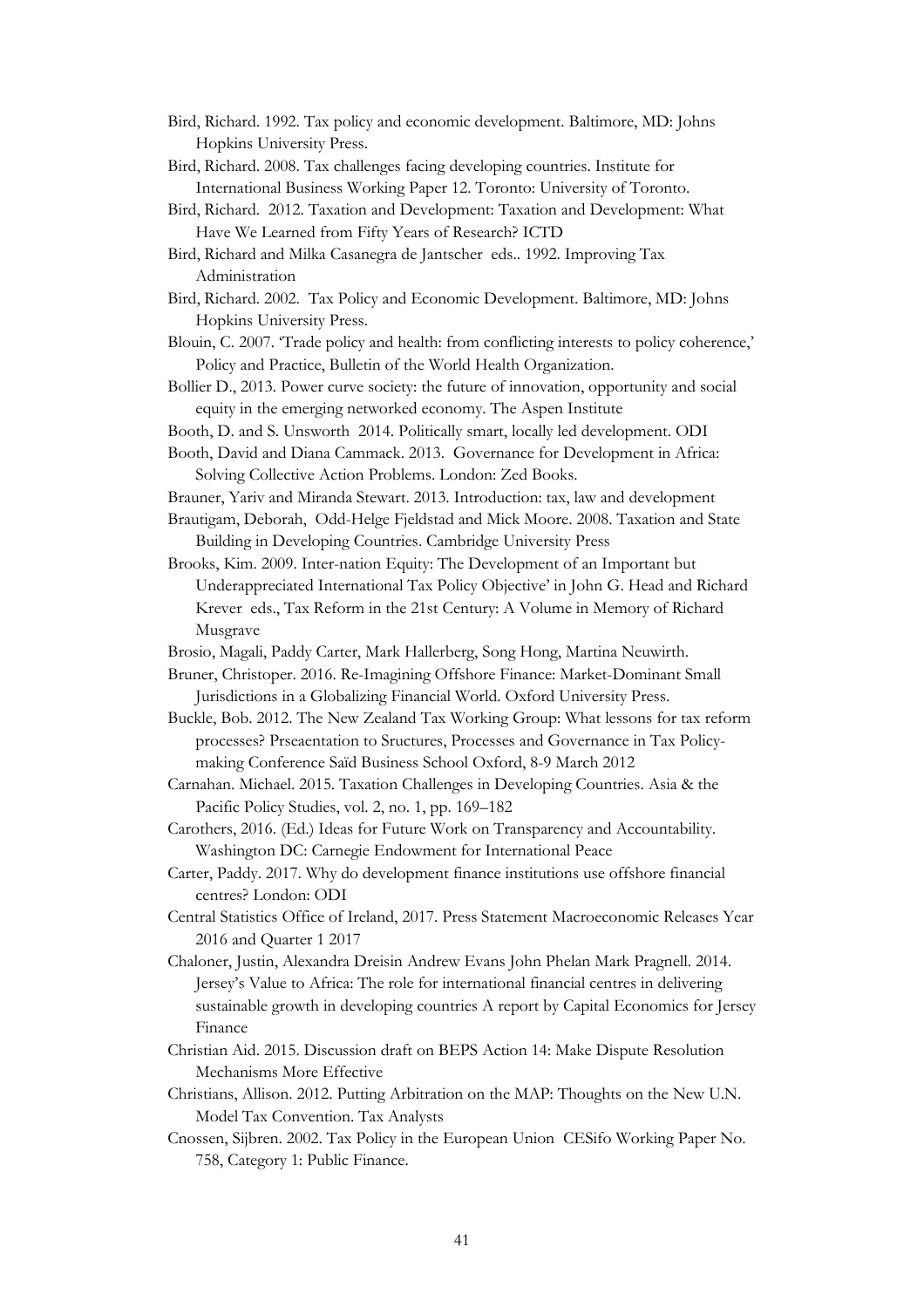Bird, Richard. 1992. Tax policy and economic development. Baltimore, MD: Johns Hopkins University Press.

Bird, Richard. 2008. Tax challenges facing developing countries. Institute for International Business Working Paper 12. Toronto: University of Toronto.

Bird, Richard. 2012. Taxation and Development: Taxation and Development: What Have We Learned from Fifty Years of Research? ICTD

Bird, Richard and Milka Casanegra de Jantscher eds.. 1992. Improving Tax Administration

Bird, Richard. 2002. Tax Policy and Economic Development. Baltimore, MD: Johns Hopkins University Press.

Blouin, C. 2007. 'Trade policy and health: from conflicting interests to policy coherence,' Policy and Practice, Bulletin of the World Health Organization.

Bollier D., 2013. Power curve society: the future of innovation, opportunity and social equity in the emerging networked economy. The Aspen Institute

Booth, D. and S. Unsworth 2014. Politically smart, locally led development. ODI

Booth, David and Diana Cammack. 2013. Governance for Development in Africa: Solving Collective Action Problems. London: Zed Books.

Brauner, Yariv and Miranda Stewart. 2013. Introduction: tax, law and development

Brautigam, Deborah, Odd-Helge Fjeldstad and Mick Moore. 2008. Taxation and State Building in Developing Countries. Cambridge University Press

Brooks, Kim. 2009. Inter-nation Equity: The Development of an Important but Underappreciated International Tax Policy Objective' in John G. Head and Richard Krever eds., Tax Reform in the 21st Century: A Volume in Memory of Richard Musgrave

Brosio, Magali, Paddy Carter, Mark Hallerberg, Song Hong, Martina Neuwirth.

Bruner, Christoper. 2016. Re-Imagining Offshore Finance: Market-Dominant Small Jurisdictions in a Globalizing Financial World. Oxford University Press.

Buckle, Bob. 2012. The New Zealand Tax Working Group: What lessons for tax reform processes? Prseaentation to Sructures, Processes and Governance in Tax Policy-making Conference Saïd Business School Oxford, 8-9 March 2012

Carnahan. Michael. 2015. Taxation Challenges in Developing Countries. Asia & the Pacific Policy Studies, vol. 2, no. 1, pp. 169–182

Carothers, 2016. (Ed.) Ideas for Future Work on Transparency and Accountability. Washington DC: Carnegie Endowment for International Peace

Carter, Paddy. 2017. Why do development finance institutions use offshore financial centres? London: ODI

Central Statistics Office of Ireland, 2017. Press Statement Macroeconomic Releases Year 2016 and Quarter 1 2017

Chaloner, Justin, Alexandra Dreisin Andrew Evans John Phelan Mark Pragnell. 2014. Jersey's Value to Africa: The role for international financial centres in delivering sustainable growth in developing countries A report by Capital Economics for Jersey Finance

Christian Aid. 2015. Discussion draft on BEPS Action 14: Make Dispute Resolution Mechanisms More Effective

Christians, Allison. 2012. Putting Arbitration on the MAP: Thoughts on the New U.N. Model Tax Convention. Tax Analysts

Cnossen, Sijbren. 2002. Tax Policy in the European Union CESifo Working Paper No. 758, Category 1: Public Finance.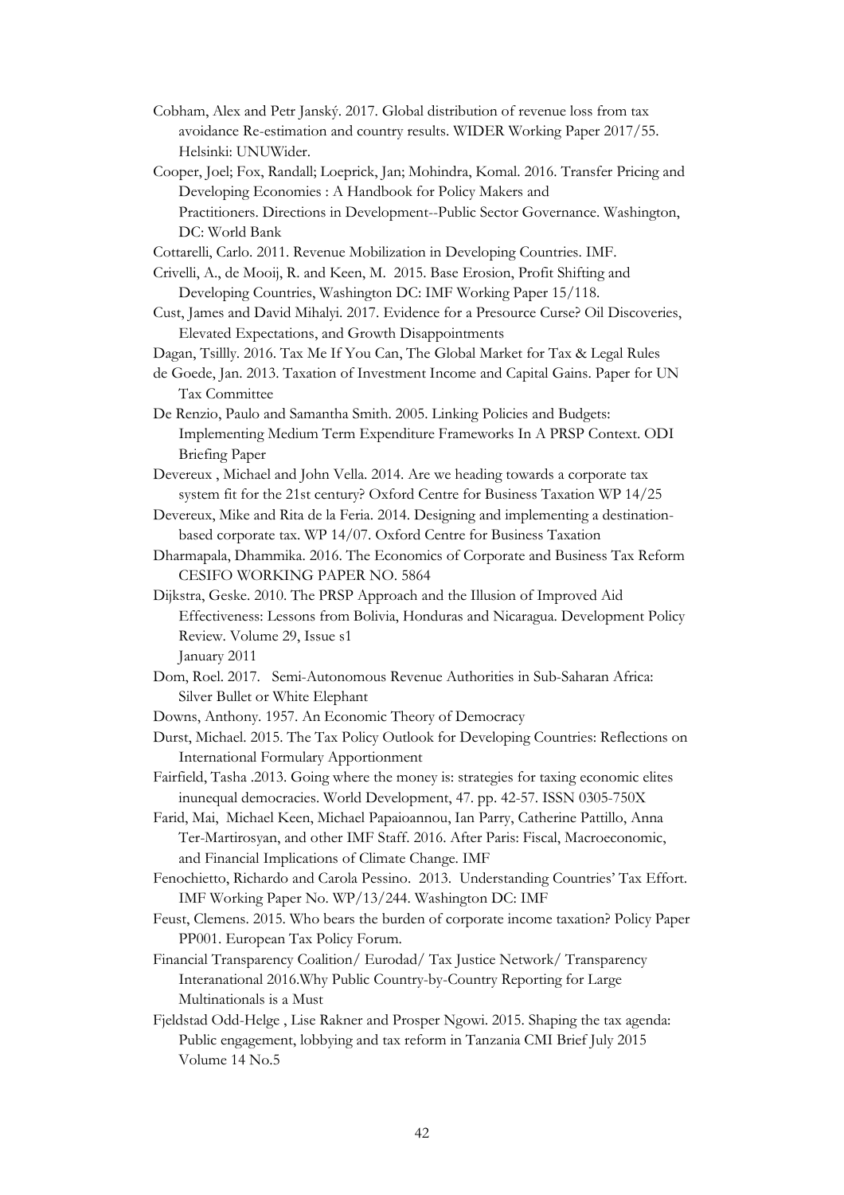Cobham, Alex and Petr Janský. 2017. Global distribution of revenue loss from tax avoidance Re-estimation and country results. WIDER Working Paper 2017/55. Helsinki: UNUWider.

Cooper, Joel; Fox, Randall; Loeprick, Jan; Mohindra, Komal. 2016. Transfer Pricing and Developing Economies : A Handbook for Policy Makers and Practitioners. Directions in Development--Public Sector Governance. Washington, DC: World Bank

Cottarelli, Carlo. 2011. Revenue Mobilization in Developing Countries. IMF.

Crivelli, A., de Mooij, R. and Keen, M. 2015. Base Erosion, Profit Shifting and Developing Countries, Washington DC: IMF Working Paper 15/118.

Cust, James and David Mihalyi. 2017. Evidence for a Presource Curse? Oil Discoveries, Elevated Expectations, and Growth Disappointments

Dagan, Tsillly. 2016. Tax Me If You Can, The Global Market for Tax & Legal Rules

de Goede, Jan. 2013. Taxation of Investment Income and Capital Gains. Paper for UN Tax Committee

De Renzio, Paulo and Samantha Smith. 2005. Linking Policies and Budgets: Implementing Medium Term Expenditure Frameworks In A PRSP Context. ODI Briefing Paper

Devereux , Michael and John Vella. 2014. Are we heading towards a corporate tax system fit for the 21st century? Oxford Centre for Business Taxation WP 14/25

Devereux, Mike and Rita de la Feria. 2014. Designing and implementing a destination-based corporate tax. WP 14/07. Oxford Centre for Business Taxation

Dharmapala, Dhammika. 2016. The Economics of Corporate and Business Tax Reform CESIFO WORKING PAPER NO. 5864

Dijkstra, Geske. 2010. The PRSP Approach and the Illusion of Improved Aid Effectiveness: Lessons from Bolivia, Honduras and Nicaragua. Development Policy Review. Volume 29, Issue s1 January 2011

Dom, Roel. 2017. Semi-Autonomous Revenue Authorities in Sub-Saharan Africa: Silver Bullet or White Elephant

Downs, Anthony. 1957. An Economic Theory of Democracy

Durst, Michael. 2015. The Tax Policy Outlook for Developing Countries: Reflections on International Formulary Apportionment

Fairfield, Tasha .2013. Going where the money is: strategies for taxing economic elites inunequal democracies. World Development, 47. pp. 42-57. ISSN 0305-750X

Farid, Mai, Michael Keen, Michael Papaioannou, Ian Parry, Catherine Pattillo, Anna Ter-Martirosyan, and other IMF Staff. 2016. After Paris: Fiscal, Macroeconomic, and Financial Implications of Climate Change. IMF

Fenochietto, Richardo and Carola Pessino. 2013. Understanding Countries' Tax Effort. IMF Working Paper No. WP/13/244. Washington DC: IMF

Feust, Clemens. 2015. Who bears the burden of corporate income taxation? Policy Paper PP001. European Tax Policy Forum.

Financial Transparency Coalition/ Eurodad/ Tax Justice Network/ Transparency Interanational 2016.Why Public Country-by-Country Reporting for Large Multinationals is a Must

Fjeldstad Odd-Helge , Lise Rakner and Prosper Ngowi. 2015. Shaping the tax agenda: Public engagement, lobbying and tax reform in Tanzania CMI Brief July 2015 Volume 14 No.5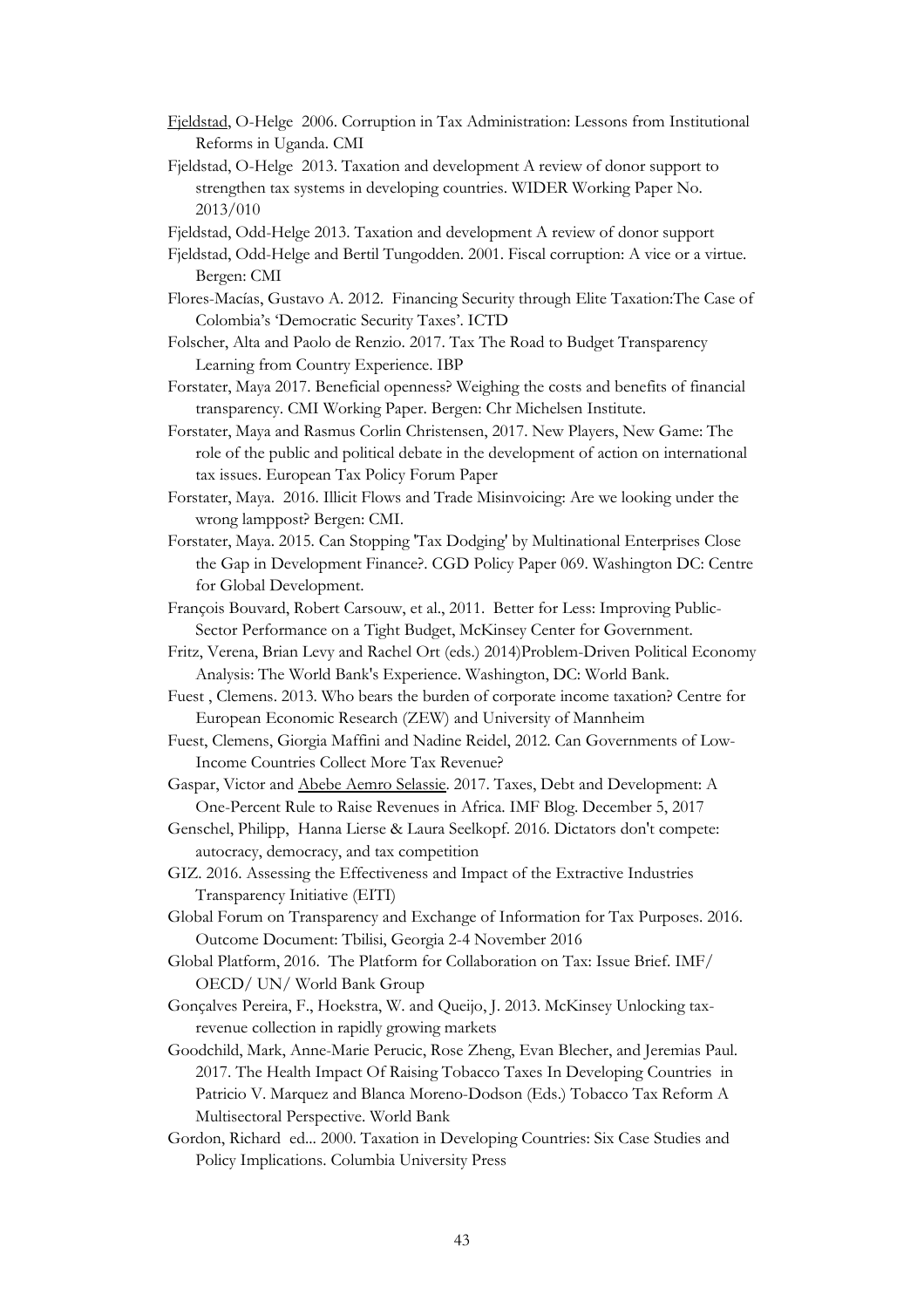Fjeldstad, O-Helge 2006. Corruption in Tax Administration: Lessons from Institutional Reforms in Uganda. CMI

Fjeldstad, O-Helge 2013. Taxation and development A review of donor support to strengthen tax systems in developing countries. WIDER Working Paper No. 2013/010

Fjeldstad, Odd-Helge 2013. Taxation and development A review of donor support

Fjeldstad, Odd-Helge and Bertil Tungodden. 2001. Fiscal corruption: A vice or a virtue. Bergen: CMI

Flores-Macías, Gustavo A. 2012. Financing Security through Elite Taxation:The Case of Colombia's 'Democratic Security Taxes'. ICTD

Folscher, Alta and Paolo de Renzio. 2017. Tax The Road to Budget Transparency Learning from Country Experience. IBP

Forstater, Maya 2017. Beneficial openness? Weighing the costs and benefits of financial transparency. CMI Working Paper. Bergen: Chr Michelsen Institute.

Forstater, Maya and Rasmus Corlin Christensen, 2017. New Players, New Game: The role of the public and political debate in the development of action on international tax issues. European Tax Policy Forum Paper

Forstater, Maya. 2016. Illicit Flows and Trade Misinvoicing: Are we looking under the wrong lamppost? Bergen: CMI.

Forstater, Maya. 2015. Can Stopping 'Tax Dodging' by Multinational Enterprises Close the Gap in Development Finance?. CGD Policy Paper 069. Washington DC: Centre for Global Development.

François Bouvard, Robert Carsouw, et al., 2011. Better for Less: Improving Public-Sector Performance on a Tight Budget, McKinsey Center for Government.

Fritz, Verena, Brian Levy and Rachel Ort (eds.) 2014)Problem-Driven Political Economy Analysis: The World Bank's Experience. Washington, DC: World Bank.

Fuest , Clemens. 2013. Who bears the burden of corporate income taxation? Centre for European Economic Research (ZEW) and University of Mannheim

Fuest, Clemens, Giorgia Maffini and Nadine Reidel, 2012. Can Governments of Low-Income Countries Collect More Tax Revenue?

Gaspar, Victor and Abebe Aemro Selassie. 2017. Taxes, Debt and Development: A One-Percent Rule to Raise Revenues in Africa. IMF Blog. December 5, 2017

Genschel, Philipp, Hanna Lierse & Laura Seelkopf. 2016. Dictators don't compete: autocracy, democracy, and tax competition

GIZ. 2016. Assessing the Effectiveness and Impact of the Extractive Industries Transparency Initiative (EITI)

Global Forum on Transparency and Exchange of Information for Tax Purposes. 2016. Outcome Document: Tbilisi, Georgia 2-4 November 2016

Global Platform, 2016. The Platform for Collaboration on Tax: Issue Brief. IMF/ OECD/ UN/ World Bank Group

Gonçalves Pereira, F., Hoekstra, W. and Queijo, J. 2013. McKinsey Unlocking tax-revenue collection in rapidly growing markets

Goodchild, Mark, Anne-Marie Perucic, Rose Zheng, Evan Blecher, and Jeremias Paul. 2017. The Health Impact Of Raising Tobacco Taxes In Developing Countries in Patricio V. Marquez and Blanca Moreno-Dodson (Eds.) Tobacco Tax Reform A Multisectoral Perspective. World Bank

Gordon, Richard ed... 2000. Taxation in Developing Countries: Six Case Studies and Policy Implications. Columbia University Press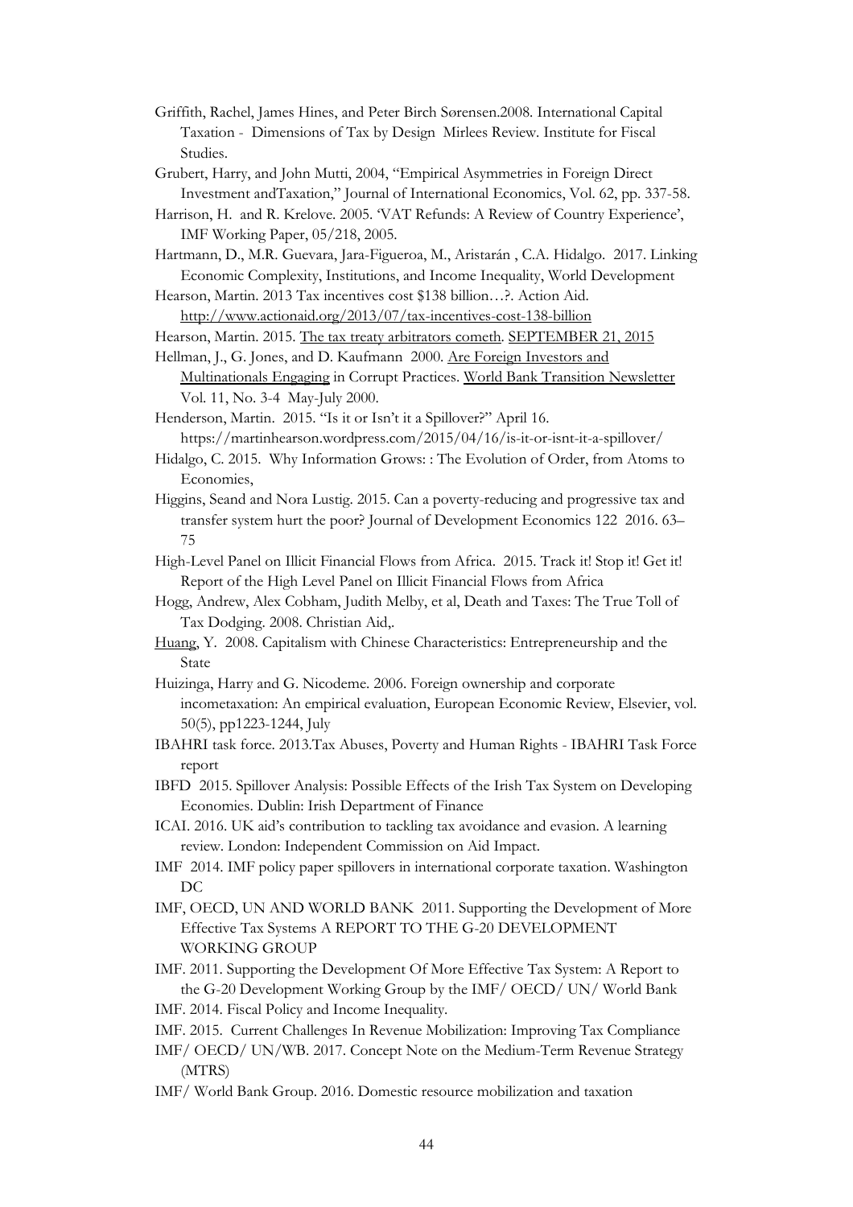Griffith, Rachel, James Hines, and Peter Birch Sørensen.2008. International Capital Taxation - Dimensions of Tax by Design Mirlees Review. Institute for Fiscal Studies.

Grubert, Harry, and John Mutti, 2004, "Empirical Asymmetries in Foreign Direct Investment andTaxation," Journal of International Economics, Vol. 62, pp. 337-58.

Harrison, H. and R. Krelove. 2005. 'VAT Refunds: A Review of Country Experience', IMF Working Paper, 05/218, 2005.

Hartmann, D., M.R. Guevara, Jara-Figueroa, M., Aristarán , C.A. Hidalgo. 2017. Linking Economic Complexity, Institutions, and Income Inequality, World Development

Hearson, Martin. 2013 Tax incentives cost $138 billion…?. Action Aid. http://www.actionaid.org/2013/07/tax-incentives-cost-138-billion

Hearson, Martin. 2015. The tax treaty arbitrators cometh. SEPTEMBER 21, 2015

Hellman, J., G. Jones, and D. Kaufmann 2000. Are Foreign Investors and Multinationals Engaging in Corrupt Practices. World Bank Transition Newsletter Vol. 11, No. 3-4 May-July 2000.

Henderson, Martin. 2015. "Is it or Isn't it a Spillover?" April 16. https://martinhearson.wordpress.com/2015/04/16/is-it-or-isnt-it-a-spillover/

Hidalgo, C. 2015. Why Information Grows: : The Evolution of Order, from Atoms to Economies,

Higgins, Seand and Nora Lustig. 2015. Can a poverty-reducing and progressive tax and transfer system hurt the poor? Journal of Development Economics 122 2016. 63–75

High-Level Panel on Illicit Financial Flows from Africa. 2015. Track it! Stop it! Get it! Report of the High Level Panel on Illicit Financial Flows from Africa

Hogg, Andrew, Alex Cobham, Judith Melby, et al, Death and Taxes: The True Toll of Tax Dodging. 2008. Christian Aid,.

Huang, Y. 2008. Capitalism with Chinese Characteristics: Entrepreneurship and the State

Huizinga, Harry and G. Nicodeme. 2006. Foreign ownership and corporate incometaxation: An empirical evaluation, European Economic Review, Elsevier, vol. 50(5), pp1223-1244, July

IBAHRI task force. 2013.Tax Abuses, Poverty and Human Rights - IBAHRI Task Force report

IBFD 2015. Spillover Analysis: Possible Effects of the Irish Tax System on Developing Economies. Dublin: Irish Department of Finance

ICAI. 2016. UK aid's contribution to tackling tax avoidance and evasion. A learning review. London: Independent Commission on Aid Impact.

IMF 2014. IMF policy paper spillovers in international corporate taxation. Washington DC

IMF, OECD, UN AND WORLD BANK 2011. Supporting the Development of More Effective Tax Systems A REPORT TO THE G-20 DEVELOPMENT WORKING GROUP

IMF. 2011. Supporting the Development Of More Effective Tax System: A Report to the G-20 Development Working Group by the IMF/ OECD/ UN/ World Bank

IMF. 2014. Fiscal Policy and Income Inequality.

IMF. 2015. Current Challenges In Revenue Mobilization: Improving Tax Compliance

IMF/ OECD/ UN/WB. 2017. Concept Note on the Medium-Term Revenue Strategy (MTRS)

IMF/ World Bank Group. 2016. Domestic resource mobilization and taxation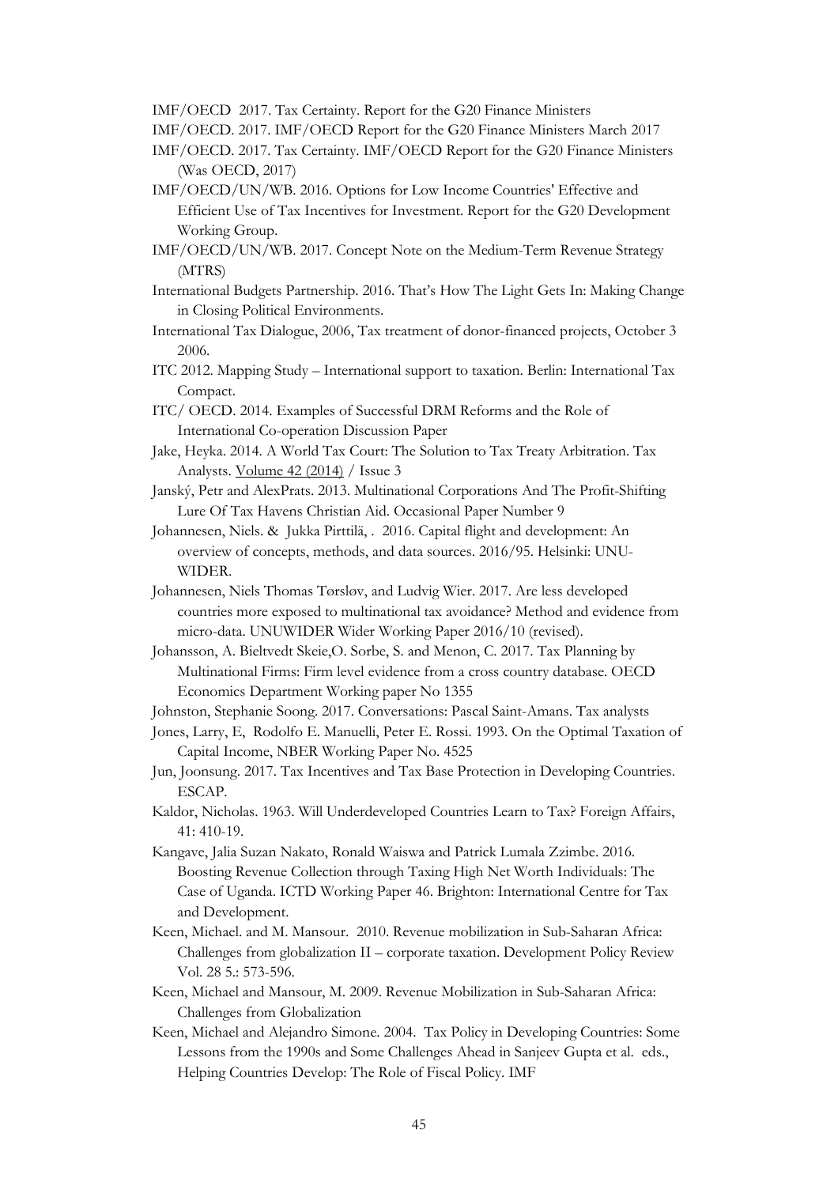IMF/OECD 2017. Tax Certainty. Report for the G20 Finance Ministers

IMF/OECD. 2017. IMF/OECD Report for the G20 Finance Ministers March 2017

IMF/OECD. 2017. Tax Certainty. IMF/OECD Report for the G20 Finance Ministers (Was OECD, 2017)

IMF/OECD/UN/WB. 2016. Options for Low Income Countries' Effective and Efficient Use of Tax Incentives for Investment. Report for the G20 Development Working Group.

IMF/OECD/UN/WB. 2017. Concept Note on the Medium-Term Revenue Strategy (MTRS)

International Budgets Partnership. 2016. That's How The Light Gets In: Making Change in Closing Political Environments.

International Tax Dialogue, 2006, Tax treatment of donor-financed projects, October 3 2006.

ITC 2012. Mapping Study – International support to taxation. Berlin: International Tax Compact.

ITC/ OECD. 2014. Examples of Successful DRM Reforms and the Role of International Co-operation Discussion Paper

Jake, Heyka. 2014. A World Tax Court: The Solution to Tax Treaty Arbitration. Tax Analysts. Volume 42 (2014) / Issue 3

Janský, Petr and AlexPrats. 2013. Multinational Corporations And The Profit-Shifting Lure Of Tax Havens Christian Aid. Occasional Paper Number 9

Johannesen, Niels. & Jukka Pirttilä, . 2016. Capital flight and development: An overview of concepts, methods, and data sources. 2016/95. Helsinki: UNU-WIDER.

Johannesen, Niels Thomas Tørsløv, and Ludvig Wier. 2017. Are less developed countries more exposed to multinational tax avoidance? Method and evidence from micro-data. UNUWIDER Wider Working Paper 2016/10 (revised).

Johansson, A. Bieltvedt Skeie,O. Sorbe, S. and Menon, C. 2017. Tax Planning by Multinational Firms: Firm level evidence from a cross country database. OECD Economics Department Working paper No 1355

Johnston, Stephanie Soong. 2017. Conversations: Pascal Saint-Amans. Tax analysts

Jones, Larry, E, Rodolfo E. Manuelli, Peter E. Rossi. 1993. On the Optimal Taxation of Capital Income, NBER Working Paper No. 4525

Jun, Joonsung. 2017. Tax Incentives and Tax Base Protection in Developing Countries. ESCAP.

Kaldor, Nicholas. 1963. Will Underdeveloped Countries Learn to Tax? Foreign Affairs, 41: 410-19.

Kangave, Jalia Suzan Nakato, Ronald Waiswa and Patrick Lumala Zzimbe. 2016. Boosting Revenue Collection through Taxing High Net Worth Individuals: The Case of Uganda. ICTD Working Paper 46. Brighton: International Centre for Tax and Development.

Keen, Michael. and M. Mansour. 2010. Revenue mobilization in Sub-Saharan Africa: Challenges from globalization II – corporate taxation. Development Policy Review Vol. 28 5.: 573-596.

Keen, Michael and Mansour, M. 2009. Revenue Mobilization in Sub-Saharan Africa: Challenges from Globalization

Keen, Michael and Alejandro Simone. 2004. Tax Policy in Developing Countries: Some Lessons from the 1990s and Some Challenges Ahead in Sanjeev Gupta et al. eds., Helping Countries Develop: The Role of Fiscal Policy. IMF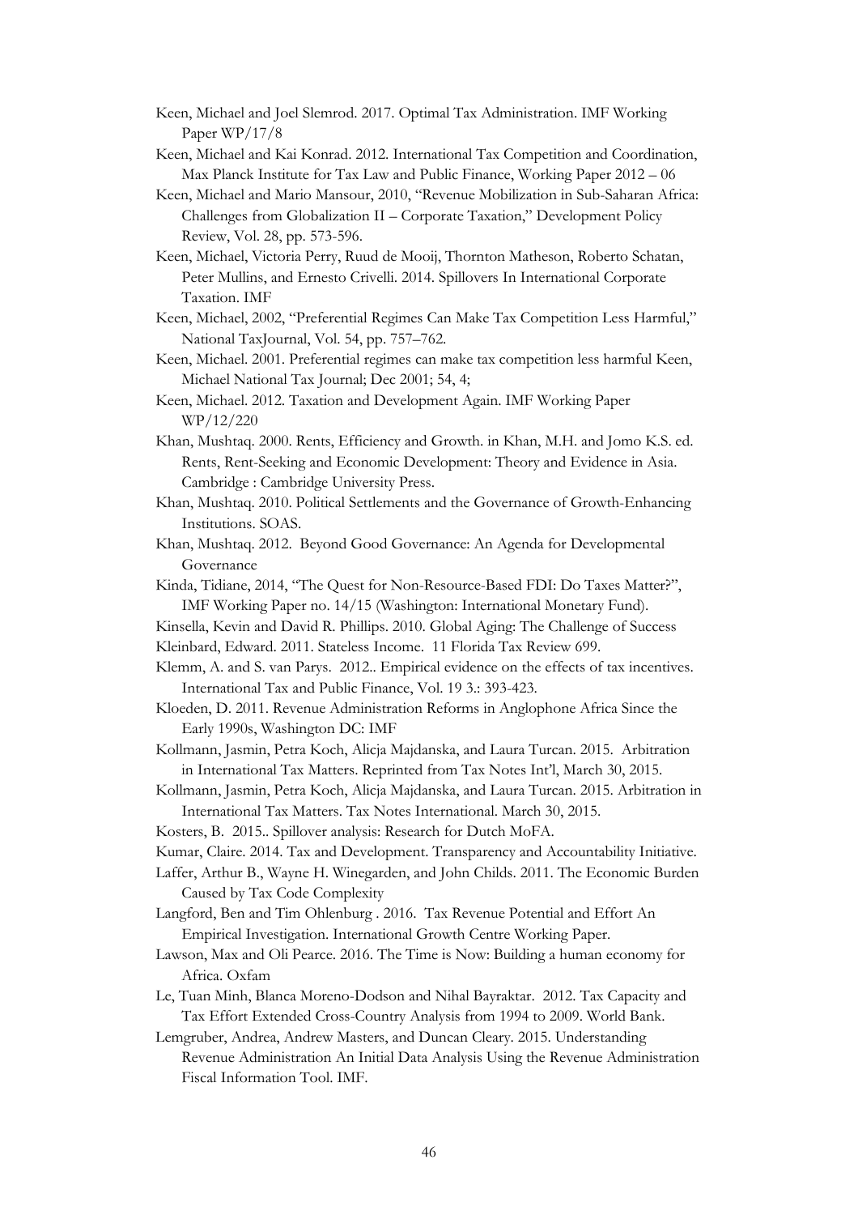Keen, Michael and Joel Slemrod. 2017. Optimal Tax Administration. IMF Working Paper WP/17/8

Keen, Michael and Kai Konrad. 2012. International Tax Competition and Coordination, Max Planck Institute for Tax Law and Public Finance, Working Paper 2012 – 06

Keen, Michael and Mario Mansour, 2010, "Revenue Mobilization in Sub-Saharan Africa: Challenges from Globalization II – Corporate Taxation," Development Policy Review, Vol. 28, pp. 573-596.

Keen, Michael, Victoria Perry, Ruud de Mooij, Thornton Matheson, Roberto Schatan, Peter Mullins, and Ernesto Crivelli. 2014. Spillovers In International Corporate Taxation. IMF

Keen, Michael, 2002, "Preferential Regimes Can Make Tax Competition Less Harmful," National TaxJournal, Vol. 54, pp. 757–762.

Keen, Michael. 2001. Preferential regimes can make tax competition less harmful Keen, Michael National Tax Journal; Dec 2001; 54, 4;

Keen, Michael. 2012. Taxation and Development Again. IMF Working Paper WP/12/220

Khan, Mushtaq. 2000. Rents, Efficiency and Growth. in Khan, M.H. and Jomo K.S. ed. Rents, Rent-Seeking and Economic Development: Theory and Evidence in Asia. Cambridge : Cambridge University Press.

Khan, Mushtaq. 2010. Political Settlements and the Governance of Growth-Enhancing Institutions. SOAS.

Khan, Mushtaq. 2012. Beyond Good Governance: An Agenda for Developmental Governance

Kinda, Tidiane, 2014, "The Quest for Non-Resource-Based FDI: Do Taxes Matter?", IMF Working Paper no. 14/15 (Washington: International Monetary Fund).

Kinsella, Kevin and David R. Phillips. 2010. Global Aging: The Challenge of Success

Kleinbard, Edward. 2011. Stateless Income. 11 Florida Tax Review 699.

Klemm, A. and S. van Parys. 2012.. Empirical evidence on the effects of tax incentives. International Tax and Public Finance, Vol. 19 3.: 393-423.

Kloeden, D. 2011. Revenue Administration Reforms in Anglophone Africa Since the Early 1990s, Washington DC: IMF

Kollmann, Jasmin, Petra Koch, Alicja Majdanska, and Laura Turcan. 2015. Arbitration in International Tax Matters. Reprinted from Tax Notes Int'l, March 30, 2015.

Kollmann, Jasmin, Petra Koch, Alicja Majdanska, and Laura Turcan. 2015. Arbitration in International Tax Matters. Tax Notes International. March 30, 2015.

Kosters, B. 2015.. Spillover analysis: Research for Dutch MoFA.

Kumar, Claire. 2014. Tax and Development. Transparency and Accountability Initiative.

Laffer, Arthur B., Wayne H. Winegarden, and John Childs. 2011. The Economic Burden Caused by Tax Code Complexity

Langford, Ben and Tim Ohlenburg . 2016. Tax Revenue Potential and Effort An Empirical Investigation. International Growth Centre Working Paper.

Lawson, Max and Oli Pearce. 2016. The Time is Now: Building a human economy for Africa. Oxfam

Le, Tuan Minh, Blanca Moreno-Dodson and Nihal Bayraktar. 2012. Tax Capacity and Tax Effort Extended Cross-Country Analysis from 1994 to 2009. World Bank.

Lemgruber, Andrea, Andrew Masters, and Duncan Cleary. 2015. Understanding Revenue Administration An Initial Data Analysis Using the Revenue Administration Fiscal Information Tool. IMF.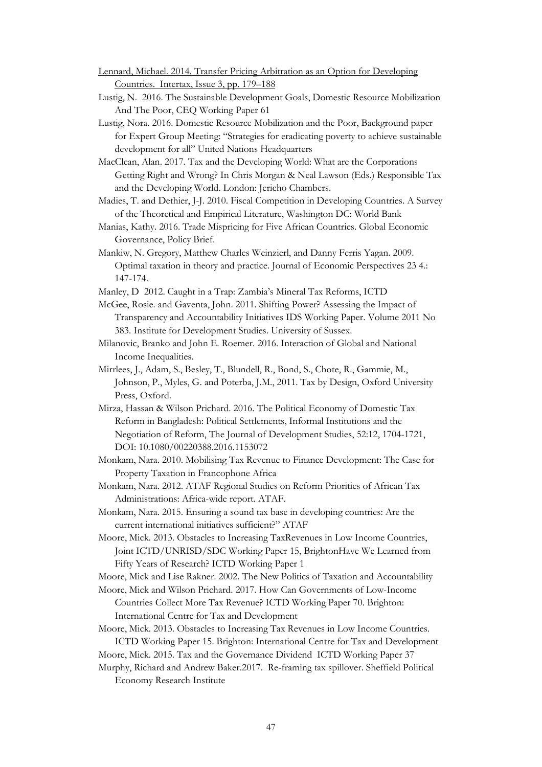Lennard, Michael. 2014. Transfer Pricing Arbitration as an Option for Developing Countries. Intertax, Issue 3, pp. 179–188

Lustig, N. 2016. The Sustainable Development Goals, Domestic Resource Mobilization And The Poor, CEQ Working Paper 61

Lustig, Nora. 2016. Domestic Resource Mobilization and the Poor, Background paper for Expert Group Meeting: "Strategies for eradicating poverty to achieve sustainable development for all" United Nations Headquarters

MacClean, Alan. 2017. Tax and the Developing World: What are the Corporations Getting Right and Wrong? In Chris Morgan & Neal Lawson (Eds.) Responsible Tax and the Developing World. London: Jericho Chambers.

Madies, T. and Dethier, J-J. 2010. Fiscal Competition in Developing Countries. A Survey of the Theoretical and Empirical Literature, Washington DC: World Bank

Manias, Kathy. 2016. Trade Mispricing for Five African Countries. Global Economic Governance, Policy Brief.

Mankiw, N. Gregory, Matthew Charles Weinzierl, and Danny Ferris Yagan. 2009. Optimal taxation in theory and practice. Journal of Economic Perspectives 23 4.: 147-174.

Manley, D 2012. Caught in a Trap: Zambia's Mineral Tax Reforms, ICTD

McGee, Rosie. and Gaventa, John. 2011. Shifting Power? Assessing the Impact of Transparency and Accountability Initiatives IDS Working Paper. Volume 2011 No 383. Institute for Development Studies. University of Sussex.

Milanovic, Branko and John E. Roemer. 2016. Interaction of Global and National Income Inequalities.

Mirrlees, J., Adam, S., Besley, T., Blundell, R., Bond, S., Chote, R., Gammie, M., Johnson, P., Myles, G. and Poterba, J.M., 2011. Tax by Design, Oxford University Press, Oxford.

Mirza, Hassan & Wilson Prichard. 2016. The Political Economy of Domestic Tax Reform in Bangladesh: Political Settlements, Informal Institutions and the Negotiation of Reform, The Journal of Development Studies, 52:12, 1704-1721, DOI: 10.1080/00220388.2016.1153072

Monkam, Nara. 2010. Mobilising Tax Revenue to Finance Development: The Case for Property Taxation in Francophone Africa

Monkam, Nara. 2012. ATAF Regional Studies on Reform Priorities of African Tax Administrations: Africa-wide report. ATAF.

Monkam, Nara. 2015. Ensuring a sound tax base in developing countries: Are the current international initiatives sufficient?" ATAF

Moore, Mick. 2013. Obstacles to Increasing TaxRevenues in Low Income Countries, Joint ICTD/UNRISD/SDC Working Paper 15, BrightonHave We Learned from Fifty Years of Research? ICTD Working Paper 1

Moore, Mick and Lise Rakner. 2002. The New Politics of Taxation and Accountability

Moore, Mick and Wilson Prichard. 2017. How Can Governments of Low-Income Countries Collect More Tax Revenue? ICTD Working Paper 70. Brighton: International Centre for Tax and Development

Moore, Mick. 2013. Obstacles to Increasing Tax Revenues in Low Income Countries. ICTD Working Paper 15. Brighton: International Centre for Tax and Development

Moore, Mick. 2015. Tax and the Governance Dividend ICTD Working Paper 37

Murphy, Richard and Andrew Baker.2017. Re-framing tax spillover. Sheffield Political Economy Research Institute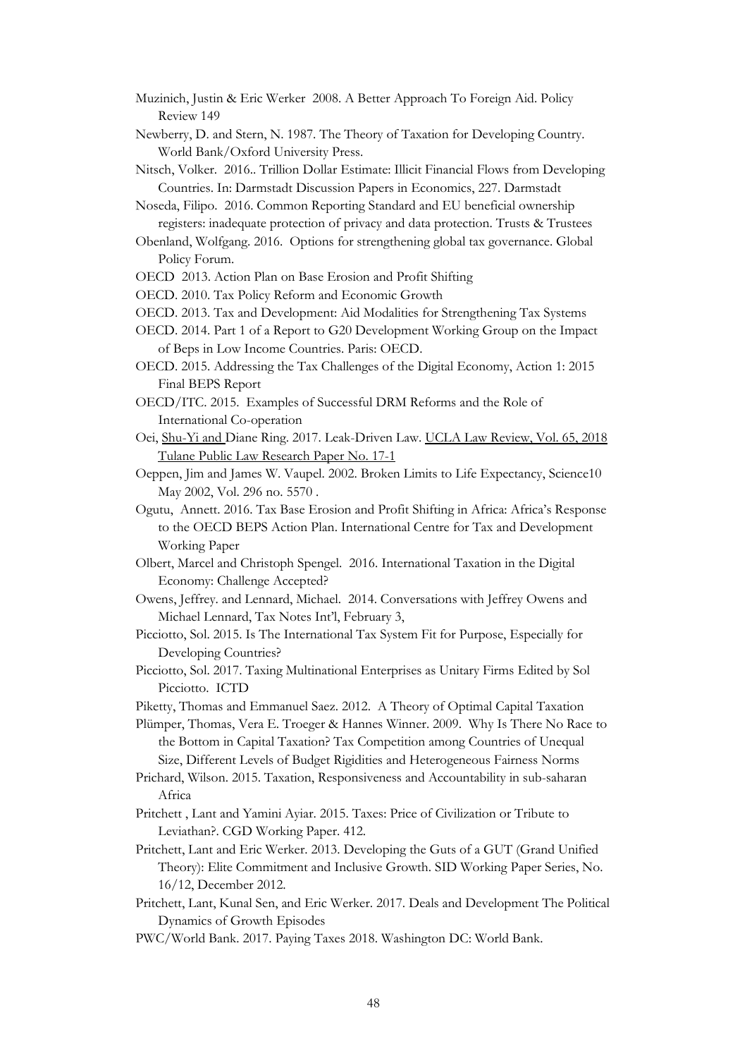Muzinich, Justin & Eric Werker 2008. A Better Approach To Foreign Aid. Policy Review 149

Newberry, D. and Stern, N. 1987. The Theory of Taxation for Developing Country. World Bank/Oxford University Press.

Nitsch, Volker. 2016.. Trillion Dollar Estimate: Illicit Financial Flows from Developing Countries. In: Darmstadt Discussion Papers in Economics, 227. Darmstadt

Noseda, Filipo. 2016. Common Reporting Standard and EU beneficial ownership registers: inadequate protection of privacy and data protection. Trusts & Trustees

Obenland, Wolfgang. 2016. Options for strengthening global tax governance. Global Policy Forum.

OECD 2013. Action Plan on Base Erosion and Profit Shifting

OECD. 2010. Tax Policy Reform and Economic Growth

OECD. 2013. Tax and Development: Aid Modalities for Strengthening Tax Systems

OECD. 2014. Part 1 of a Report to G20 Development Working Group on the Impact of Beps in Low Income Countries. Paris: OECD.

OECD. 2015. Addressing the Tax Challenges of the Digital Economy, Action 1: 2015 Final BEPS Report

OECD/ITC. 2015. Examples of Successful DRM Reforms and the Role of International Co-operation

Oei, Shu-Yi and Diane Ring. 2017. Leak-Driven Law. UCLA Law Review, Vol. 65, 2018 Tulane Public Law Research Paper No. 17-1

Oeppen, Jim and James W. Vaupel. 2002. Broken Limits to Life Expectancy, Science10 May 2002, Vol. 296 no. 5570 .

Ogutu, Annett. 2016. Tax Base Erosion and Profit Shifting in Africa: Africa's Response to the OECD BEPS Action Plan. International Centre for Tax and Development Working Paper

Olbert, Marcel and Christoph Spengel. 2016. International Taxation in the Digital Economy: Challenge Accepted?

Owens, Jeffrey. and Lennard, Michael. 2014. Conversations with Jeffrey Owens and Michael Lennard, Tax Notes Int'l, February 3,

Picciotto, Sol. 2015. Is The International Tax System Fit for Purpose, Especially for Developing Countries?

Picciotto, Sol. 2017. Taxing Multinational Enterprises as Unitary Firms Edited by Sol Picciotto. ICTD

Piketty, Thomas and Emmanuel Saez. 2012. A Theory of Optimal Capital Taxation

Plümper, Thomas, Vera E. Troeger & Hannes Winner. 2009. Why Is There No Race to the Bottom in Capital Taxation? Tax Competition among Countries of Unequal Size, Different Levels of Budget Rigidities and Heterogeneous Fairness Norms

Prichard, Wilson. 2015. Taxation, Responsiveness and Accountability in sub-saharan Africa

Pritchett , Lant and Yamini Ayiar. 2015. Taxes: Price of Civilization or Tribute to Leviathan?. CGD Working Paper. 412.

Pritchett, Lant and Eric Werker. 2013. Developing the Guts of a GUT (Grand Unified Theory): Elite Commitment and Inclusive Growth. SID Working Paper Series, No. 16/12, December 2012.

Pritchett, Lant, Kunal Sen, and Eric Werker. 2017. Deals and Development The Political Dynamics of Growth Episodes

PWC/World Bank. 2017. Paying Taxes 2018. Washington DC: World Bank.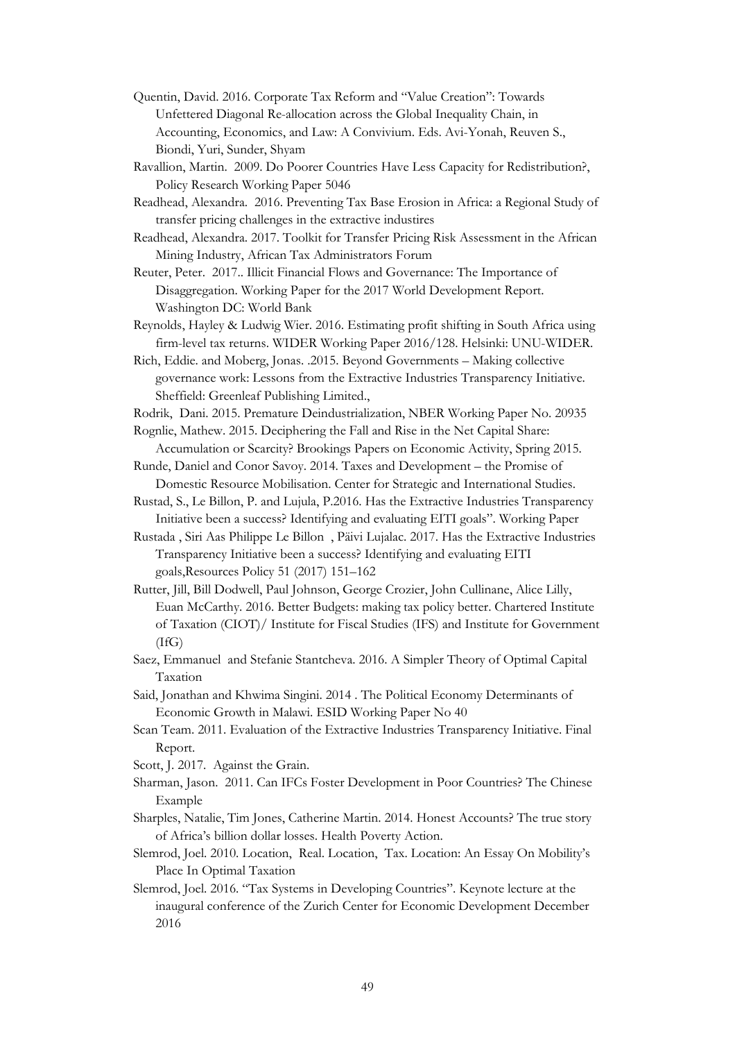Quentin, David. 2016. Corporate Tax Reform and "Value Creation": Towards Unfettered Diagonal Re-allocation across the Global Inequality Chain, in Accounting, Economics, and Law: A Convivium. Eds. Avi-Yonah, Reuven S., Biondi, Yuri, Sunder, Shyam

Ravallion, Martin. 2009. Do Poorer Countries Have Less Capacity for Redistribution?, Policy Research Working Paper 5046

Readhead, Alexandra. 2016. Preventing Tax Base Erosion in Africa: a Regional Study of transfer pricing challenges in the extractive industires

Readhead, Alexandra. 2017. Toolkit for Transfer Pricing Risk Assessment in the African Mining Industry, African Tax Administrators Forum

Reuter, Peter. 2017.. Illicit Financial Flows and Governance: The Importance of Disaggregation. Working Paper for the 2017 World Development Report. Washington DC: World Bank

Reynolds, Hayley & Ludwig Wier. 2016. Estimating profit shifting in South Africa using firm-level tax returns. WIDER Working Paper 2016/128. Helsinki: UNU-WIDER.

Rich, Eddie. and Moberg, Jonas. .2015. Beyond Governments – Making collective governance work: Lessons from the Extractive Industries Transparency Initiative. Sheffield: Greenleaf Publishing Limited.,

Rodrik, Dani. 2015. Premature Deindustrialization, NBER Working Paper No. 20935

Rognlie, Mathew. 2015. Deciphering the Fall and Rise in the Net Capital Share: Accumulation or Scarcity? Brookings Papers on Economic Activity, Spring 2015.

Runde, Daniel and Conor Savoy. 2014. Taxes and Development – the Promise of Domestic Resource Mobilisation. Center for Strategic and International Studies.

Rustad, S., Le Billon, P. and Lujula, P.2016. Has the Extractive Industries Transparency Initiative been a success? Identifying and evaluating EITI goals". Working Paper

Rustada , Siri Aas Philippe Le Billon , Päivi Lujalac. 2017. Has the Extractive Industries Transparency Initiative been a success? Identifying and evaluating EITI goals,Resources Policy 51 (2017) 151–162

Rutter, Jill, Bill Dodwell, Paul Johnson, George Crozier, John Cullinane, Alice Lilly, Euan McCarthy. 2016. Better Budgets: making tax policy better. Chartered Institute of Taxation (CIOT)/ Institute for Fiscal Studies (IFS) and Institute for Government (IfG)

Saez, Emmanuel and Stefanie Stantcheva. 2016. A Simpler Theory of Optimal Capital Taxation

Said, Jonathan and Khwima Singini. 2014 . The Political Economy Determinants of Economic Growth in Malawi. ESID Working Paper No 40

Scan Team. 2011. Evaluation of the Extractive Industries Transparency Initiative. Final Report.

Scott, J. 2017. Against the Grain.

Sharman, Jason. 2011. Can IFCs Foster Development in Poor Countries? The Chinese Example

Sharples, Natalie, Tim Jones, Catherine Martin. 2014. Honest Accounts? The true story of Africa's billion dollar losses. Health Poverty Action.

Slemrod, Joel. 2010. Location, Real. Location, Tax. Location: An Essay On Mobility's Place In Optimal Taxation

Slemrod, Joel. 2016. "Tax Systems in Developing Countries". Keynote lecture at the inaugural conference of the Zurich Center for Economic Development December 2016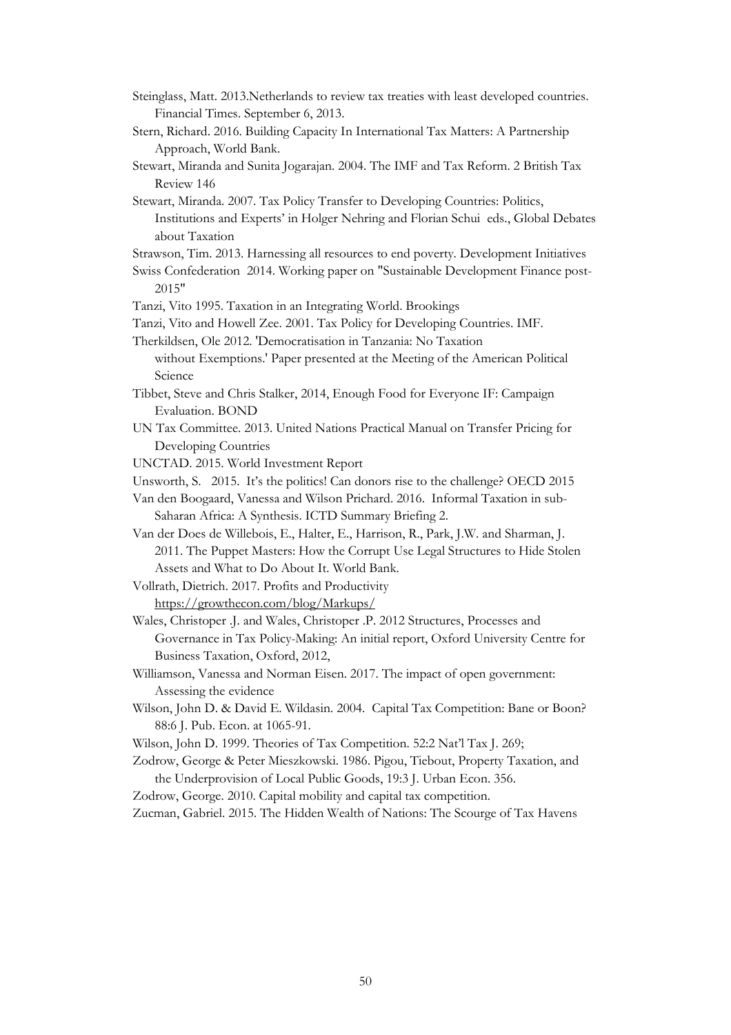Steinglass, Matt. 2013.Netherlands to review tax treaties with least developed countries. Financial Times. September 6, 2013.

Stern, Richard. 2016. Building Capacity In International Tax Matters: A Partnership Approach, World Bank.

Stewart, Miranda and Sunita Jogarajan. 2004. The IMF and Tax Reform. 2 British Tax Review 146

Stewart, Miranda. 2007. Tax Policy Transfer to Developing Countries: Politics, Institutions and Experts' in Holger Nehring and Florian Schui eds., Global Debates about Taxation

Strawson, Tim. 2013. Harnessing all resources to end poverty. Development Initiatives

Swiss Confederation 2014. Working paper on "Sustainable Development Finance post-2015"

Tanzi, Vito 1995. Taxation in an Integrating World. Brookings

Tanzi, Vito and Howell Zee. 2001. Tax Policy for Developing Countries. IMF.

Therkildsen, Ole 2012. 'Democratisation in Tanzania: No Taxation without Exemptions.' Paper presented at the Meeting of the American Political Science

Tibbet, Steve and Chris Stalker, 2014, Enough Food for Everyone IF: Campaign Evaluation. BOND

UN Tax Committee. 2013. United Nations Practical Manual on Transfer Pricing for Developing Countries

UNCTAD. 2015. World Investment Report

Unsworth, S. 2015. It's the politics! Can donors rise to the challenge? OECD 2015

Van den Boogaard, Vanessa and Wilson Prichard. 2016. Informal Taxation in sub-Saharan Africa: A Synthesis. ICTD Summary Briefing 2.

Van der Does de Willebois, E., Halter, E., Harrison, R., Park, J.W. and Sharman, J. 2011. The Puppet Masters: How the Corrupt Use Legal Structures to Hide Stolen Assets and What to Do About It. World Bank.

Vollrath, Dietrich. 2017. Profits and Productivity https://growthecon.com/blog/Markups/

Wales, Christoper .J. and Wales, Christoper .P. 2012 Structures, Processes and Governance in Tax Policy-Making: An initial report, Oxford University Centre for Business Taxation, Oxford, 2012,

Williamson, Vanessa and Norman Eisen. 2017. The impact of open government: Assessing the evidence

Wilson, John D. & David E. Wildasin. 2004. Capital Tax Competition: Bane or Boon? 88:6 J. Pub. Econ. at 1065-91.

Wilson, John D. 1999. Theories of Tax Competition. 52:2 Nat'l Tax J. 269;

Zodrow, George & Peter Mieszkowski. 1986. Pigou, Tiebout, Property Taxation, and the Underprovision of Local Public Goods, 19:3 J. Urban Econ. 356.

Zodrow, George. 2010. Capital mobility and capital tax competition.

Zucman, Gabriel. 2015. The Hidden Wealth of Nations: The Scourge of Tax Havens